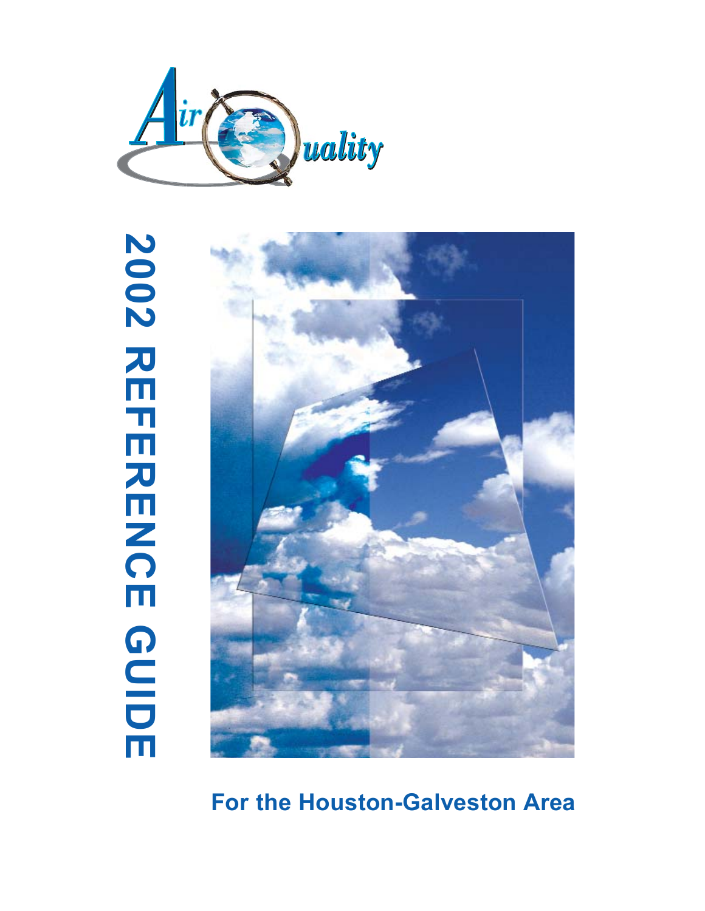Air Quality

# 2002 REFERENCE GUIDE

## For the Houston-Galveston Area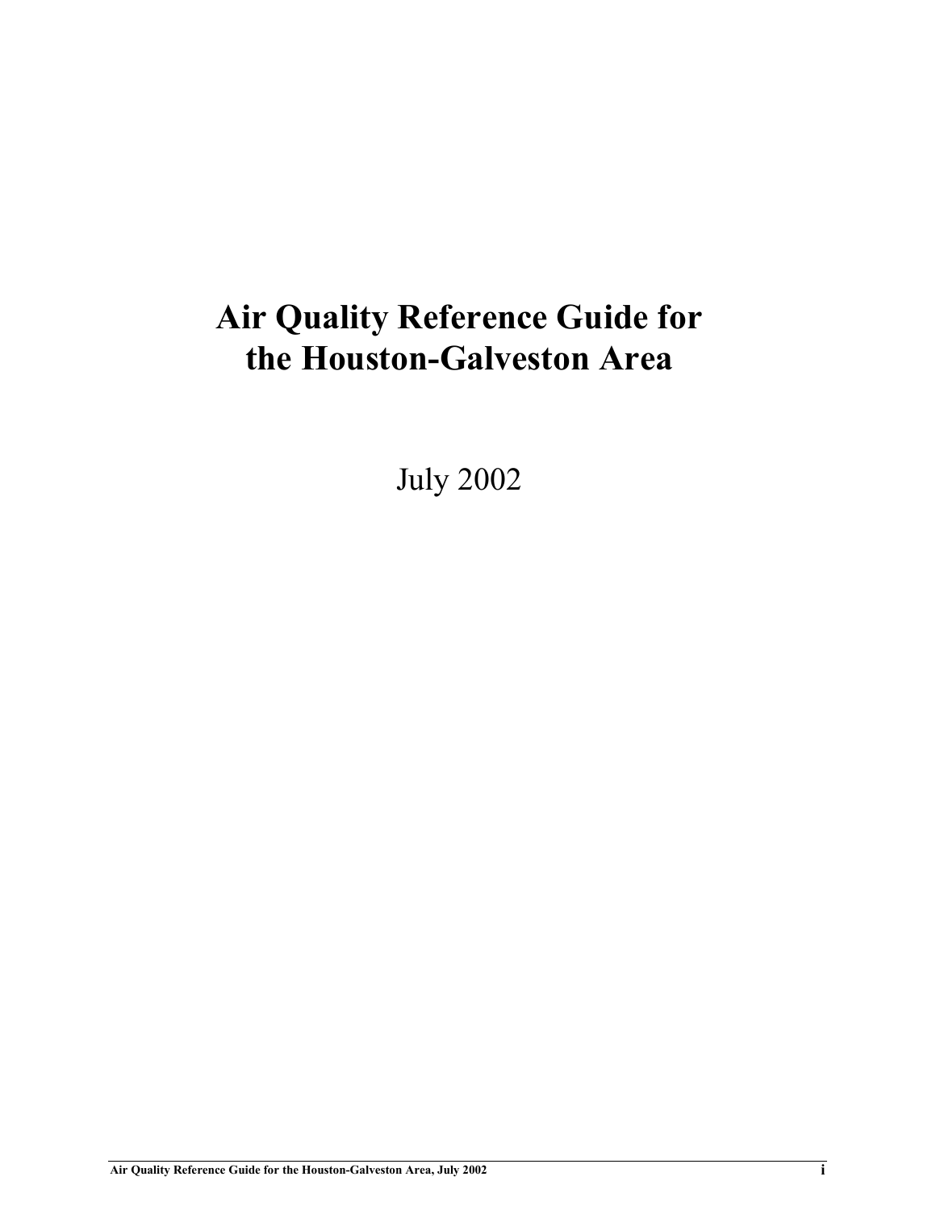# Air Quality Reference Guide for the Houston-Galveston Area

July 2002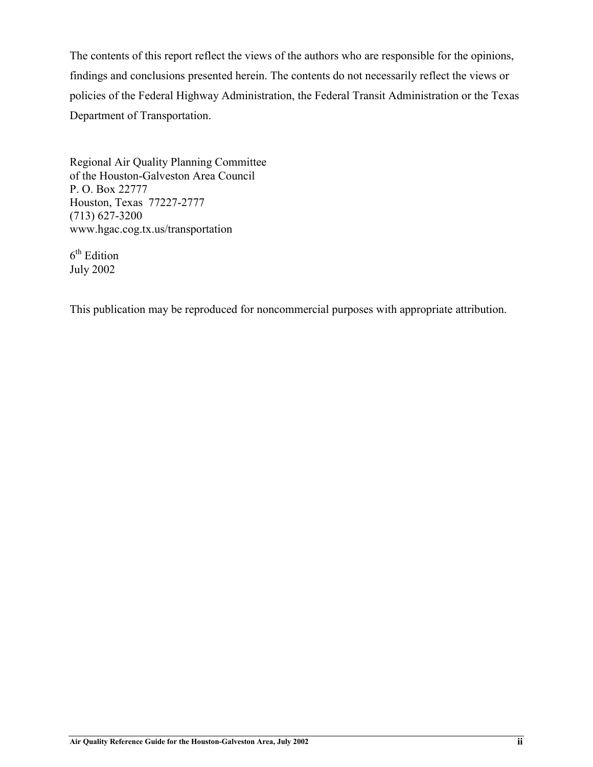The contents of this report reflect the views of the authors who are responsible for the opinions, findings and conclusions presented herein. The contents do not necessarily reflect the views or policies of the Federal Highway Administration, the Federal Transit Administration or the Texas Department of Transportation.

Regional Air Quality Planning Committee  
of the Houston-Galveston Area Council  
P. O. Box 22777  
Houston, Texas  77227-2777  
(713) 627-3200  
www.hgac.cog.tx.us/transportation

6th Edition  
July 2002

This publication may be reproduced for noncommercial purposes with appropriate attribution.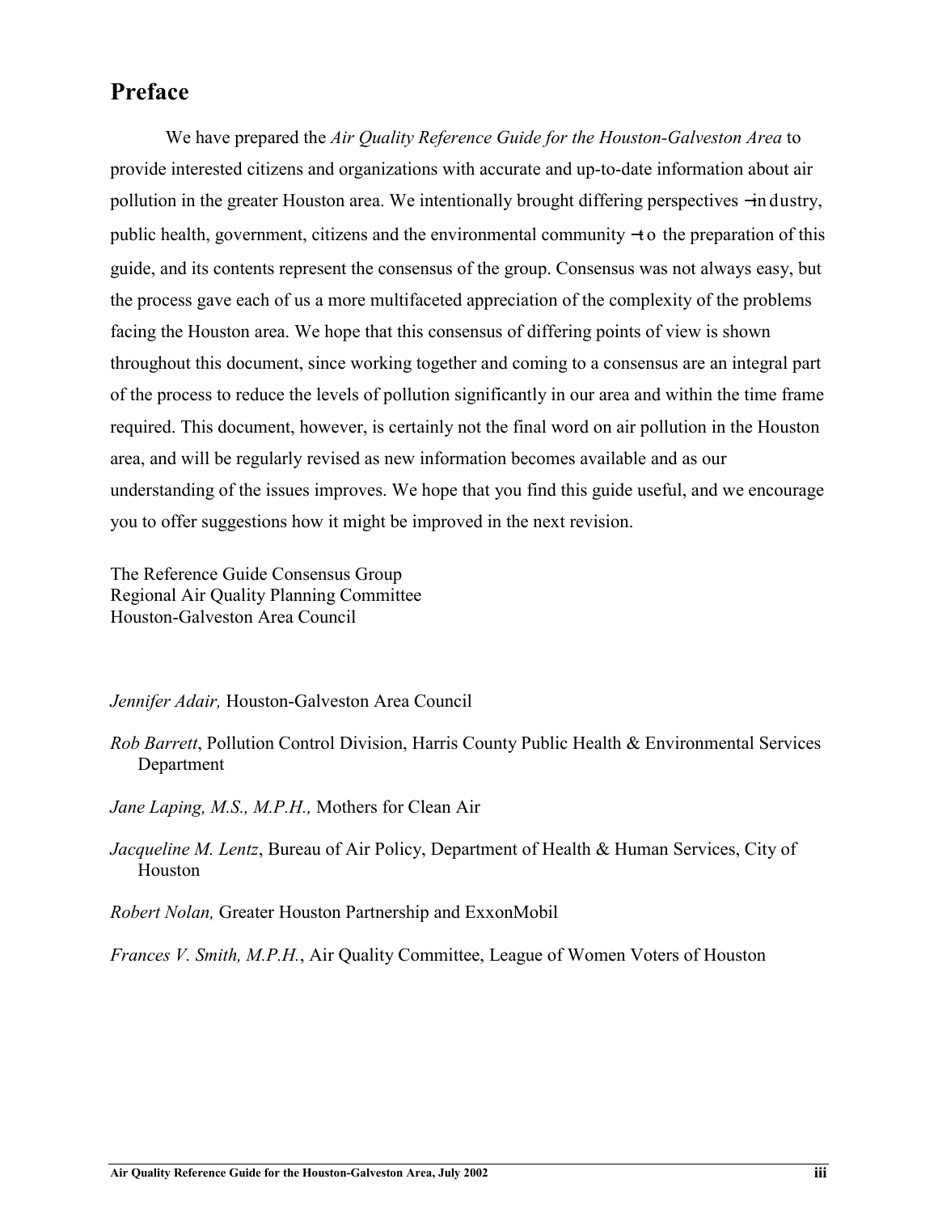## Preface

We have prepared the *Air Quality Reference Guide for the Houston-Galveston Area* to provide interested citizens and organizations with accurate and up-to-date information about air pollution in the greater Houston area. We intentionally brought differing perspectives – industry, public health, government, citizens and the environmental community – to the preparation of this guide, and its contents represent the consensus of the group. Consensus was not always easy, but the process gave each of us a more multifaceted appreciation of the complexity of the problems facing the Houston area. We hope that this consensus of differing points of view is shown throughout this document, since working together and coming to a consensus are an integral part of the process to reduce the levels of pollution significantly in our area and within the time frame required. This document, however, is certainly not the final word on air pollution in the Houston area, and will be regularly revised as new information becomes available and as our understanding of the issues improves. We hope that you find this guide useful, and we encourage you to offer suggestions how it might be improved in the next revision.

The Reference Guide Consensus Group
Regional Air Quality Planning Committee
Houston-Galveston Area Council

*Jennifer Adair,* Houston-Galveston Area Council

*Rob Barrett*, Pollution Control Division, Harris County Public Health & Environmental Services Department

*Jane Laping, M.S., M.P.H.,* Mothers for Clean Air

*Jacqueline M. Lentz*, Bureau of Air Policy, Department of Health & Human Services, City of Houston

*Robert Nolan,* Greater Houston Partnership and ExxonMobil

*Frances V. Smith, M.P.H.*, Air Quality Committee, League of Women Voters of Houston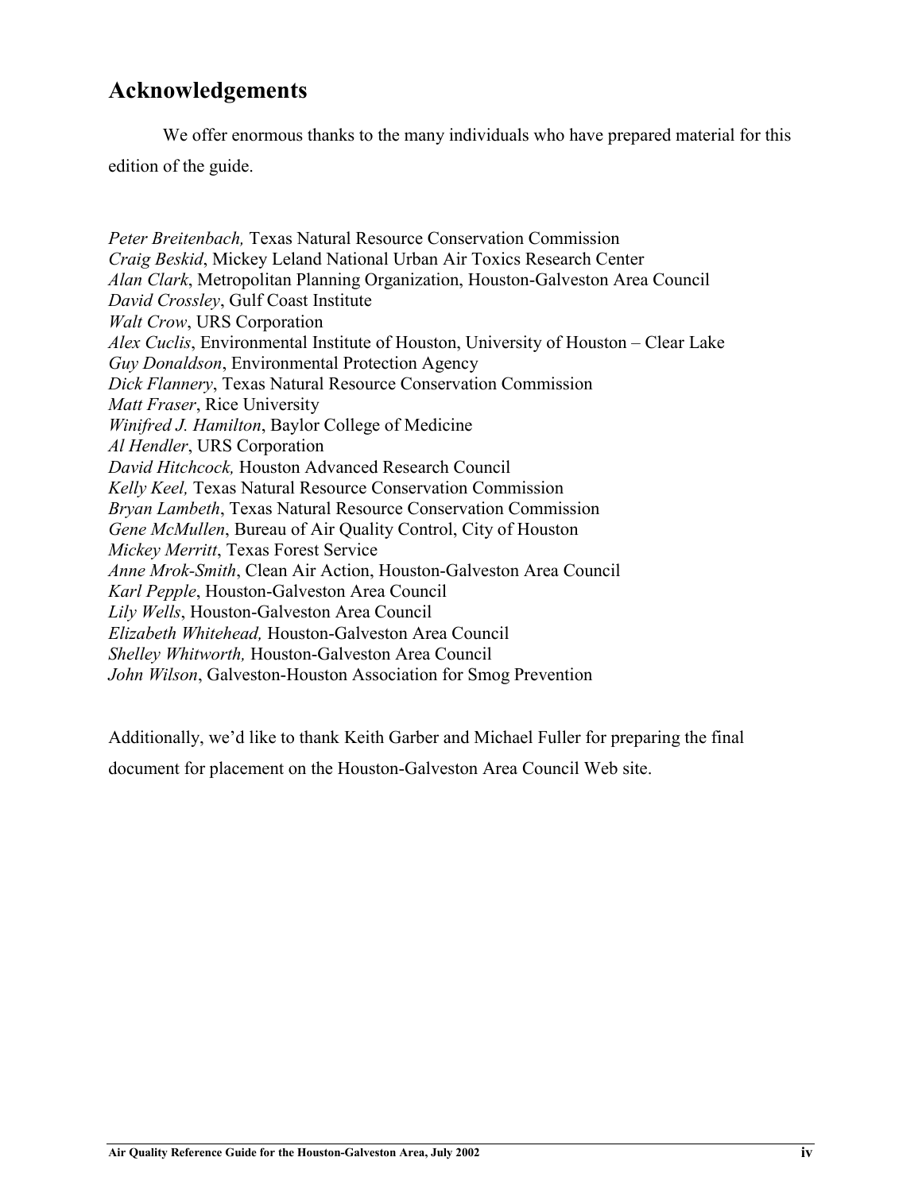## Acknowledgements

We offer enormous thanks to the many individuals who have prepared material for this edition of the guide.

*Peter Breitenbach,* Texas Natural Resource Conservation Commission
*Craig Beskid*, Mickey Leland National Urban Air Toxics Research Center
*Alan Clark*, Metropolitan Planning Organization, Houston-Galveston Area Council
*David Crossley*, Gulf Coast Institute
*Walt Crow*, URS Corporation
*Alex Cuclis*, Environmental Institute of Houston, University of Houston – Clear Lake
*Guy Donaldson*, Environmental Protection Agency
*Dick Flannery*, Texas Natural Resource Conservation Commission
*Matt Fraser*, Rice University
*Winifred J. Hamilton*, Baylor College of Medicine
*Al Hendler*, URS Corporation
*David Hitchcock,* Houston Advanced Research Council
*Kelly Keel,* Texas Natural Resource Conservation Commission
*Bryan Lambeth*, Texas Natural Resource Conservation Commission
*Gene McMullen*, Bureau of Air Quality Control, City of Houston
*Mickey Merritt*, Texas Forest Service
*Anne Mrok-Smith*, Clean Air Action, Houston-Galveston Area Council
*Karl Pepple*, Houston-Galveston Area Council
*Lily Wells*, Houston-Galveston Area Council
*Elizabeth Whitehead,* Houston-Galveston Area Council
*Shelley Whitworth,* Houston-Galveston Area Council
*John Wilson*, Galveston-Houston Association for Smog Prevention

Additionally, we'd like to thank Keith Garber and Michael Fuller for preparing the final document for placement on the Houston-Galveston Area Council Web site.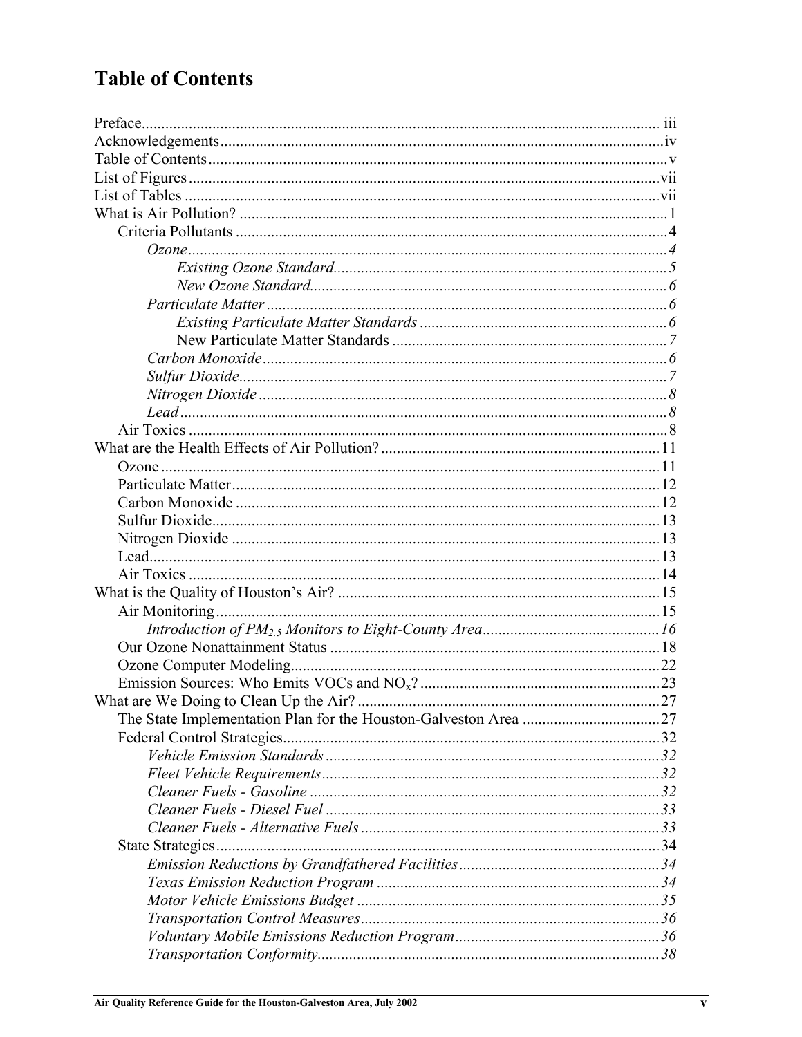# Table of Contents

Preface ........ iii
Acknowledgements ........ iv
Table of Contents ........ v
List of Figures ........ vii
List of Tables ........ vii
What is Air Pollution? ........ 1
  Criteria Pollutants ........ 4
    *Ozone ........ 4*
      *Existing Ozone Standard ........ 5*
      *New Ozone Standard ........ 6*
    *Particulate Matter ........ 6*
      *Existing Particulate Matter Standards ........ 6*
      New Particulate Matter Standards ........ *7*
    *Carbon Monoxide ........ 6*
    *Sulfur Dioxide ........ 7*
    *Nitrogen Dioxide ........ 8*
    *Lead ........ 8*
  Air Toxics ........ 8
What are the Health Effects of Air Pollution? ........ 11
  Ozone ........ 11
  Particulate Matter ........ 12
  Carbon Monoxide ........ 12
  Sulfur Dioxide ........ 13
  Nitrogen Dioxide ........ 13
  Lead ........ 13
  Air Toxics ........ 14
What is the Quality of Houston's Air? ........ 15
  Air Monitoring ........ 15
    *Introduction of $PM_{2.5}$ Monitors to Eight-County Area ........ 16*
  Our Ozone Nonattainment Status ........ 18
  Ozone Computer Modeling ........ 22
  Emission Sources: Who Emits VOCs and $NO_x$? ........ 23
What are We Doing to Clean Up the Air? ........ 27
  The State Implementation Plan for the Houston-Galveston Area ........ 27
  Federal Control Strategies ........ 32
    *Vehicle Emission Standards ........ 32*
    *Fleet Vehicle Requirements ........ 32*
    *Cleaner Fuels - Gasoline ........ 32*
    *Cleaner Fuels - Diesel Fuel ........ 33*
    *Cleaner Fuels - Alternative Fuels ........ 33*
  State Strategies ........ 34
    *Emission Reductions by Grandfathered Facilities ........ 34*
    *Texas Emission Reduction Program ........ 34*
    *Motor Vehicle Emissions Budget ........ 35*
    *Transportation Control Measures ........ 36*
    *Voluntary Mobile Emissions Reduction Program ........ 36*
    *Transportation Conformity ........ 38*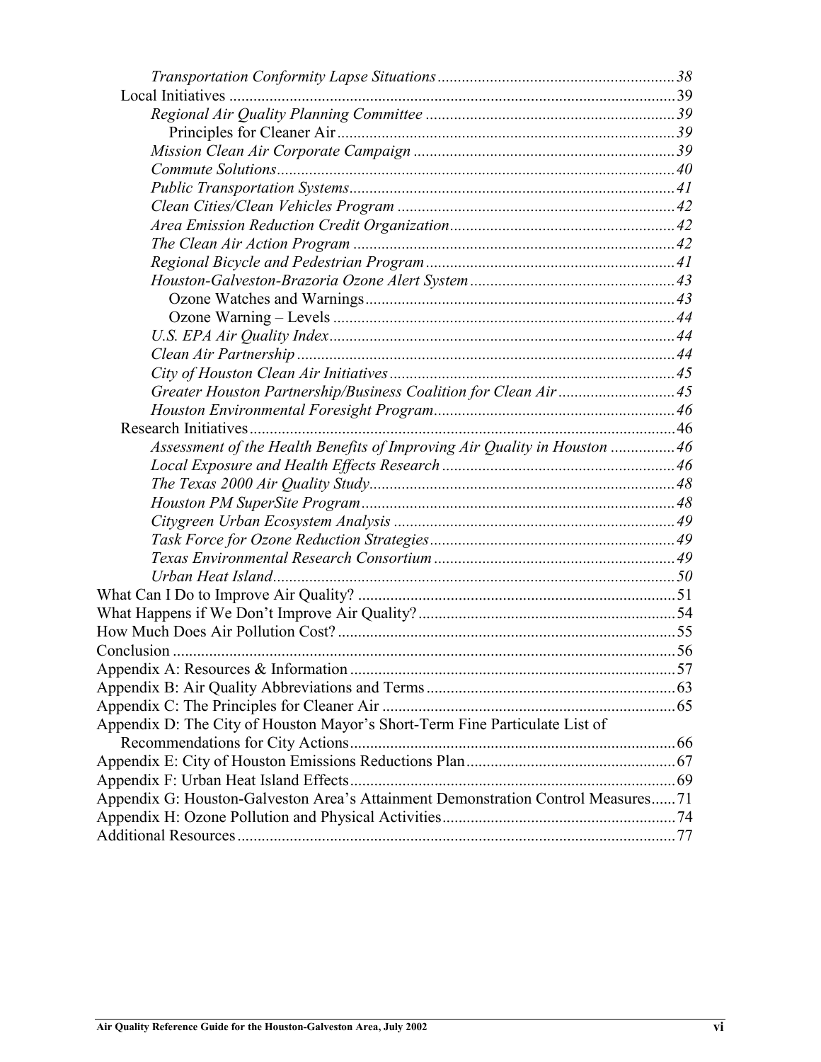*Transportation Conformity Lapse Situations* ........................................................ 38

Local Initiatives ........................................................................................................ 39

*Regional Air Quality Planning Committee* ........................................................ 39

Principles for Cleaner Air ................................................................................ 39

*Mission Clean Air Corporate Campaign* ........................................................... 39

*Commute Solutions* ............................................................................................ 40

*Public Transportation Systems* .......................................................................... 41

*Clean Cities/Clean Vehicles Program* ............................................................... 42

*Area Emission Reduction Credit Organization* ................................................. 42

*The Clean Air Action Program* .......................................................................... 42

*Regional Bicycle and Pedestrian Program* ........................................................ 41

*Houston-Galveston-Brazoria Ozone Alert System* ............................................. 43

Ozone Watches and Warnings ......................................................................... 43

Ozone Warning – Levels .................................................................................. 44

*U.S. EPA Air Quality Index* ............................................................................... 44

*Clean Air Partnership* ........................................................................................ 44

*City of Houston Clean Air Initiatives* ................................................................ 45

*Greater Houston Partnership/Business Coalition for Clean Air* ....................... 45

*Houston Environmental Foresight Program* ...................................................... 46

Research Initiatives ................................................................................................... 46

*Assessment of the Health Benefits of Improving Air Quality in Houston* ........... 46

*Local Exposure and Health Effects Research* .................................................... 46

*The Texas 2000 Air Quality Study* ..................................................................... 48

*Houston PM SuperSite Program* ........................................................................ 48

*Citygreen Urban Ecosystem Analysis* ................................................................ 49

*Task Force for Ozone Reduction Strategies* ....................................................... 49

*Texas Environmental Research Consortium* ...................................................... 49

*Urban Heat Island* .............................................................................................. 50

What Can I Do to Improve Air Quality? ........................................................................ 51

What Happens if We Don't Improve Air Quality? ......................................................... 54

How Much Does Air Pollution Cost? ............................................................................. 55

Conclusion ..................................................................................................................... 56

Appendix A: Resources & Information .......................................................................... 57

Appendix B: Air Quality Abbreviations and Terms ........................................................ 63

Appendix C: The Principles for Cleaner Air .................................................................. 65

Appendix D: The City of Houston Mayor's Short-Term Fine Particulate List of Recommendations for City Actions .......................................................................... 66

Appendix E: City of Houston Emissions Reductions Plan .............................................. 67

Appendix F: Urban Heat Island Effects .......................................................................... 69

Appendix G: Houston-Galveston Area's Attainment Demonstration Control Measures ...... 71

Appendix H: Ozone Pollution and Physical Activities ................................................... 74

Additional Resources ...................................................................................................... 77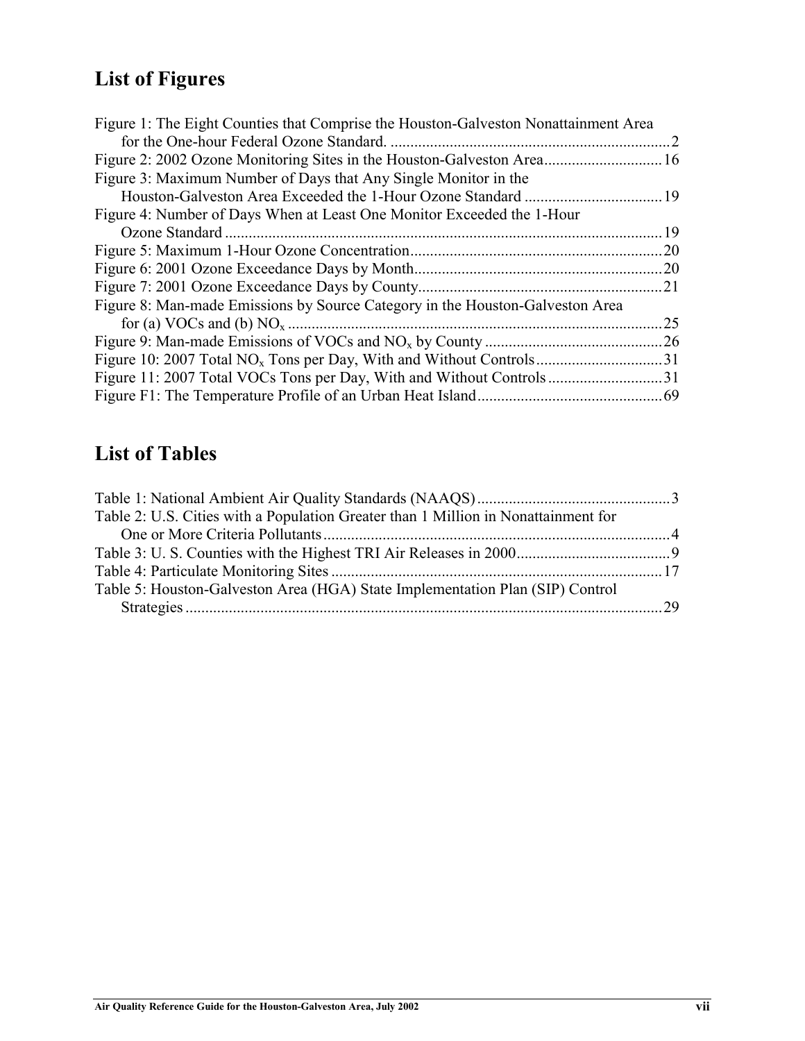## List of Figures

Figure 1: The Eight Counties that Comprise the Houston-Galveston Nonattainment Area for the One-hour Federal Ozone Standard. ........................................................................ 2
Figure 2: 2002 Ozone Monitoring Sites in the Houston-Galveston Area .............................. 16
Figure 3: Maximum Number of Days that Any Single Monitor in the Houston-Galveston Area Exceeded the 1-Hour Ozone Standard .................................... 19
Figure 4: Number of Days When at Least One Monitor Exceeded the 1-Hour Ozone Standard ............................................................................................................. 19
Figure 5: Maximum 1-Hour Ozone Concentration ................................................................ 20
Figure 6: 2001 Ozone Exceedance Days by Month ............................................................... 20
Figure 7: 2001 Ozone Exceedance Days by County .............................................................. 21
Figure 8: Man-made Emissions by Source Category in the Houston-Galveston Area for (a) VOCs and (b) $NO_x$ ................................................................................................ 25
Figure 9: Man-made Emissions of VOCs and $NO_x$ by County ............................................. 26
Figure 10: 2007 Total $NO_x$ Tons per Day, With and Without Controls ................................ 31
Figure 11: 2007 Total VOCs Tons per Day, With and Without Controls ............................. 31
Figure F1: The Temperature Profile of an Urban Heat Island ............................................... 69

## List of Tables

Table 1: National Ambient Air Quality Standards (NAAQS) ................................................. 3
Table 2: U.S. Cities with a Population Greater than 1 Million in Nonattainment for One or More Criteria Pollutants ........................................................................................ 4
Table 3: U. S. Counties with the Highest TRI Air Releases in 2000 ....................................... 9
Table 4: Particulate Monitoring Sites .................................................................................... 17
Table 5: Houston-Galveston Area (HGA) State Implementation Plan (SIP) Control Strategies ......................................................................................................................... 29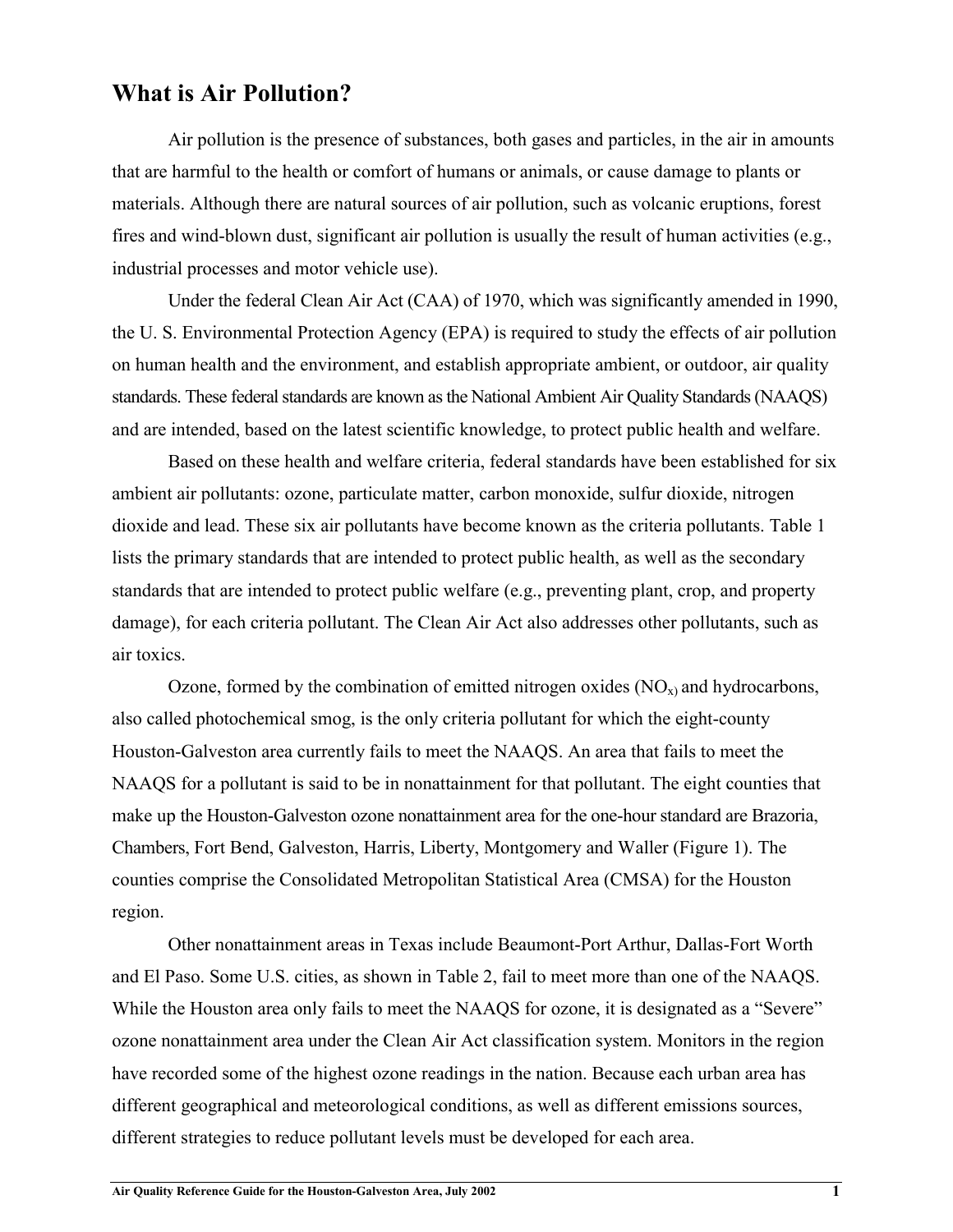## What is Air Pollution?

Air pollution is the presence of substances, both gases and particles, in the air in amounts that are harmful to the health or comfort of humans or animals, or cause damage to plants or materials. Although there are natural sources of air pollution, such as volcanic eruptions, forest fires and wind-blown dust, significant air pollution is usually the result of human activities (e.g., industrial processes and motor vehicle use).

Under the federal Clean Air Act (CAA) of 1970, which was significantly amended in 1990, the U. S. Environmental Protection Agency (EPA) is required to study the effects of air pollution on human health and the environment, and establish appropriate ambient, or outdoor, air quality standards. These federal standards are known as the National Ambient Air Quality Standards (NAAQS) and are intended, based on the latest scientific knowledge, to protect public health and welfare.

Based on these health and welfare criteria, federal standards have been established for six ambient air pollutants: ozone, particulate matter, carbon monoxide, sulfur dioxide, nitrogen dioxide and lead. These six air pollutants have become known as the criteria pollutants. Table 1 lists the primary standards that are intended to protect public health, as well as the secondary standards that are intended to protect public welfare (e.g., preventing plant, crop, and property damage), for each criteria pollutant. The Clean Air Act also addresses other pollutants, such as air toxics.

Ozone, formed by the combination of emitted nitrogen oxides ($NO_x$) and hydrocarbons, also called photochemical smog, is the only criteria pollutant for which the eight-county Houston-Galveston area currently fails to meet the NAAQS. An area that fails to meet the NAAQS for a pollutant is said to be in nonattainment for that pollutant. The eight counties that make up the Houston-Galveston ozone nonattainment area for the one-hour standard are Brazoria, Chambers, Fort Bend, Galveston, Harris, Liberty, Montgomery and Waller (Figure 1). The counties comprise the Consolidated Metropolitan Statistical Area (CMSA) for the Houston region.

Other nonattainment areas in Texas include Beaumont-Port Arthur, Dallas-Fort Worth and El Paso. Some U.S. cities, as shown in Table 2, fail to meet more than one of the NAAQS. While the Houston area only fails to meet the NAAQS for ozone, it is designated as a "Severe" ozone nonattainment area under the Clean Air Act classification system. Monitors in the region have recorded some of the highest ozone readings in the nation. Because each urban area has different geographical and meteorological conditions, as well as different emissions sources, different strategies to reduce pollutant levels must be developed for each area.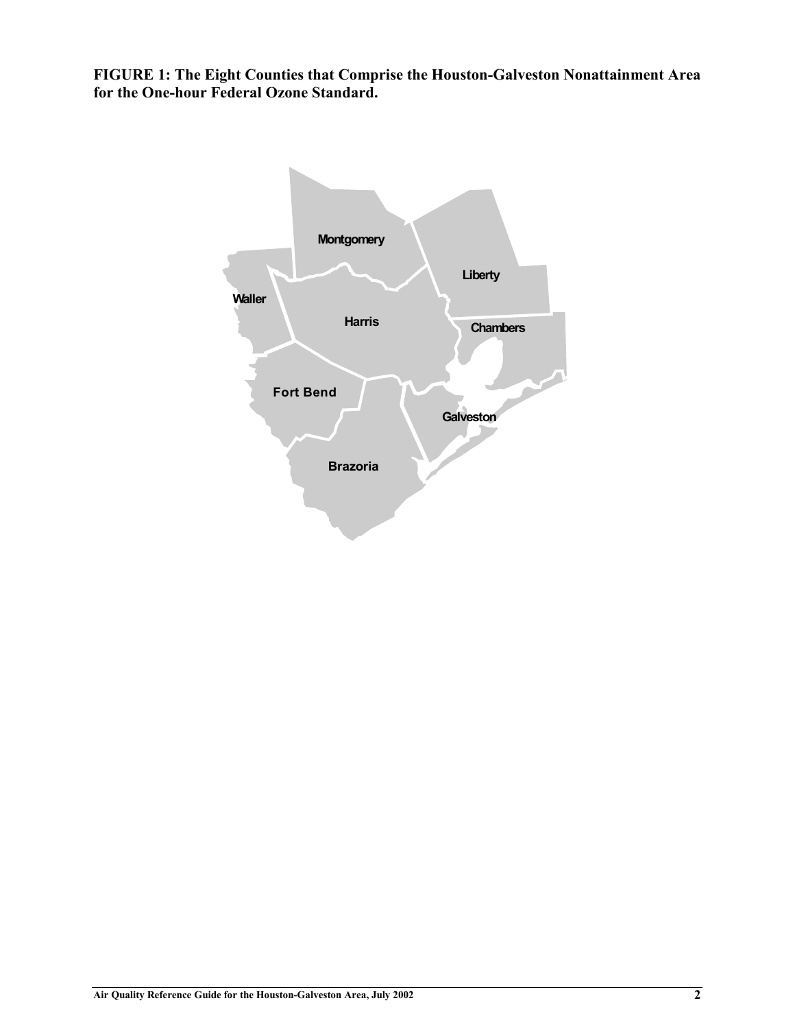**FIGURE 1: The Eight Counties that Comprise the Houston-Galveston Nonattainment Area for the One-hour Federal Ozone Standard.**

Montgomery

Liberty

Waller

Harris

Chambers

Fort Bend

Galveston

Brazoria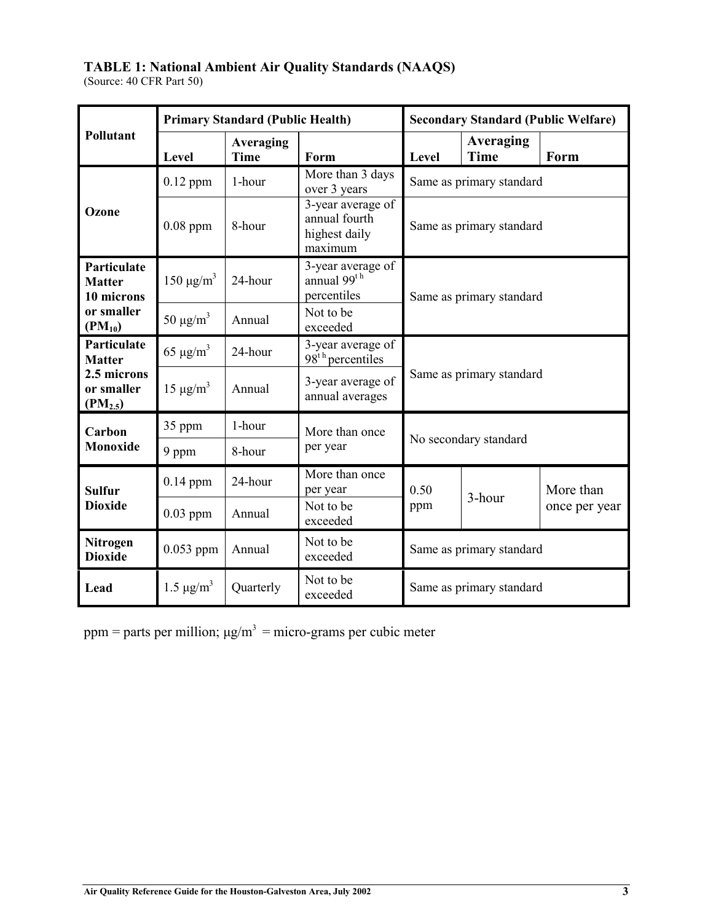**TABLE 1: National Ambient Air Quality Standards (NAAQS)**
(Source: 40 CFR Part 50)

| Pollutant | Primary Standard (Public Health) | | | Secondary Standard (Public Welfare) | | |
|---|---|---|---|---|---|---|
| | Level | Averaging Time | Form | Level | Averaging Time | Form |
| Ozone | 0.12 ppm | 1-hour | More than 3 days over 3 years | Same as primary standard | | |
| | 0.08 ppm | 8-hour | 3-year average of annual fourth highest daily maximum | Same as primary standard | | |
| Particulate Matter 10 microns or smaller ($PM_{10}$) | 150 μg/m$^3$ | 24-hour | 3-year average of annual 99$^{th}$ percentiles | Same as primary standard | | |
| | 50 μg/m$^3$ | Annual | Not to be exceeded | | | |
| Particulate Matter 2.5 microns or smaller ($PM_{2.5}$) | 65 μg/m$^3$ | 24-hour | 3-year average of 98$^{th}$ percentiles | Same as primary standard | | |
| | 15 μg/m$^3$ | Annual | 3-year average of annual averages | | | |
| Carbon Monoxide | 35 ppm | 1-hour | More than once per year | No secondary standard | | |
| | 9 ppm | 8-hour | | | | |
| Sulfur Dioxide | 0.14 ppm | 24-hour | More than once per year | 0.50 ppm | 3-hour | More than once per year |
| | 0.03 ppm | Annual | Not to be exceeded | | | |
| Nitrogen Dioxide | 0.053 ppm | Annual | Not to be exceeded | Same as primary standard | | |
| Lead | 1.5 μg/m$^3$ | Quarterly | Not to be exceeded | Same as primary standard | | |

ppm = parts per million; μg/m$^3$ = micro-grams per cubic meter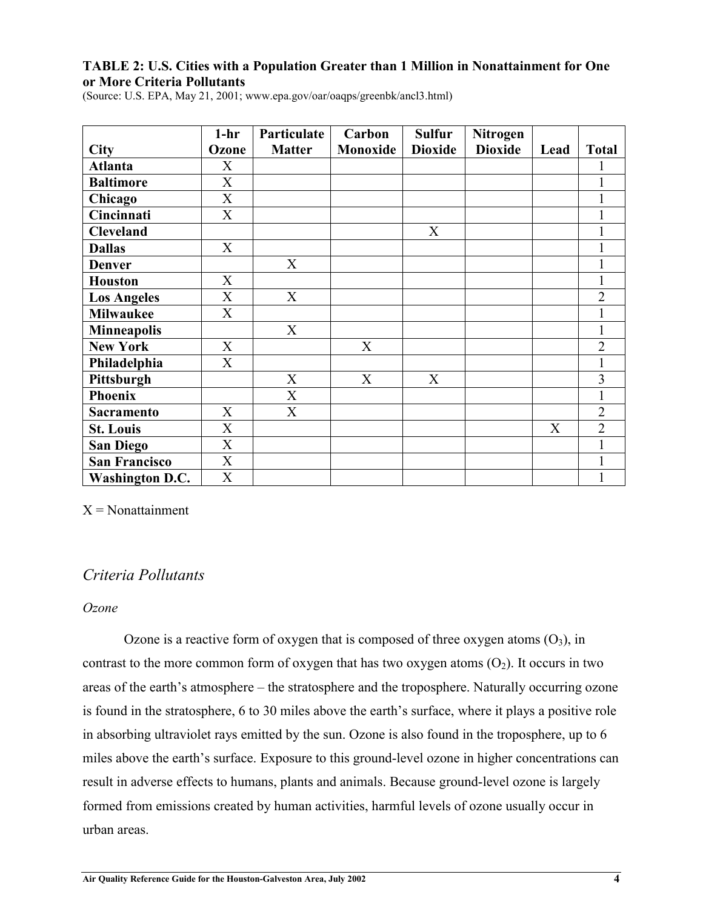**TABLE 2: U.S. Cities with a Population Greater than 1 Million in Nonattainment for One or More Criteria Pollutants**
(Source: U.S. EPA, May 21, 2001; www.epa.gov/oar/oaqps/greenbk/ancl3.html)

| City | 1-hr Ozone | Particulate Matter | Carbon Monoxide | Sulfur Dioxide | Nitrogen Dioxide | Lead | Total |
|---|---|---|---|---|---|---|---|
| **Atlanta** | X | | | | | | 1 |
| **Baltimore** | X | | | | | | 1 |
| **Chicago** | X | | | | | | 1 |
| **Cincinnati** | X | | | | | | 1 |
| **Cleveland** | | | | X | | | 1 |
| **Dallas** | X | | | | | | 1 |
| **Denver** | | X | | | | | 1 |
| **Houston** | X | | | | | | 1 |
| **Los Angeles** | X | X | | | | | 2 |
| **Milwaukee** | X | | | | | | 1 |
| **Minneapolis** | | X | | | | | 1 |
| **New York** | X | | X | | | | 2 |
| **Philadelphia** | X | | | | | | 1 |
| **Pittsburgh** | | X | X | X | | | 3 |
| **Phoenix** | | X | | | | | 1 |
| **Sacramento** | X | X | | | | | 2 |
| **St. Louis** | X | | | | | X | 2 |
| **San Diego** | X | | | | | | 1 |
| **San Francisco** | X | | | | | | 1 |
| **Washington D.C.** | X | | | | | | 1 |

X = Nonattainment

## *Criteria Pollutants*

### *Ozone*

Ozone is a reactive form of oxygen that is composed of three oxygen atoms ($O_3$), in contrast to the more common form of oxygen that has two oxygen atoms ($O_2$). It occurs in two areas of the earth's atmosphere – the stratosphere and the troposphere. Naturally occurring ozone is found in the stratosphere, 6 to 30 miles above the earth's surface, where it plays a positive role in absorbing ultraviolet rays emitted by the sun. Ozone is also found in the troposphere, up to 6 miles above the earth's surface. Exposure to this ground-level ozone in higher concentrations can result in adverse effects to humans, plants and animals. Because ground-level ozone is largely formed from emissions created by human activities, harmful levels of ozone usually occur in urban areas.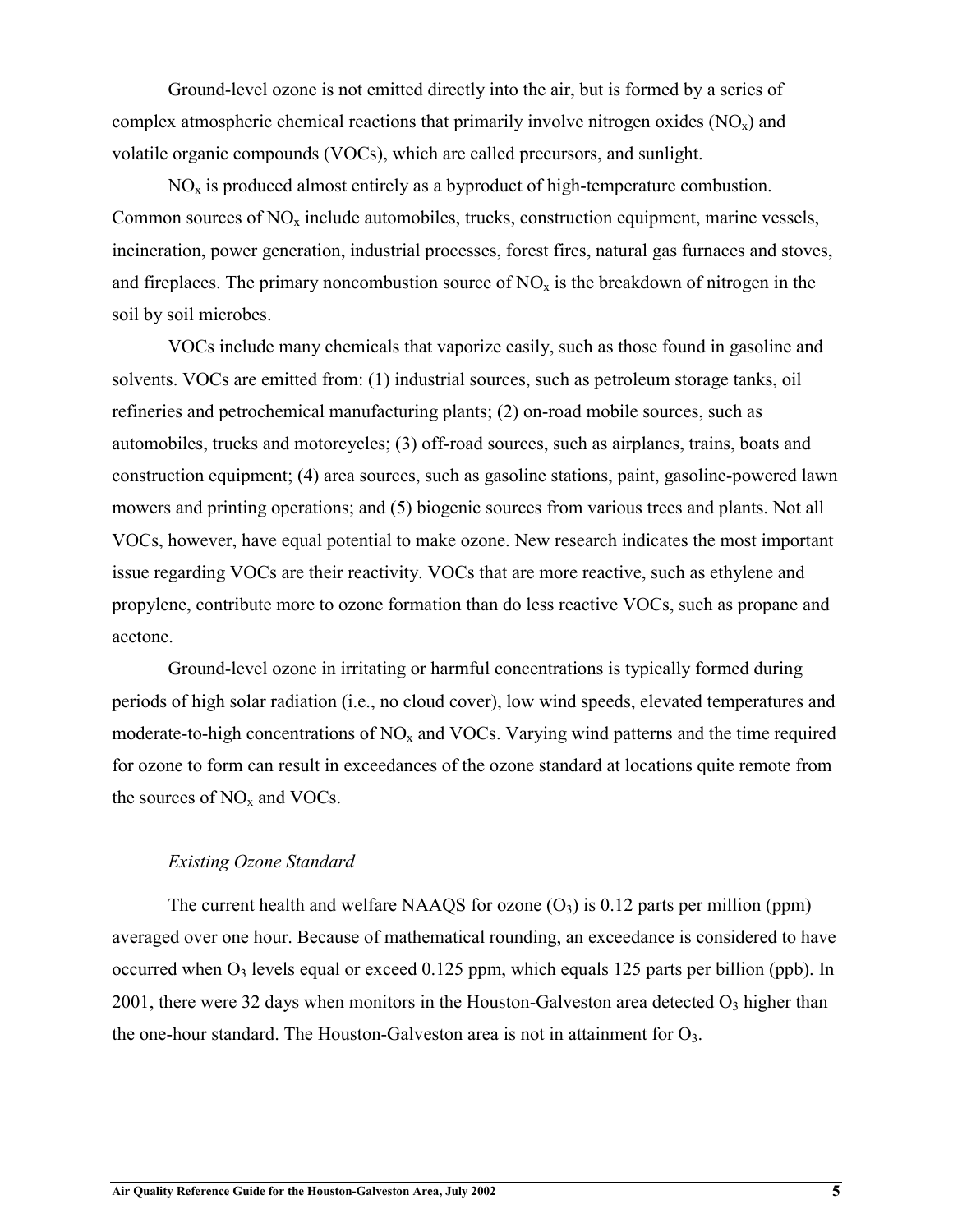Ground-level ozone is not emitted directly into the air, but is formed by a series of complex atmospheric chemical reactions that primarily involve nitrogen oxides ($NO_x$) and volatile organic compounds (VOCs), which are called precursors, and sunlight.

$NO_x$ is produced almost entirely as a byproduct of high-temperature combustion. Common sources of $NO_x$ include automobiles, trucks, construction equipment, marine vessels, incineration, power generation, industrial processes, forest fires, natural gas furnaces and stoves, and fireplaces. The primary noncombustion source of $NO_x$ is the breakdown of nitrogen in the soil by soil microbes.

VOCs include many chemicals that vaporize easily, such as those found in gasoline and solvents. VOCs are emitted from: (1) industrial sources, such as petroleum storage tanks, oil refineries and petrochemical manufacturing plants; (2) on-road mobile sources, such as automobiles, trucks and motorcycles; (3) off-road sources, such as airplanes, trains, boats and construction equipment; (4) area sources, such as gasoline stations, paint, gasoline-powered lawn mowers and printing operations; and (5) biogenic sources from various trees and plants. Not all VOCs, however, have equal potential to make ozone. New research indicates the most important issue regarding VOCs are their reactivity. VOCs that are more reactive, such as ethylene and propylene, contribute more to ozone formation than do less reactive VOCs, such as propane and acetone.

Ground-level ozone in irritating or harmful concentrations is typically formed during periods of high solar radiation (i.e., no cloud cover), low wind speeds, elevated temperatures and moderate-to-high concentrations of $NO_x$ and VOCs. Varying wind patterns and the time required for ozone to form can result in exceedances of the ozone standard at locations quite remote from the sources of $NO_x$ and VOCs.

*Existing Ozone Standard*

The current health and welfare NAAQS for ozone ($O_3$) is 0.12 parts per million (ppm) averaged over one hour. Because of mathematical rounding, an exceedance is considered to have occurred when $O_3$ levels equal or exceed 0.125 ppm, which equals 125 parts per billion (ppb). In 2001, there were 32 days when monitors in the Houston-Galveston area detected $O_3$ higher than the one-hour standard. The Houston-Galveston area is not in attainment for $O_3$.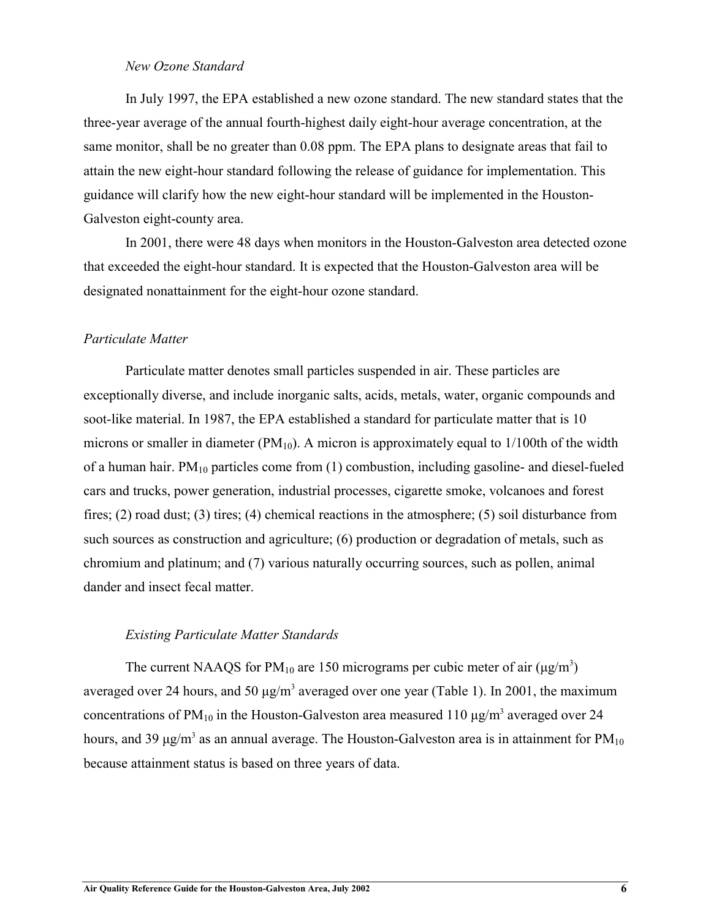*New Ozone Standard*

In July 1997, the EPA established a new ozone standard. The new standard states that the three-year average of the annual fourth-highest daily eight-hour average concentration, at the same monitor, shall be no greater than 0.08 ppm. The EPA plans to designate areas that fail to attain the new eight-hour standard following the release of guidance for implementation. This guidance will clarify how the new eight-hour standard will be implemented in the Houston-Galveston eight-county area.

In 2001, there were 48 days when monitors in the Houston-Galveston area detected ozone that exceeded the eight-hour standard. It is expected that the Houston-Galveston area will be designated nonattainment for the eight-hour ozone standard.

*Particulate Matter*

Particulate matter denotes small particles suspended in air. These particles are exceptionally diverse, and include inorganic salts, acids, metals, water, organic compounds and soot-like material. In 1987, the EPA established a standard for particulate matter that is 10 microns or smaller in diameter ($PM_{10}$). A micron is approximately equal to 1/100th of the width of a human hair. $PM_{10}$ particles come from (1) combustion, including gasoline- and diesel-fueled cars and trucks, power generation, industrial processes, cigarette smoke, volcanoes and forest fires; (2) road dust; (3) tires; (4) chemical reactions in the atmosphere; (5) soil disturbance from such sources as construction and agriculture; (6) production or degradation of metals, such as chromium and platinum; and (7) various naturally occurring sources, such as pollen, animal dander and insect fecal matter.

*Existing Particulate Matter Standards*

The current NAAQS for $PM_{10}$ are 150 micrograms per cubic meter of air ($\mu g/m^3$) averaged over 24 hours, and 50 $\mu g/m^3$ averaged over one year (Table 1). In 2001, the maximum concentrations of $PM_{10}$ in the Houston-Galveston area measured 110 $\mu g/m^3$ averaged over 24 hours, and 39 $\mu g/m^3$ as an annual average. The Houston-Galveston area is in attainment for $PM_{10}$ because attainment status is based on three years of data.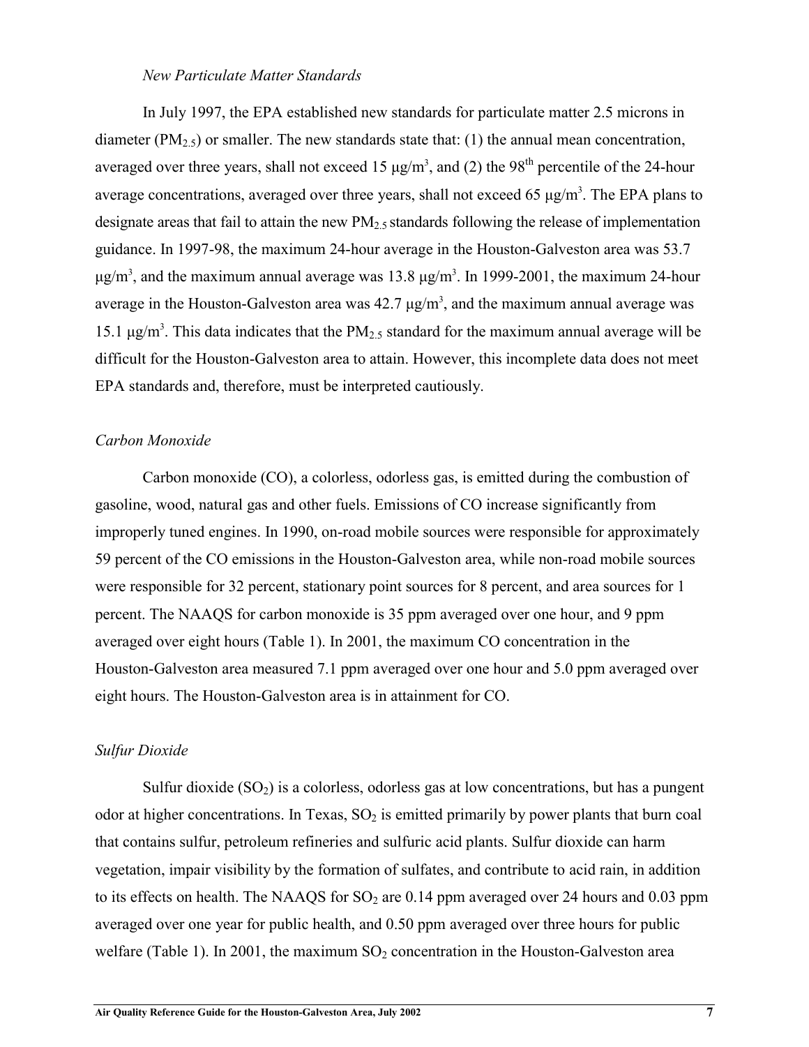*New Particulate Matter Standards*

In July 1997, the EPA established new standards for particulate matter 2.5 microns in diameter ($PM_{2.5}$) or smaller. The new standards state that: (1) the annual mean concentration, averaged over three years, shall not exceed 15 $\mu g/m^3$, and (2) the $98^{th}$ percentile of the 24-hour average concentrations, averaged over three years, shall not exceed 65 $\mu g/m^3$. The EPA plans to designate areas that fail to attain the new $PM_{2.5}$ standards following the release of implementation guidance. In 1997-98, the maximum 24-hour average in the Houston-Galveston area was 53.7 $\mu g/m^3$, and the maximum annual average was 13.8 $\mu g/m^3$. In 1999-2001, the maximum 24-hour average in the Houston-Galveston area was 42.7 $\mu g/m^3$, and the maximum annual average was 15.1 $\mu g/m^3$. This data indicates that the $PM_{2.5}$ standard for the maximum annual average will be difficult for the Houston-Galveston area to attain. However, this incomplete data does not meet EPA standards and, therefore, must be interpreted cautiously.

*Carbon Monoxide*

Carbon monoxide (CO), a colorless, odorless gas, is emitted during the combustion of gasoline, wood, natural gas and other fuels. Emissions of CO increase significantly from improperly tuned engines. In 1990, on-road mobile sources were responsible for approximately 59 percent of the CO emissions in the Houston-Galveston area, while non-road mobile sources were responsible for 32 percent, stationary point sources for 8 percent, and area sources for 1 percent. The NAAQS for carbon monoxide is 35 ppm averaged over one hour, and 9 ppm averaged over eight hours (Table 1). In 2001, the maximum CO concentration in the Houston-Galveston area measured 7.1 ppm averaged over one hour and 5.0 ppm averaged over eight hours. The Houston-Galveston area is in attainment for CO.

*Sulfur Dioxide*

Sulfur dioxide ($SO_2$) is a colorless, odorless gas at low concentrations, but has a pungent odor at higher concentrations. In Texas, $SO_2$ is emitted primarily by power plants that burn coal that contains sulfur, petroleum refineries and sulfuric acid plants. Sulfur dioxide can harm vegetation, impair visibility by the formation of sulfates, and contribute to acid rain, in addition to its effects on health. The NAAQS for $SO_2$ are 0.14 ppm averaged over 24 hours and 0.03 ppm averaged over one year for public health, and 0.50 ppm averaged over three hours for public welfare (Table 1). In 2001, the maximum $SO_2$ concentration in the Houston-Galveston area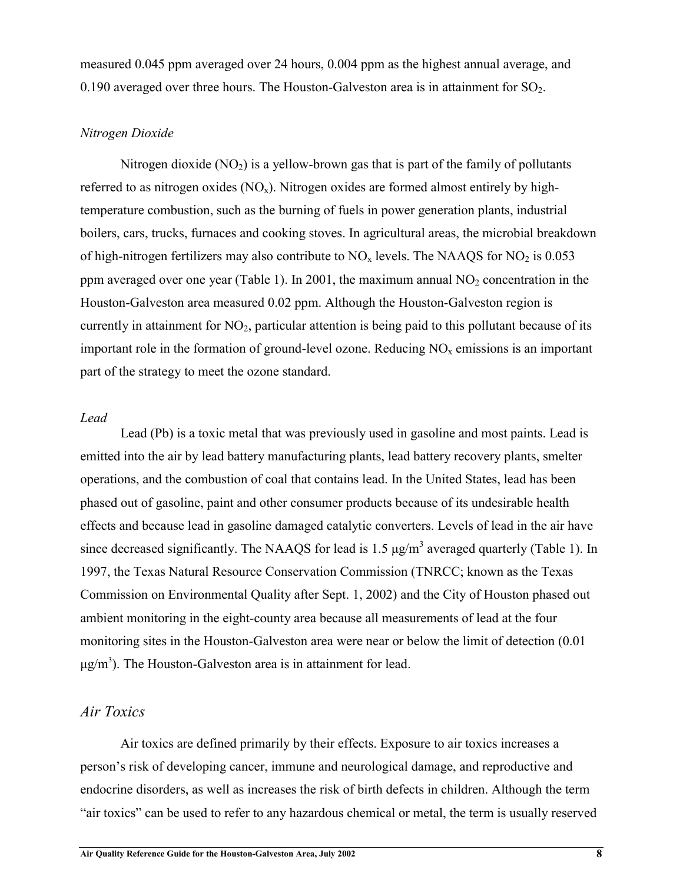measured 0.045 ppm averaged over 24 hours, 0.004 ppm as the highest annual average, and 0.190 averaged over three hours. The Houston-Galveston area is in attainment for $SO_2$.

### *Nitrogen Dioxide*

Nitrogen dioxide ($NO_2$) is a yellow-brown gas that is part of the family of pollutants referred to as nitrogen oxides ($NO_x$). Nitrogen oxides are formed almost entirely by high-temperature combustion, such as the burning of fuels in power generation plants, industrial boilers, cars, trucks, furnaces and cooking stoves. In agricultural areas, the microbial breakdown of high-nitrogen fertilizers may also contribute to $NO_x$ levels. The NAAQS for $NO_2$ is 0.053 ppm averaged over one year (Table 1). In 2001, the maximum annual $NO_2$ concentration in the Houston-Galveston area measured 0.02 ppm. Although the Houston-Galveston region is currently in attainment for $NO_2$, particular attention is being paid to this pollutant because of its important role in the formation of ground-level ozone. Reducing $NO_x$ emissions is an important part of the strategy to meet the ozone standard.

### *Lead*

Lead (Pb) is a toxic metal that was previously used in gasoline and most paints. Lead is emitted into the air by lead battery manufacturing plants, lead battery recovery plants, smelter operations, and the combustion of coal that contains lead. In the United States, lead has been phased out of gasoline, paint and other consumer products because of its undesirable health effects and because lead in gasoline damaged catalytic converters. Levels of lead in the air have since decreased significantly. The NAAQS for lead is 1.5 $\mu g/m^3$ averaged quarterly (Table 1). In 1997, the Texas Natural Resource Conservation Commission (TNRCC; known as the Texas Commission on Environmental Quality after Sept. 1, 2002) and the City of Houston phased out ambient monitoring in the eight-county area because all measurements of lead at the four monitoring sites in the Houston-Galveston area were near or below the limit of detection (0.01 $\mu g/m^3$). The Houston-Galveston area is in attainment for lead.

## *Air Toxics*

Air toxics are defined primarily by their effects. Exposure to air toxics increases a person's risk of developing cancer, immune and neurological damage, and reproductive and endocrine disorders, as well as increases the risk of birth defects in children. Although the term "air toxics" can be used to refer to any hazardous chemical or metal, the term is usually reserved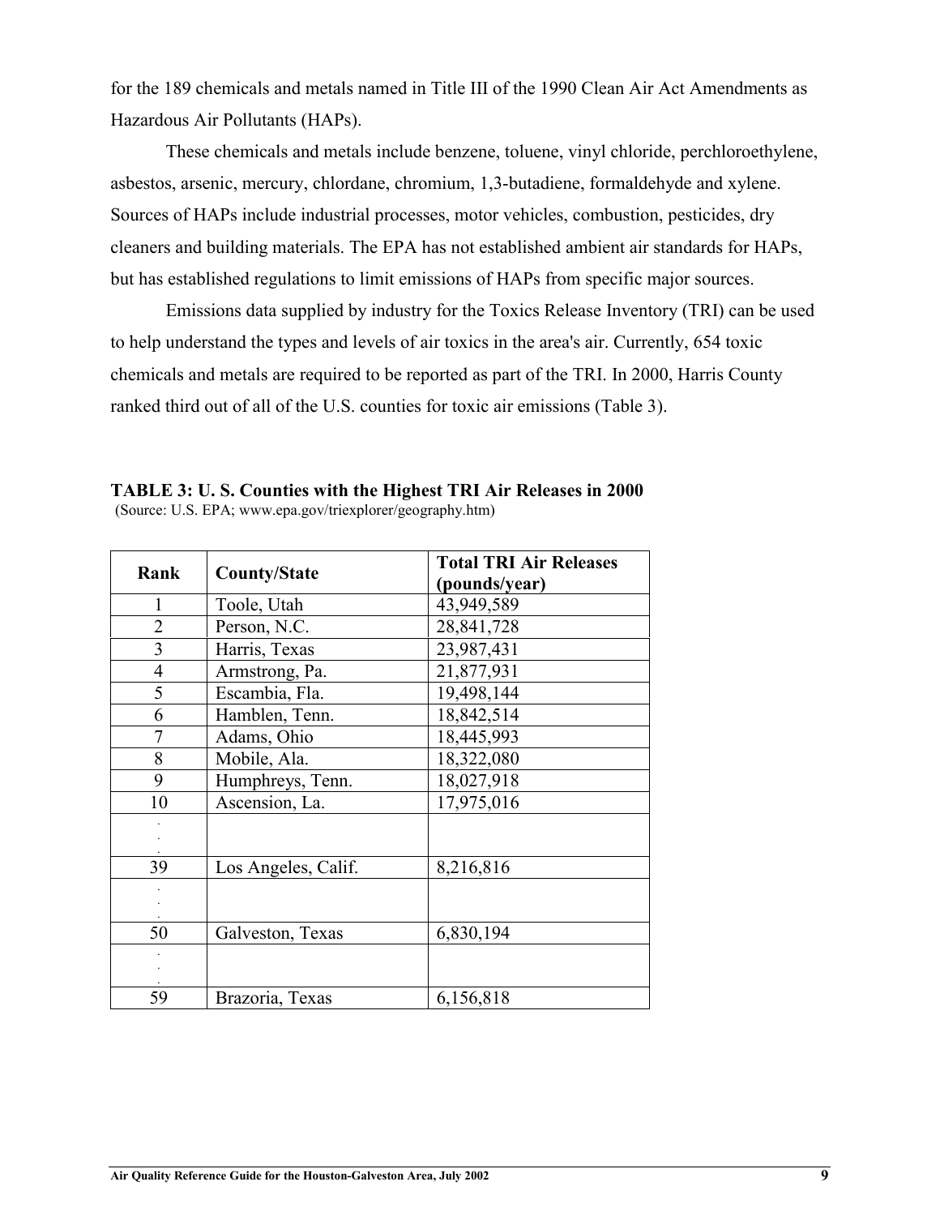for the 189 chemicals and metals named in Title III of the 1990 Clean Air Act Amendments as Hazardous Air Pollutants (HAPs).

These chemicals and metals include benzene, toluene, vinyl chloride, perchloroethylene, asbestos, arsenic, mercury, chlordane, chromium, 1,3-butadiene, formaldehyde and xylene. Sources of HAPs include industrial processes, motor vehicles, combustion, pesticides, dry cleaners and building materials. The EPA has not established ambient air standards for HAPs, but has established regulations to limit emissions of HAPs from specific major sources.

Emissions data supplied by industry for the Toxics Release Inventory (TRI) can be used to help understand the types and levels of air toxics in the area's air. Currently, 654 toxic chemicals and metals are required to be reported as part of the TRI. In 2000, Harris County ranked third out of all of the U.S. counties for toxic air emissions (Table 3).

**TABLE 3: U. S. Counties with the Highest TRI Air Releases in 2000**
(Source: U.S. EPA; www.epa.gov/triexplorer/geography.htm)

| Rank | County/State | Total TRI Air Releases (pounds/year) |
|---|---|---|
| 1 | Toole, Utah | 43,949,589 |
| 2 | Person, N.C. | 28,841,728 |
| 3 | Harris, Texas | 23,987,431 |
| 4 | Armstrong, Pa. | 21,877,931 |
| 5 | Escambia, Fla. | 19,498,144 |
| 6 | Hamblen, Tenn. | 18,842,514 |
| 7 | Adams, Ohio | 18,445,993 |
| 8 | Mobile, Ala. | 18,322,080 |
| 9 | Humphreys, Tenn. | 18,027,918 |
| 10 | Ascension, La. | 17,975,016 |
| . . . | | |
| 39 | Los Angeles, Calif. | 8,216,816 |
| . . . | | |
| 50 | Galveston, Texas | 6,830,194 |
| . . . | | |
| 59 | Brazoria, Texas | 6,156,818 |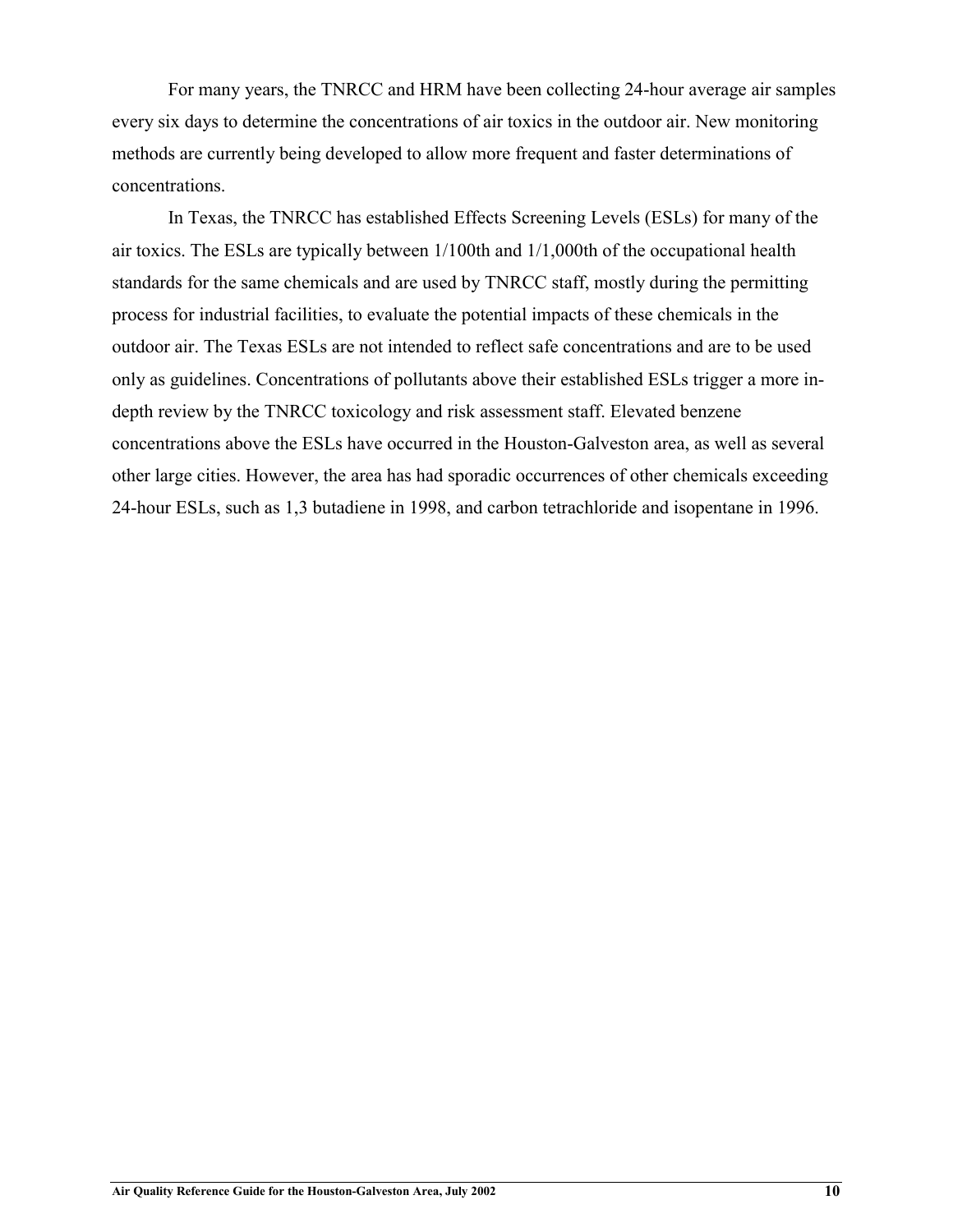For many years, the TNRCC and HRM have been collecting 24-hour average air samples every six days to determine the concentrations of air toxics in the outdoor air. New monitoring methods are currently being developed to allow more frequent and faster determinations of concentrations.

In Texas, the TNRCC has established Effects Screening Levels (ESLs) for many of the air toxics. The ESLs are typically between 1/100th and 1/1,000th of the occupational health standards for the same chemicals and are used by TNRCC staff, mostly during the permitting process for industrial facilities, to evaluate the potential impacts of these chemicals in the outdoor air. The Texas ESLs are not intended to reflect safe concentrations and are to be used only as guidelines. Concentrations of pollutants above their established ESLs trigger a more in-depth review by the TNRCC toxicology and risk assessment staff. Elevated benzene concentrations above the ESLs have occurred in the Houston-Galveston area, as well as several other large cities. However, the area has had sporadic occurrences of other chemicals exceeding 24-hour ESLs, such as 1,3 butadiene in 1998, and carbon tetrachloride and isopentane in 1996.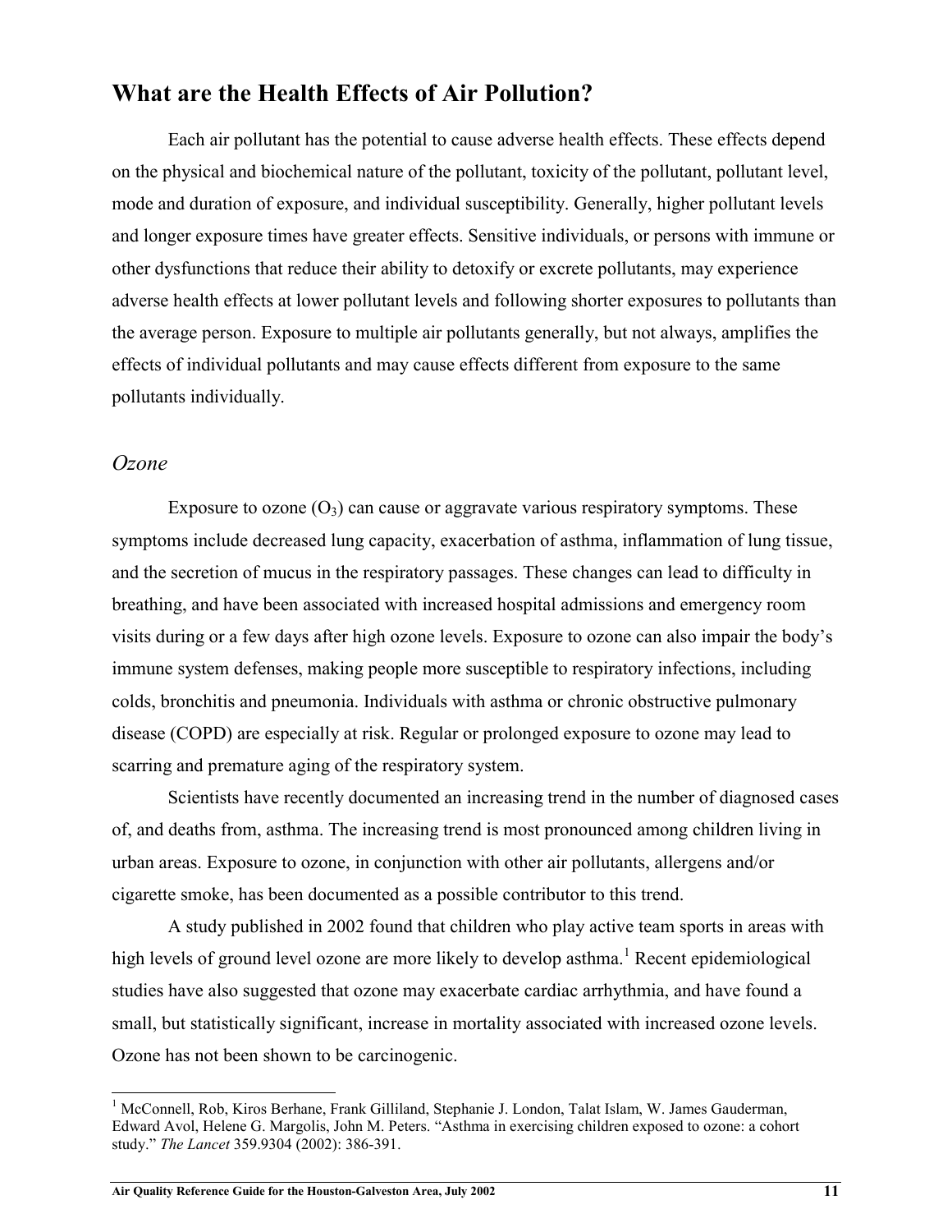## What are the Health Effects of Air Pollution?

Each air pollutant has the potential to cause adverse health effects. These effects depend on the physical and biochemical nature of the pollutant, toxicity of the pollutant, pollutant level, mode and duration of exposure, and individual susceptibility. Generally, higher pollutant levels and longer exposure times have greater effects. Sensitive individuals, or persons with immune or other dysfunctions that reduce their ability to detoxify or excrete pollutants, may experience adverse health effects at lower pollutant levels and following shorter exposures to pollutants than the average person. Exposure to multiple air pollutants generally, but not always, amplifies the effects of individual pollutants and may cause effects different from exposure to the same pollutants individually.

### *Ozone*

Exposure to ozone ($O_3$) can cause or aggravate various respiratory symptoms. These symptoms include decreased lung capacity, exacerbation of asthma, inflammation of lung tissue, and the secretion of mucus in the respiratory passages. These changes can lead to difficulty in breathing, and have been associated with increased hospital admissions and emergency room visits during or a few days after high ozone levels. Exposure to ozone can also impair the body's immune system defenses, making people more susceptible to respiratory infections, including colds, bronchitis and pneumonia. Individuals with asthma or chronic obstructive pulmonary disease (COPD) are especially at risk. Regular or prolonged exposure to ozone may lead to scarring and premature aging of the respiratory system.

Scientists have recently documented an increasing trend in the number of diagnosed cases of, and deaths from, asthma. The increasing trend is most pronounced among children living in urban areas. Exposure to ozone, in conjunction with other air pollutants, allergens and/or cigarette smoke, has been documented as a possible contributor to this trend.

A study published in 2002 found that children who play active team sports in areas with high levels of ground level ozone are more likely to develop asthma.[1] Recent epidemiological studies have also suggested that ozone may exacerbate cardiac arrhythmia, and have found a small, but statistically significant, increase in mortality associated with increased ozone levels. Ozone has not been shown to be carcinogenic.

---

[1] McConnell, Rob, Kiros Berhane, Frank Gilliland, Stephanie J. London, Talat Islam, W. James Gauderman, Edward Avol, Helene G. Margolis, John M. Peters. "Asthma in exercising children exposed to ozone: a cohort study." *The Lancet* 359.9304 (2002): 386-391.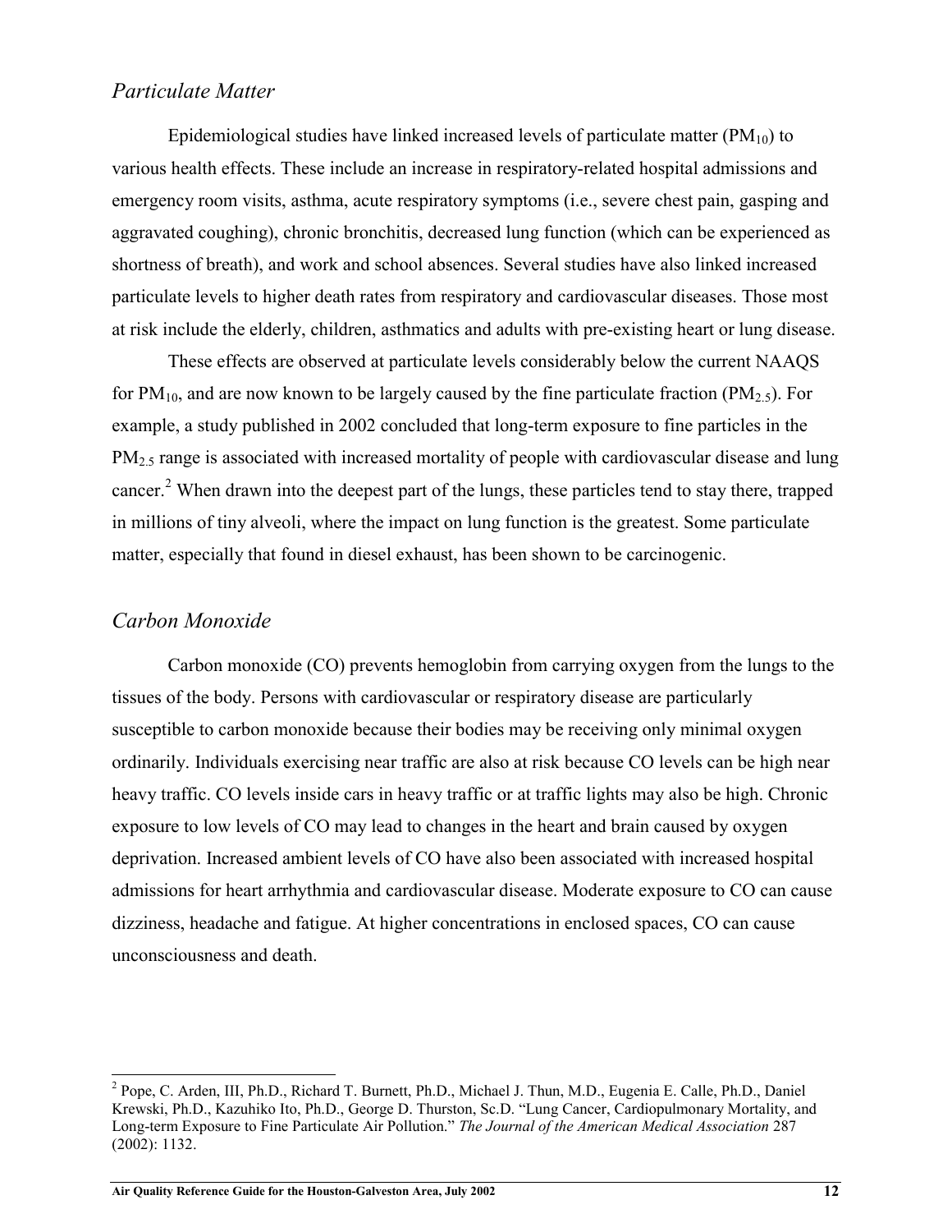### *Particulate Matter*

Epidemiological studies have linked increased levels of particulate matter ($PM_{10}$) to various health effects. These include an increase in respiratory-related hospital admissions and emergency room visits, asthma, acute respiratory symptoms (i.e., severe chest pain, gasping and aggravated coughing), chronic bronchitis, decreased lung function (which can be experienced as shortness of breath), and work and school absences. Several studies have also linked increased particulate levels to higher death rates from respiratory and cardiovascular diseases. Those most at risk include the elderly, children, asthmatics and adults with pre-existing heart or lung disease.

These effects are observed at particulate levels considerably below the current NAAQS for $PM_{10}$, and are now known to be largely caused by the fine particulate fraction ($PM_{2.5}$). For example, a study published in 2002 concluded that long-term exposure to fine particles in the $PM_{2.5}$ range is associated with increased mortality of people with cardiovascular disease and lung cancer.[2] When drawn into the deepest part of the lungs, these particles tend to stay there, trapped in millions of tiny alveoli, where the impact on lung function is the greatest. Some particulate matter, especially that found in diesel exhaust, has been shown to be carcinogenic.

### *Carbon Monoxide*

Carbon monoxide (CO) prevents hemoglobin from carrying oxygen from the lungs to the tissues of the body. Persons with cardiovascular or respiratory disease are particularly susceptible to carbon monoxide because their bodies may be receiving only minimal oxygen ordinarily. Individuals exercising near traffic are also at risk because CO levels can be high near heavy traffic. CO levels inside cars in heavy traffic or at traffic lights may also be high. Chronic exposure to low levels of CO may lead to changes in the heart and brain caused by oxygen deprivation. Increased ambient levels of CO have also been associated with increased hospital admissions for heart arrhythmia and cardiovascular disease. Moderate exposure to CO can cause dizziness, headache and fatigue. At higher concentrations in enclosed spaces, CO can cause unconsciousness and death.

---

[2] Pope, C. Arden, III, Ph.D., Richard T. Burnett, Ph.D., Michael J. Thun, M.D., Eugenia E. Calle, Ph.D., Daniel Krewski, Ph.D., Kazuhiko Ito, Ph.D., George D. Thurston, Sc.D. "Lung Cancer, Cardiopulmonary Mortality, and Long-term Exposure to Fine Particulate Air Pollution." *The Journal of the American Medical Association* 287 (2002): 1132.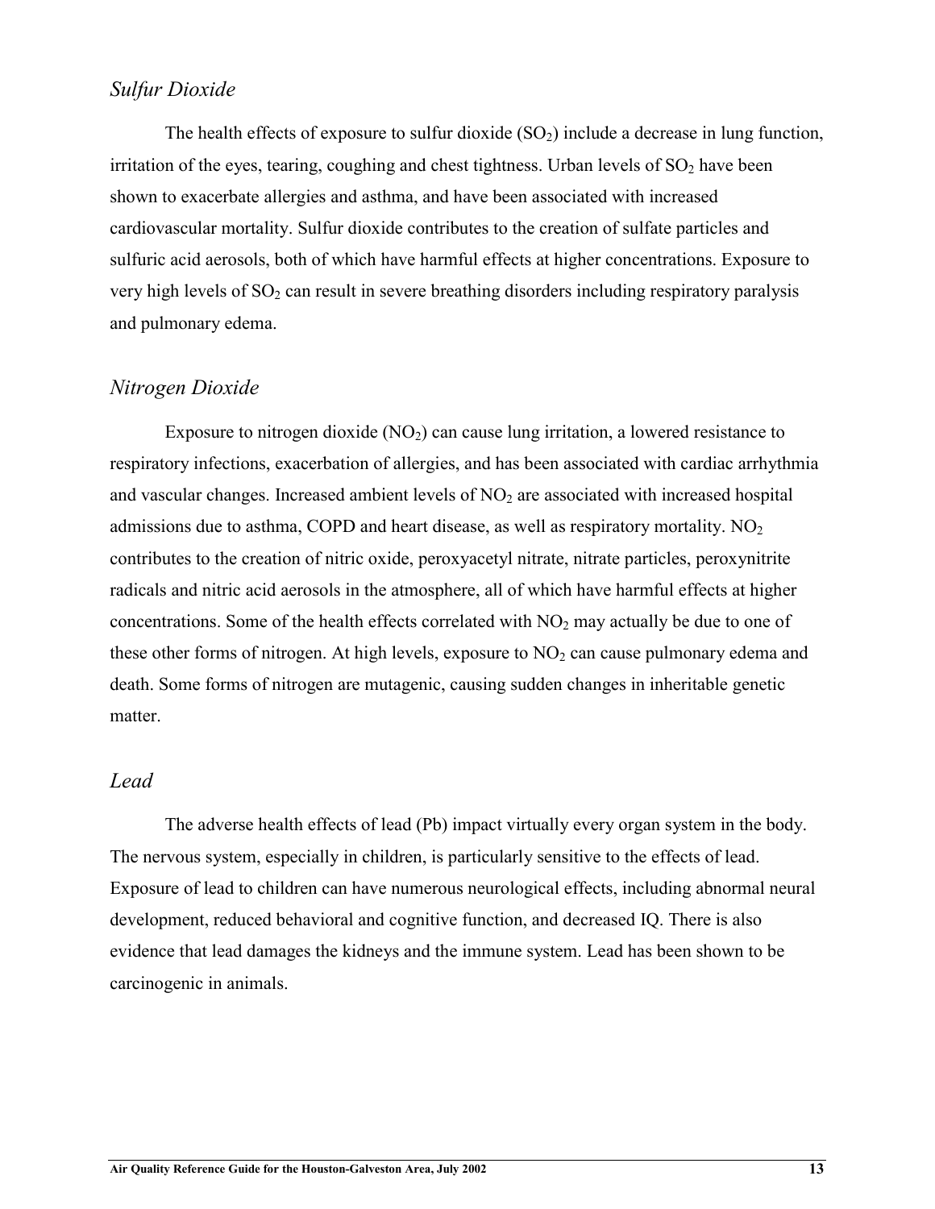### *Sulfur Dioxide*

The health effects of exposure to sulfur dioxide ($SO_2$) include a decrease in lung function, irritation of the eyes, tearing, coughing and chest tightness. Urban levels of $SO_2$ have been shown to exacerbate allergies and asthma, and have been associated with increased cardiovascular mortality. Sulfur dioxide contributes to the creation of sulfate particles and sulfuric acid aerosols, both of which have harmful effects at higher concentrations. Exposure to very high levels of $SO_2$ can result in severe breathing disorders including respiratory paralysis and pulmonary edema.

### *Nitrogen Dioxide*

Exposure to nitrogen dioxide ($NO_2$) can cause lung irritation, a lowered resistance to respiratory infections, exacerbation of allergies, and has been associated with cardiac arrhythmia and vascular changes. Increased ambient levels of $NO_2$ are associated with increased hospital admissions due to asthma, COPD and heart disease, as well as respiratory mortality. $NO_2$ contributes to the creation of nitric oxide, peroxyacetyl nitrate, nitrate particles, peroxynitrite radicals and nitric acid aerosols in the atmosphere, all of which have harmful effects at higher concentrations. Some of the health effects correlated with $NO_2$ may actually be due to one of these other forms of nitrogen. At high levels, exposure to $NO_2$ can cause pulmonary edema and death. Some forms of nitrogen are mutagenic, causing sudden changes in inheritable genetic matter.

### *Lead*

The adverse health effects of lead (Pb) impact virtually every organ system in the body. The nervous system, especially in children, is particularly sensitive to the effects of lead. Exposure of lead to children can have numerous neurological effects, including abnormal neural development, reduced behavioral and cognitive function, and decreased IQ. There is also evidence that lead damages the kidneys and the immune system. Lead has been shown to be carcinogenic in animals.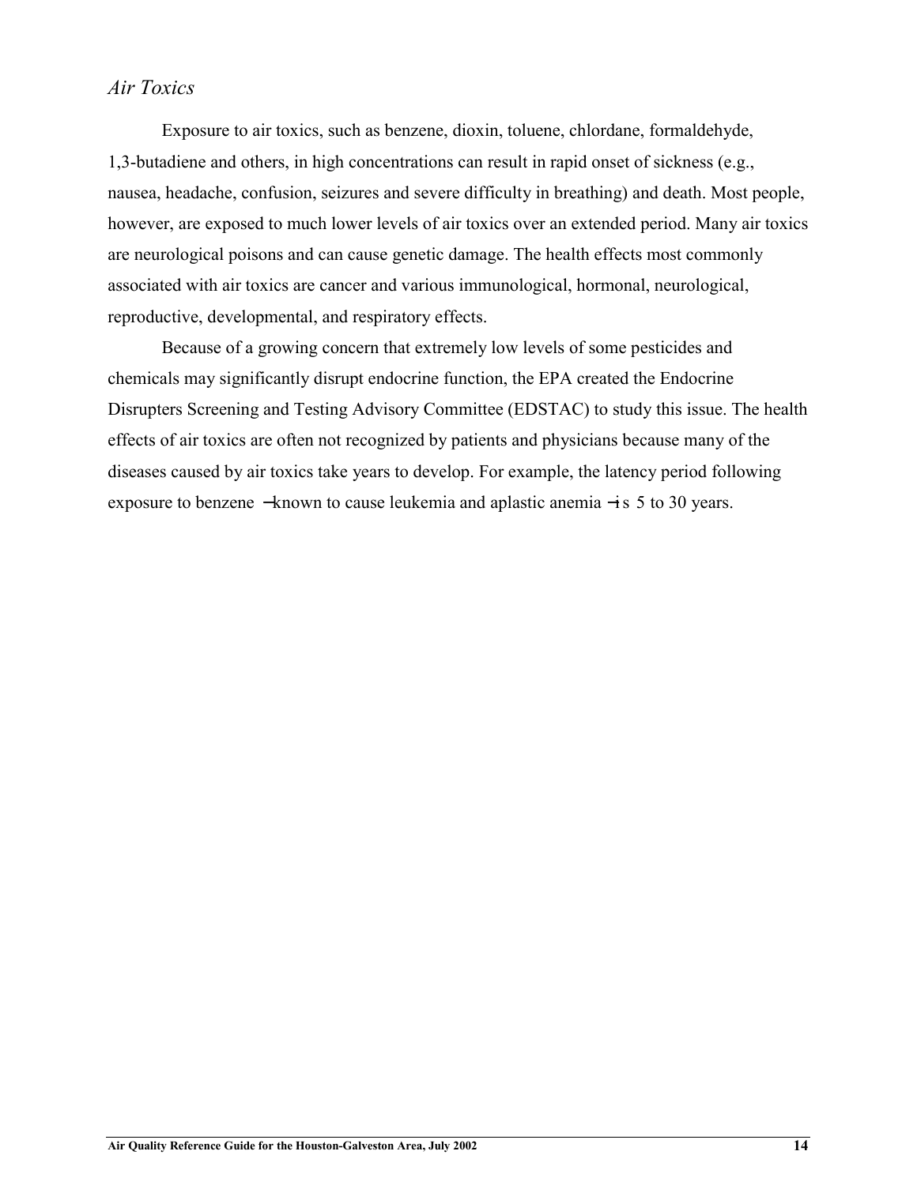## *Air Toxics*

Exposure to air toxics, such as benzene, dioxin, toluene, chlordane, formaldehyde, 1,3-butadiene and others, in high concentrations can result in rapid onset of sickness (e.g., nausea, headache, confusion, seizures and severe difficulty in breathing) and death. Most people, however, are exposed to much lower levels of air toxics over an extended period. Many air toxics are neurological poisons and can cause genetic damage. The health effects most commonly associated with air toxics are cancer and various immunological, hormonal, neurological, reproductive, developmental, and respiratory effects.

Because of a growing concern that extremely low levels of some pesticides and chemicals may significantly disrupt endocrine function, the EPA created the Endocrine Disrupters Screening and Testing Advisory Committee (EDSTAC) to study this issue. The health effects of air toxics are often not recognized by patients and physicians because many of the diseases caused by air toxics take years to develop. For example, the latency period following exposure to benzene – known to cause leukemia and aplastic anemia – is 5 to 30 years.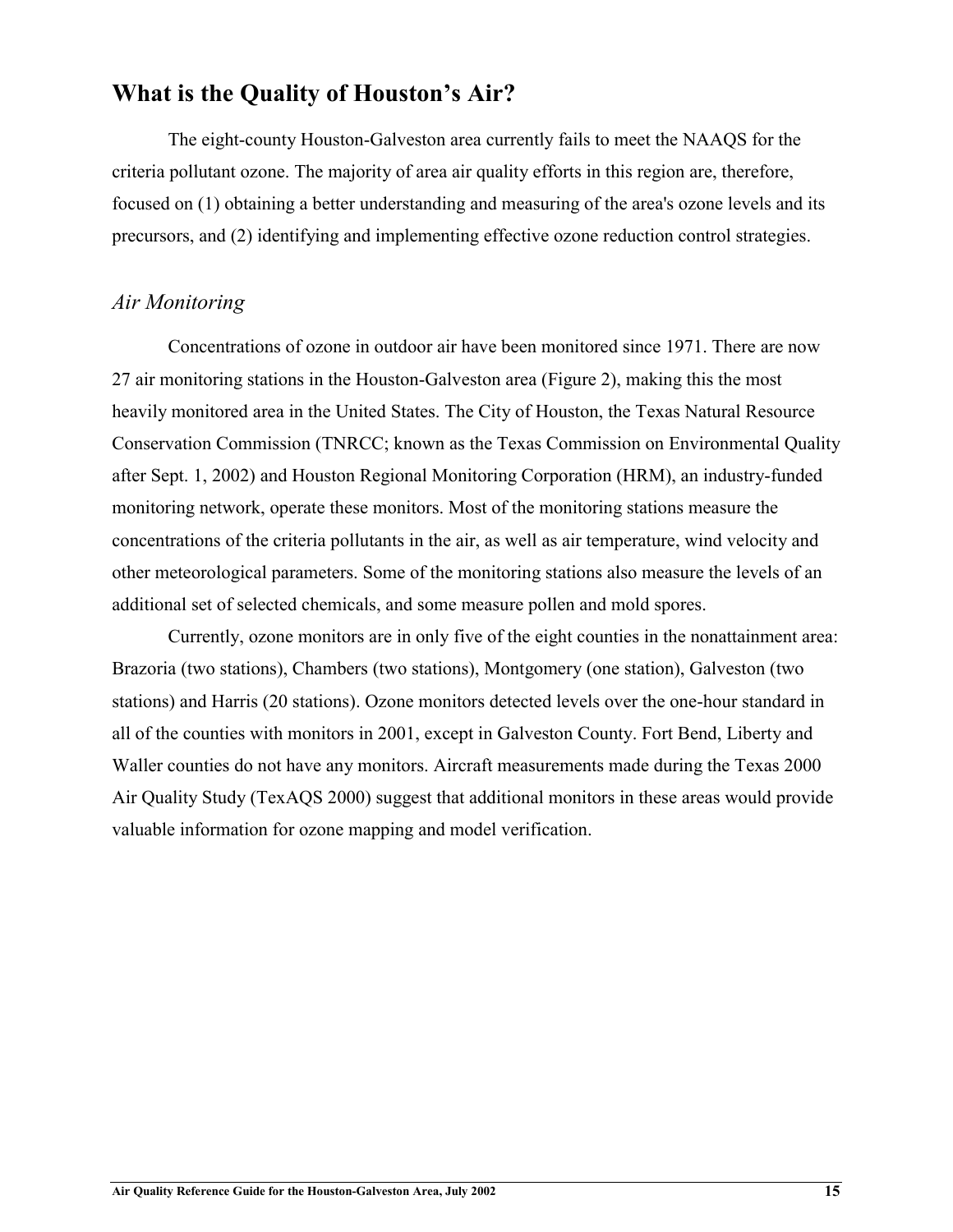## What is the Quality of Houston's Air?

The eight-county Houston-Galveston area currently fails to meet the NAAQS for the criteria pollutant ozone. The majority of area air quality efforts in this region are, therefore, focused on (1) obtaining a better understanding and measuring of the area's ozone levels and its precursors, and (2) identifying and implementing effective ozone reduction control strategies.

### *Air Monitoring*

Concentrations of ozone in outdoor air have been monitored since 1971. There are now 27 air monitoring stations in the Houston-Galveston area (Figure 2), making this the most heavily monitored area in the United States. The City of Houston, the Texas Natural Resource Conservation Commission (TNRCC; known as the Texas Commission on Environmental Quality after Sept. 1, 2002) and Houston Regional Monitoring Corporation (HRM), an industry-funded monitoring network, operate these monitors. Most of the monitoring stations measure the concentrations of the criteria pollutants in the air, as well as air temperature, wind velocity and other meteorological parameters. Some of the monitoring stations also measure the levels of an additional set of selected chemicals, and some measure pollen and mold spores.

Currently, ozone monitors are in only five of the eight counties in the nonattainment area: Brazoria (two stations), Chambers (two stations), Montgomery (one station), Galveston (two stations) and Harris (20 stations). Ozone monitors detected levels over the one-hour standard in all of the counties with monitors in 2001, except in Galveston County. Fort Bend, Liberty and Waller counties do not have any monitors. Aircraft measurements made during the Texas 2000 Air Quality Study (TexAQS 2000) suggest that additional monitors in these areas would provide valuable information for ozone mapping and model verification.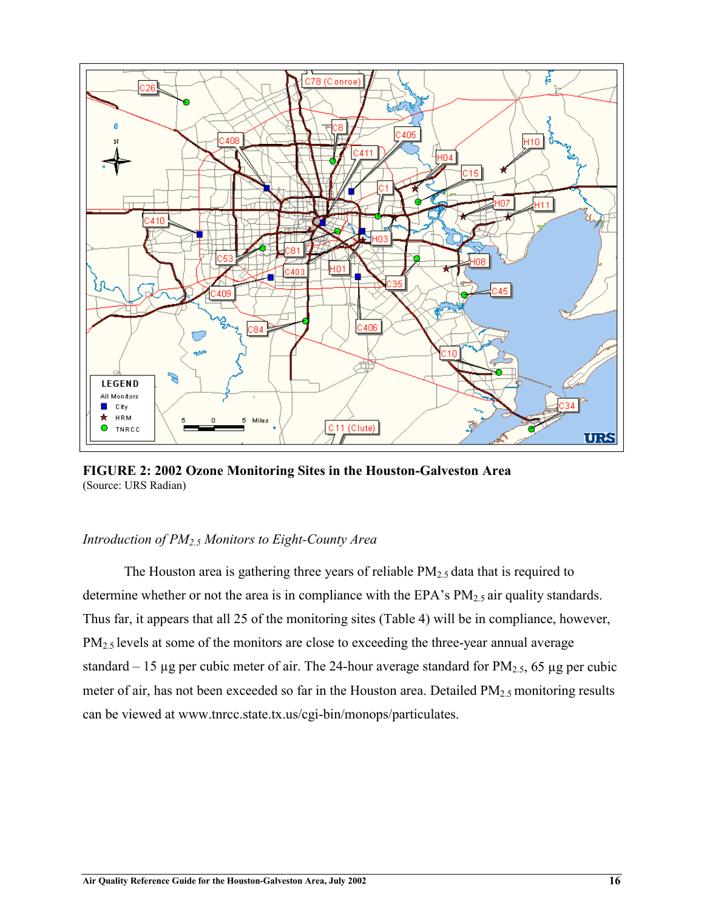**FIGURE 2: 2002 Ozone Monitoring Sites in the Houston-Galveston Area**
(Source: URS Radian)

### *Introduction of $PM_{2.5}$ Monitors to Eight-County Area*

The Houston area is gathering three years of reliable $PM_{2.5}$ data that is required to determine whether or not the area is in compliance with the EPA's $PM_{2.5}$ air quality standards. Thus far, it appears that all 25 of the monitoring sites (Table 4) will be in compliance, however, $PM_{2.5}$ levels at some of the monitors are close to exceeding the three-year annual average standard – 15 µg per cubic meter of air. The 24-hour average standard for $PM_{2.5}$, 65 µg per cubic meter of air, has not been exceeded so far in the Houston area. Detailed $PM_{2.5}$ monitoring results can be viewed at www.tnrcc.state.tx.us/cgi-bin/monops/particulates.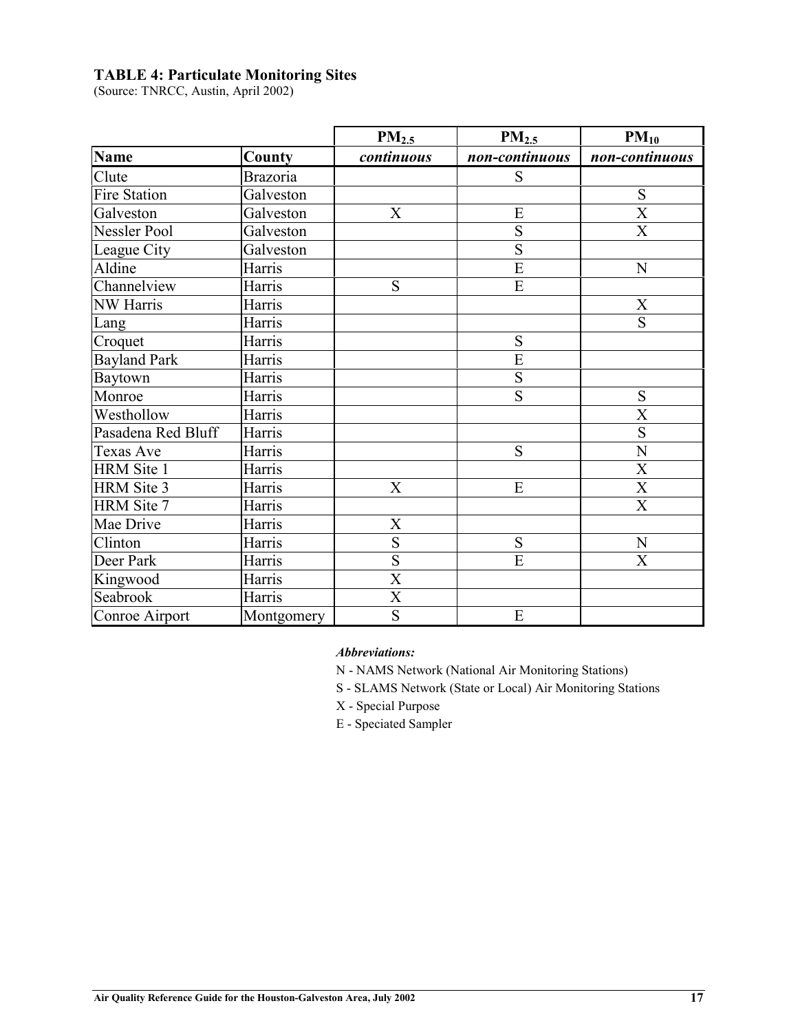**TABLE 4: Particulate Monitoring Sites**
(Source: TNRCC, Austin, April 2002)

| | | $PM_{2.5}$ | $PM_{2.5}$ | $PM_{10}$ |
|---|---|---|---|---|
| **Name** | **County** | ***continuous*** | ***non-continuous*** | ***non-continuous*** |
| Clute | Brazoria | | S | |
| Fire Station | Galveston | | | S |
| Galveston | Galveston | X | E | X |
| Nessler Pool | Galveston | | S | X |
| League City | Galveston | | S | |
| Aldine | Harris | | E | N |
| Channelview | Harris | S | E | |
| NW Harris | Harris | | | X |
| Lang | Harris | | | S |
| Croquet | Harris | | S | |
| Bayland Park | Harris | | E | |
| Baytown | Harris | | S | |
| Monroe | Harris | | S | S |
| Westhollow | Harris | | | X |
| Pasadena Red Bluff | Harris | | | S |
| Texas Ave | Harris | | S | N |
| HRM Site 1 | Harris | | | X |
| HRM Site 3 | Harris | X | E | X |
| HRM Site 7 | Harris | | | X |
| Mae Drive | Harris | X | | |
| Clinton | Harris | S | S | N |
| Deer Park | Harris | S | E | X |
| Kingwood | Harris | X | | |
| Seabrook | Harris | X | | |
| Conroe Airport | Montgomery | S | E | |

***Abbreviations:***

N - NAMS Network (National Air Monitoring Stations)

S - SLAMS Network (State or Local) Air Monitoring Stations

X - Special Purpose

E - Speciated Sampler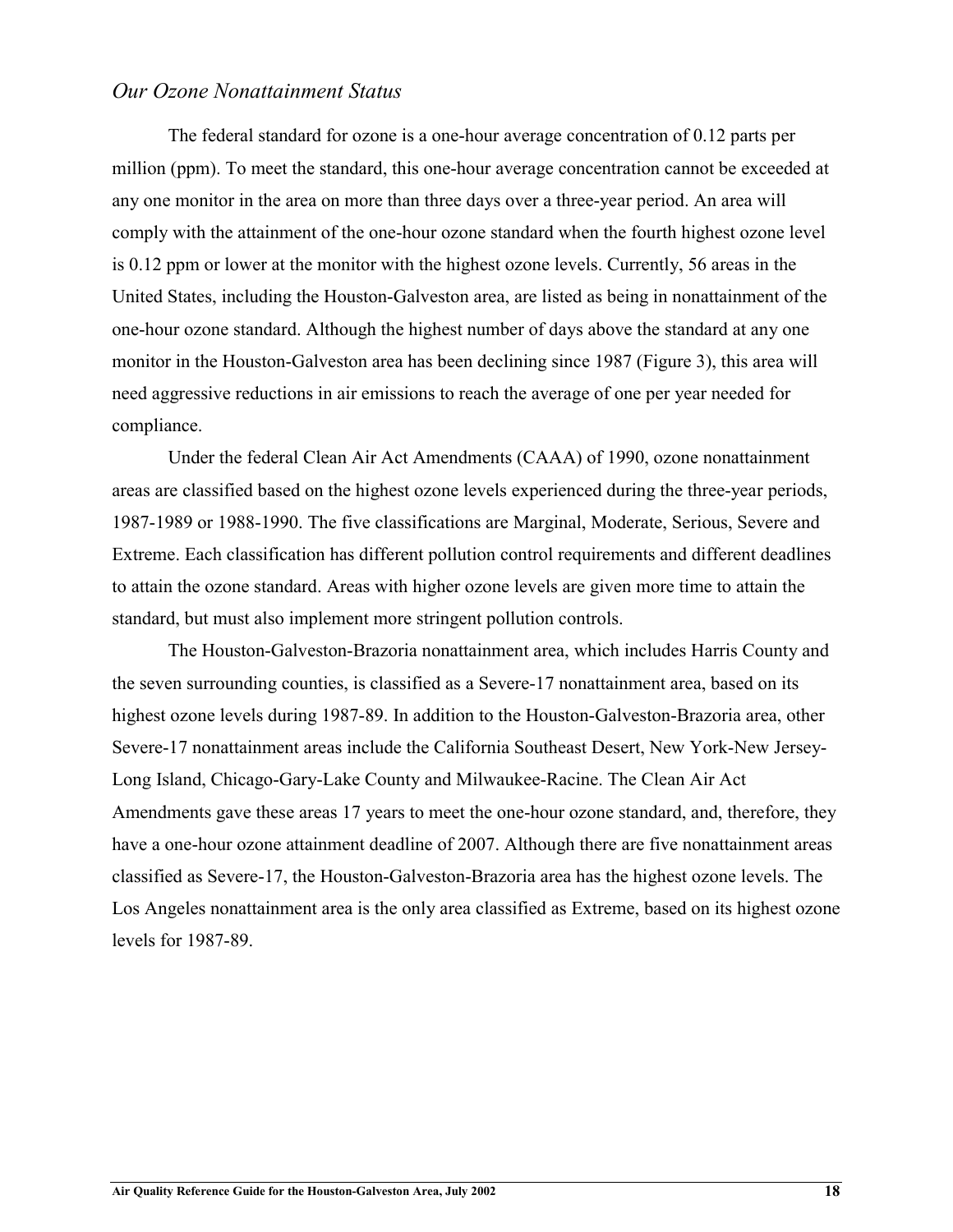### *Our Ozone Nonattainment Status*

The federal standard for ozone is a one-hour average concentration of 0.12 parts per million (ppm). To meet the standard, this one-hour average concentration cannot be exceeded at any one monitor in the area on more than three days over a three-year period. An area will comply with the attainment of the one-hour ozone standard when the fourth highest ozone level is 0.12 ppm or lower at the monitor with the highest ozone levels. Currently, 56 areas in the United States, including the Houston-Galveston area, are listed as being in nonattainment of the one-hour ozone standard. Although the highest number of days above the standard at any one monitor in the Houston-Galveston area has been declining since 1987 (Figure 3), this area will need aggressive reductions in air emissions to reach the average of one per year needed for compliance.

Under the federal Clean Air Act Amendments (CAAA) of 1990, ozone nonattainment areas are classified based on the highest ozone levels experienced during the three-year periods, 1987-1989 or 1988-1990. The five classifications are Marginal, Moderate, Serious, Severe and Extreme. Each classification has different pollution control requirements and different deadlines to attain the ozone standard. Areas with higher ozone levels are given more time to attain the standard, but must also implement more stringent pollution controls.

The Houston-Galveston-Brazoria nonattainment area, which includes Harris County and the seven surrounding counties, is classified as a Severe-17 nonattainment area, based on its highest ozone levels during 1987-89. In addition to the Houston-Galveston-Brazoria area, other Severe-17 nonattainment areas include the California Southeast Desert, New York-New Jersey-Long Island, Chicago-Gary-Lake County and Milwaukee-Racine. The Clean Air Act Amendments gave these areas 17 years to meet the one-hour ozone standard, and, therefore, they have a one-hour ozone attainment deadline of 2007. Although there are five nonattainment areas classified as Severe-17, the Houston-Galveston-Brazoria area has the highest ozone levels. The Los Angeles nonattainment area is the only area classified as Extreme, based on its highest ozone levels for 1987-89.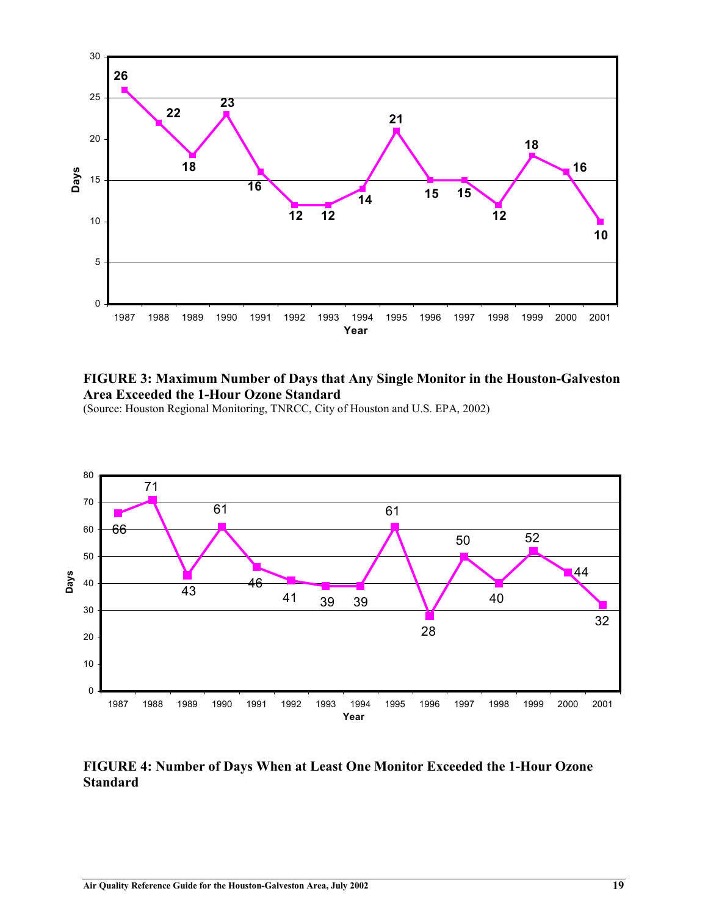**FIGURE 3: Maximum Number of Days that Any Single Monitor in the Houston-Galveston Area Exceeded the 1-Hour Ozone Standard**
(Source: Houston Regional Monitoring, TNRCC, City of Houston and U.S. EPA, 2002)

**FIGURE 4: Number of Days When at Least One Monitor Exceeded the 1-Hour Ozone Standard**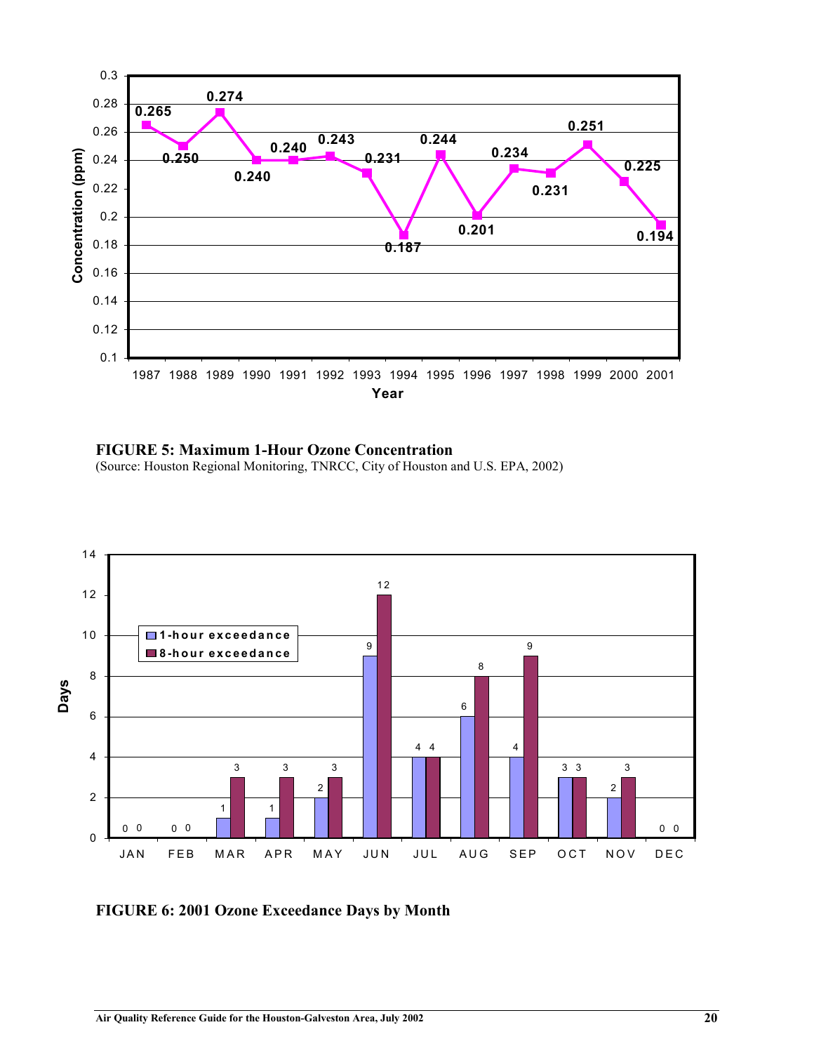FIGURE 5: Maximum 1-Hour Ozone Concentration

(Source: Houston Regional Monitoring, TNRCC, City of Houston and U.S. EPA, 2002)

| Year | Concentration (ppm) |
|---|---|
| 1987 | 0.265 |
| 1988 | 0.250 |
| 1989 | 0.274 |
| 1990 | 0.240 |
| 1991 | 0.240 |
| 1992 | 0.243 |
| 1993 | 0.231 |
| 1994 | 0.187 |
| 1995 | 0.244 |
| 1996 | 0.201 |
| 1997 | 0.234 |
| 1998 | 0.231 |
| 1999 | 0.251 |
| 2000 | 0.225 |
| 2001 | 0.194 |

FIGURE 6: 2001 Ozone Exceedance Days by Month

| Month | 1-hour exceedance | 8-hour exceedance |
|---|---|---|
| JAN | 0 | 0 |
| FEB | 0 | 0 |
| MAR | 1 | 3 |
| APR | 1 | 3 |
| MAY | 2 | 3 |
| JUN | 9 | 12 |
| JUL | 4 | 4 |
| AUG | 6 | 8 |
| SEP | 4 | 9 |
| OCT | 3 | 3 |
| NOV | 2 | 3 |
| DEC | 0 | 0 |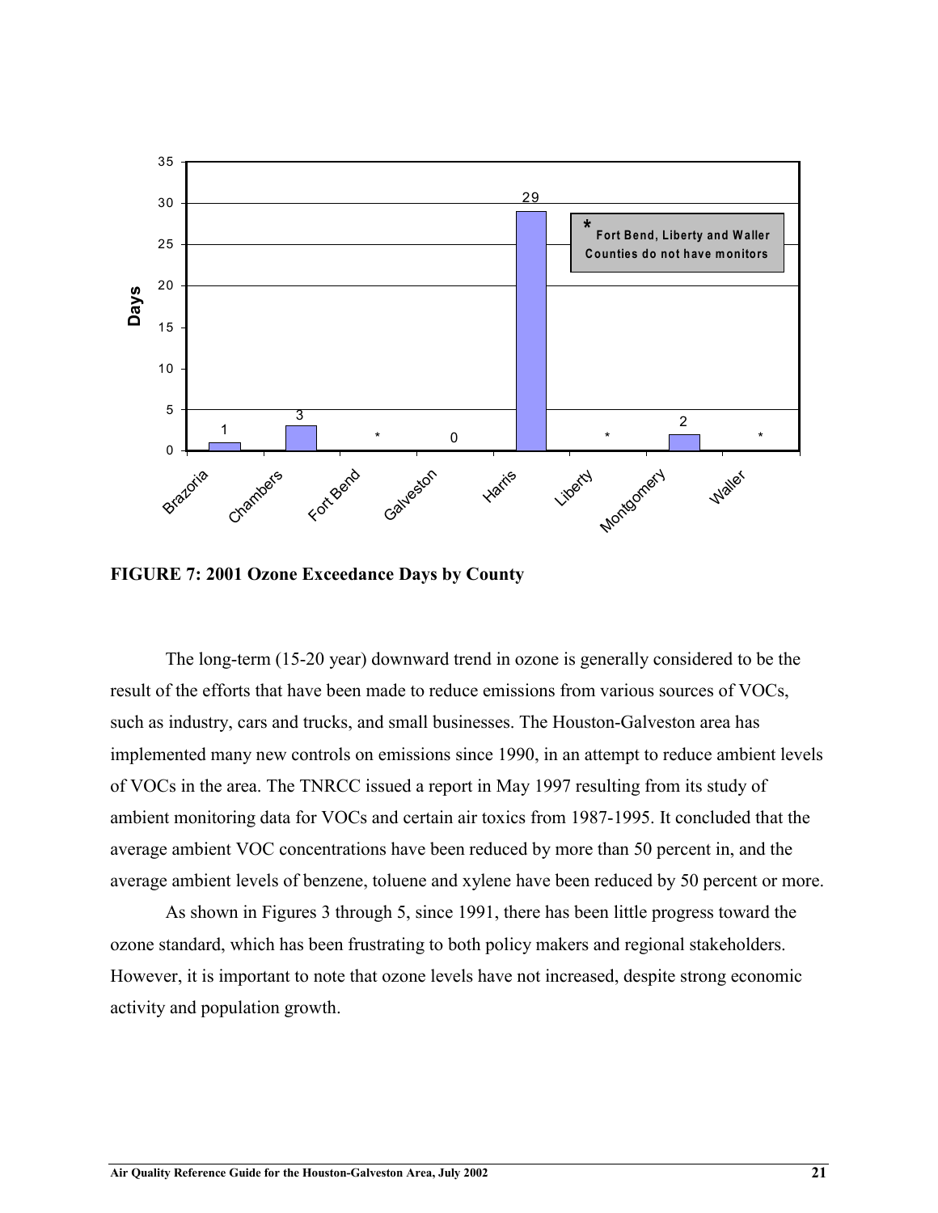| County | Days |
| --- | --- |
| Brazoria | 1 |
| Chambers | 3 |
| Fort Bend | * |
| Galveston | 0 |
| Harris | 29 |
| Liberty | * |
| Montgomery | 2 |
| Waller | * |

* Fort Bend, Liberty and Waller Counties do not have monitors

**FIGURE 7: 2001 Ozone Exceedance Days by County**

The long-term (15-20 year) downward trend in ozone is generally considered to be the result of the efforts that have been made to reduce emissions from various sources of VOCs, such as industry, cars and trucks, and small businesses. The Houston-Galveston area has implemented many new controls on emissions since 1990, in an attempt to reduce ambient levels of VOCs in the area. The TNRCC issued a report in May 1997 resulting from its study of ambient monitoring data for VOCs and certain air toxics from 1987-1995. It concluded that the average ambient VOC concentrations have been reduced by more than 50 percent in, and the average ambient levels of benzene, toluene and xylene have been reduced by 50 percent or more.

As shown in Figures 3 through 5, since 1991, there has been little progress toward the ozone standard, which has been frustrating to both policy makers and regional stakeholders. However, it is important to note that ozone levels have not increased, despite strong economic activity and population growth.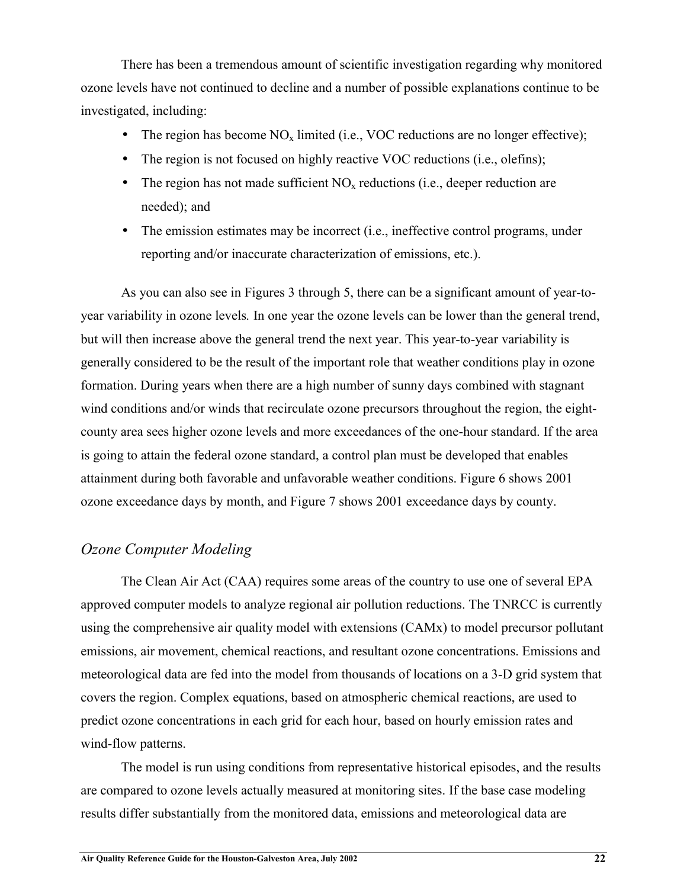There has been a tremendous amount of scientific investigation regarding why monitored ozone levels have not continued to decline and a number of possible explanations continue to be investigated, including:

- The region has become $NO_x$ limited (i.e., VOC reductions are no longer effective);
- The region is not focused on highly reactive VOC reductions (i.e., olefins);
- The region has not made sufficient $NO_x$ reductions (i.e., deeper reduction are needed); and
- The emission estimates may be incorrect (i.e., ineffective control programs, under reporting and/or inaccurate characterization of emissions, etc.).

As you can also see in Figures 3 through 5, there can be a significant amount of year-to-year variability in ozone levels. In one year the ozone levels can be lower than the general trend, but will then increase above the general trend the next year. This year-to-year variability is generally considered to be the result of the important role that weather conditions play in ozone formation. During years when there are a high number of sunny days combined with stagnant wind conditions and/or winds that recirculate ozone precursors throughout the region, the eight-county area sees higher ozone levels and more exceedances of the one-hour standard. If the area is going to attain the federal ozone standard, a control plan must be developed that enables attainment during both favorable and unfavorable weather conditions. Figure 6 shows 2001 ozone exceedance days by month, and Figure 7 shows 2001 exceedance days by county.

### *Ozone Computer Modeling*

The Clean Air Act (CAA) requires some areas of the country to use one of several EPA approved computer models to analyze regional air pollution reductions. The TNRCC is currently using the comprehensive air quality model with extensions (CAMx) to model precursor pollutant emissions, air movement, chemical reactions, and resultant ozone concentrations. Emissions and meteorological data are fed into the model from thousands of locations on a 3-D grid system that covers the region. Complex equations, based on atmospheric chemical reactions, are used to predict ozone concentrations in each grid for each hour, based on hourly emission rates and wind-flow patterns.

The model is run using conditions from representative historical episodes, and the results are compared to ozone levels actually measured at monitoring sites. If the base case modeling results differ substantially from the monitored data, emissions and meteorological data are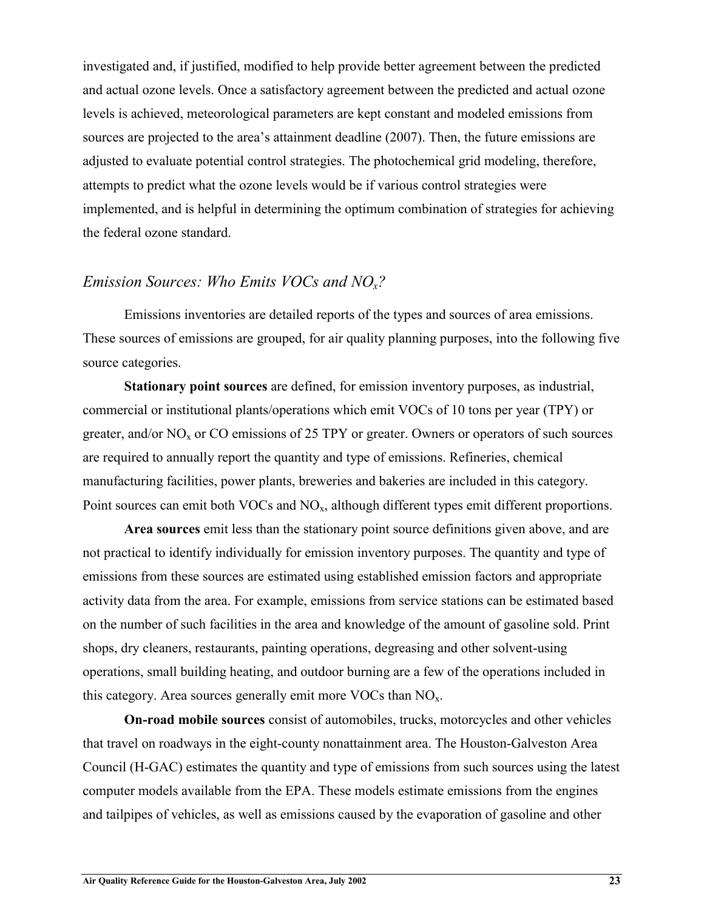investigated and, if justified, modified to help provide better agreement between the predicted and actual ozone levels. Once a satisfactory agreement between the predicted and actual ozone levels is achieved, meteorological parameters are kept constant and modeled emissions from sources are projected to the area's attainment deadline (2007). Then, the future emissions are adjusted to evaluate potential control strategies. The photochemical grid modeling, therefore, attempts to predict what the ozone levels would be if various control strategies were implemented, and is helpful in determining the optimum combination of strategies for achieving the federal ozone standard.

## *Emission Sources: Who Emits VOCs and $NO_x$?*

Emissions inventories are detailed reports of the types and sources of area emissions. These sources of emissions are grouped, for air quality planning purposes, into the following five source categories.

**Stationary point sources** are defined, for emission inventory purposes, as industrial, commercial or institutional plants/operations which emit VOCs of 10 tons per year (TPY) or greater, and/or $NO_x$ or CO emissions of 25 TPY or greater. Owners or operators of such sources are required to annually report the quantity and type of emissions. Refineries, chemical manufacturing facilities, power plants, breweries and bakeries are included in this category. Point sources can emit both VOCs and $NO_x$, although different types emit different proportions.

**Area sources** emit less than the stationary point source definitions given above, and are not practical to identify individually for emission inventory purposes. The quantity and type of emissions from these sources are estimated using established emission factors and appropriate activity data from the area. For example, emissions from service stations can be estimated based on the number of such facilities in the area and knowledge of the amount of gasoline sold. Print shops, dry cleaners, restaurants, painting operations, degreasing and other solvent-using operations, small building heating, and outdoor burning are a few of the operations included in this category. Area sources generally emit more VOCs than $NO_x$.

**On-road mobile sources** consist of automobiles, trucks, motorcycles and other vehicles that travel on roadways in the eight-county nonattainment area. The Houston-Galveston Area Council (H-GAC) estimates the quantity and type of emissions from such sources using the latest computer models available from the EPA. These models estimate emissions from the engines and tailpipes of vehicles, as well as emissions caused by the evaporation of gasoline and other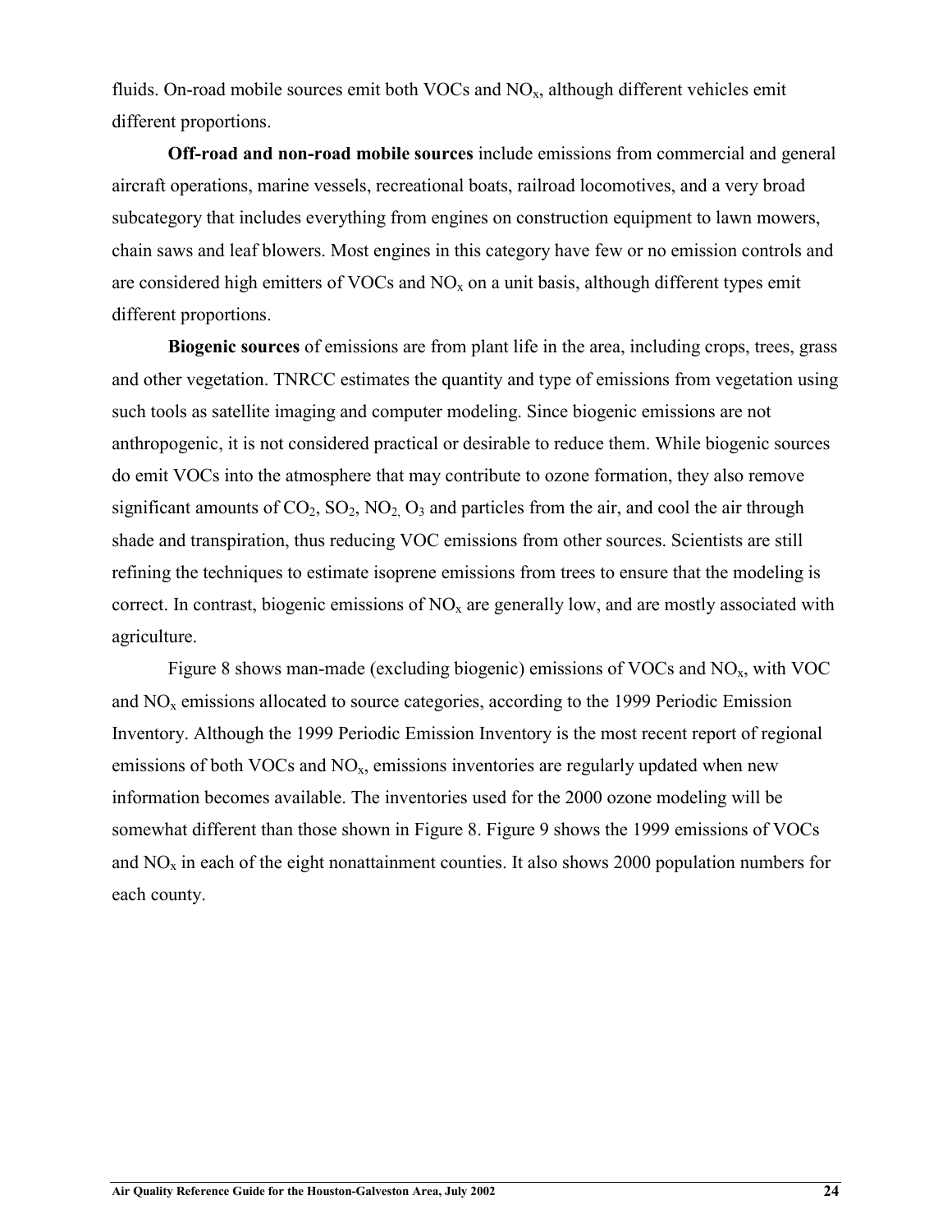fluids. On-road mobile sources emit both VOCs and $NO_x$, although different vehicles emit different proportions.

**Off-road and non-road mobile sources** include emissions from commercial and general aircraft operations, marine vessels, recreational boats, railroad locomotives, and a very broad subcategory that includes everything from engines on construction equipment to lawn mowers, chain saws and leaf blowers. Most engines in this category have few or no emission controls and are considered high emitters of VOCs and $NO_x$ on a unit basis, although different types emit different proportions.

**Biogenic sources** of emissions are from plant life in the area, including crops, trees, grass and other vegetation. TNRCC estimates the quantity and type of emissions from vegetation using such tools as satellite imaging and computer modeling. Since biogenic emissions are not anthropogenic, it is not considered practical or desirable to reduce them. While biogenic sources do emit VOCs into the atmosphere that may contribute to ozone formation, they also remove significant amounts of $CO_2$, $SO_2$, $NO_2$, $O_3$ and particles from the air, and cool the air through shade and transpiration, thus reducing VOC emissions from other sources. Scientists are still refining the techniques to estimate isoprene emissions from trees to ensure that the modeling is correct. In contrast, biogenic emissions of $NO_x$ are generally low, and are mostly associated with agriculture.

Figure 8 shows man-made (excluding biogenic) emissions of VOCs and $NO_x$, with VOC and $NO_x$ emissions allocated to source categories, according to the 1999 Periodic Emission Inventory. Although the 1999 Periodic Emission Inventory is the most recent report of regional emissions of both VOCs and $NO_x$, emissions inventories are regularly updated when new information becomes available. The inventories used for the 2000 ozone modeling will be somewhat different than those shown in Figure 8. Figure 9 shows the 1999 emissions of VOCs and $NO_x$ in each of the eight nonattainment counties. It also shows 2000 population numbers for each county.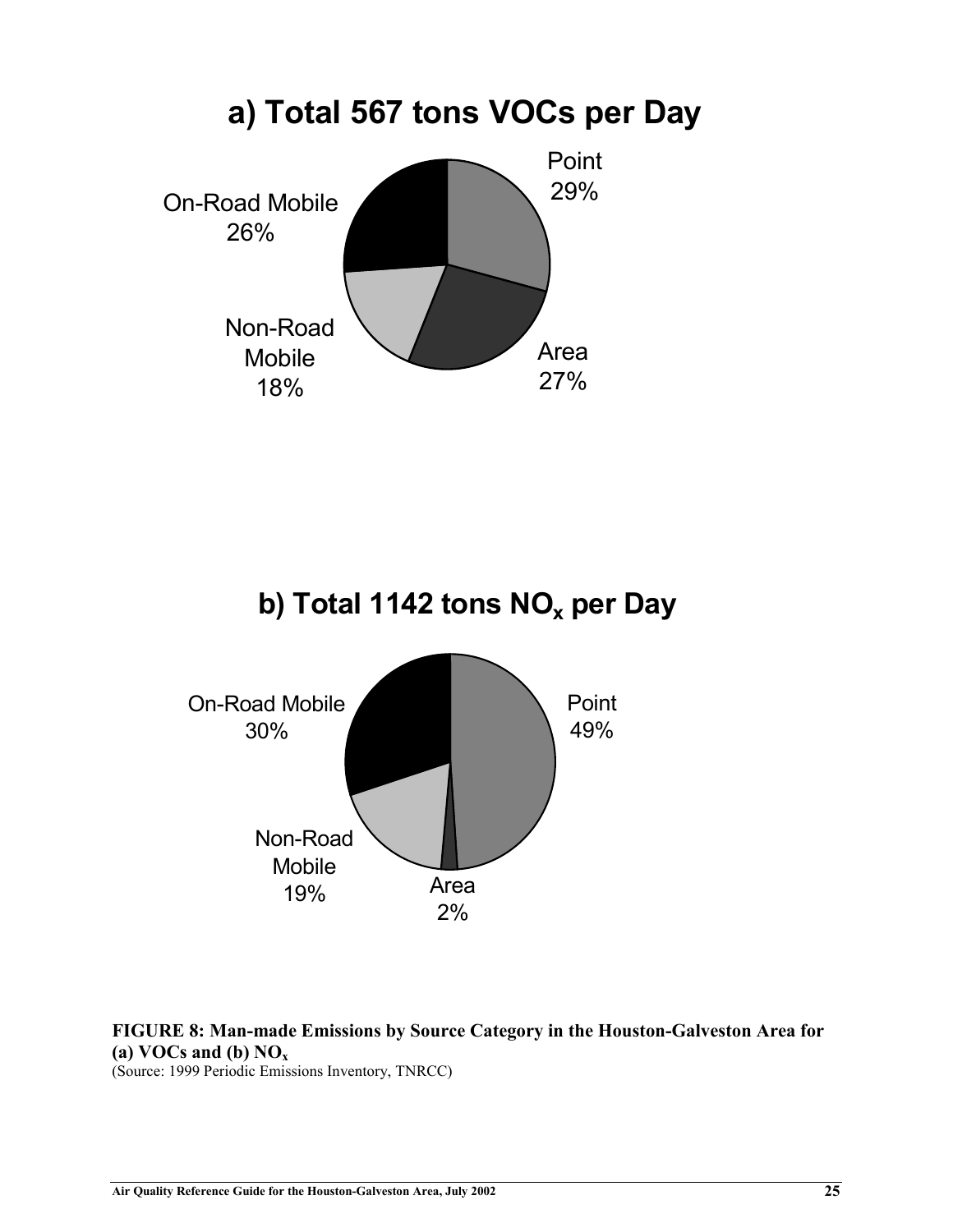**a) Total 567 tons VOCs per Day**

Point 29%

Area 27%

Non-Road Mobile 18%

On-Road Mobile 26%

**b) Total 1142 tons $NO_x$ per Day**

Point 49%

Area 2%

Non-Road Mobile 19%

On-Road Mobile 30%

**FIGURE 8: Man-made Emissions by Source Category in the Houston-Galveston Area for (a) VOCs and (b) $NO_x$**
(Source: 1999 Periodic Emissions Inventory, TNRCC)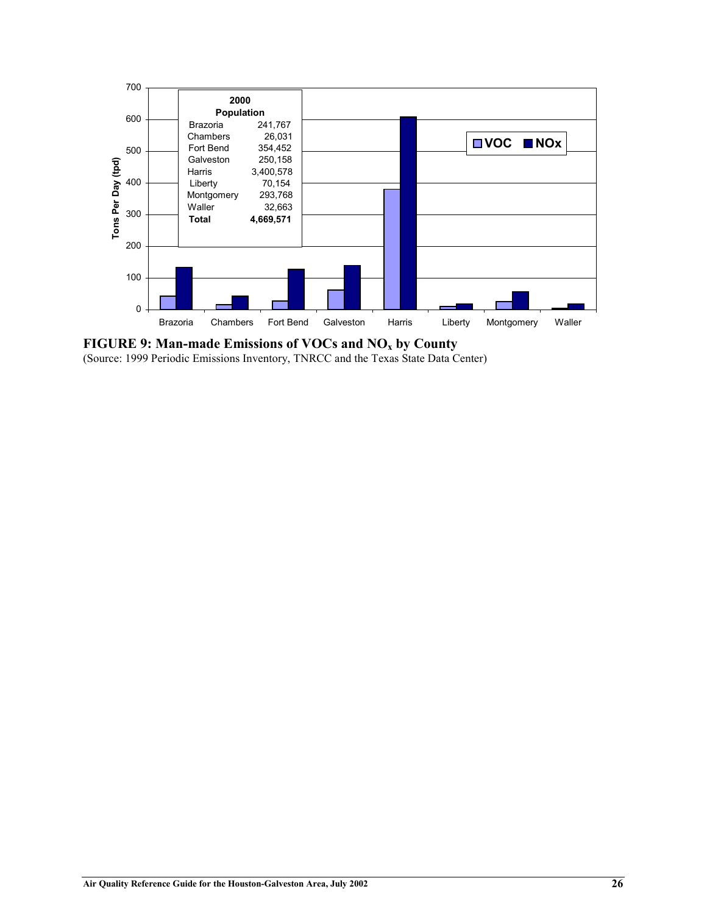| 2000 Population | |
|---|---|
| Brazoria | 241,767 |
| Chambers | 26,031 |
| Fort Bend | 354,452 |
| Galveston | 250,158 |
| Harris | 3,400,578 |
| Liberty | 70,154 |
| Montgomery | 293,768 |
| Waller | 32,663 |
| **Total** | **4,669,571** |

**FIGURE 9: Man-made Emissions of VOCs and $NO_x$ by County**
(Source: 1999 Periodic Emissions Inventory, TNRCC and the Texas State Data Center)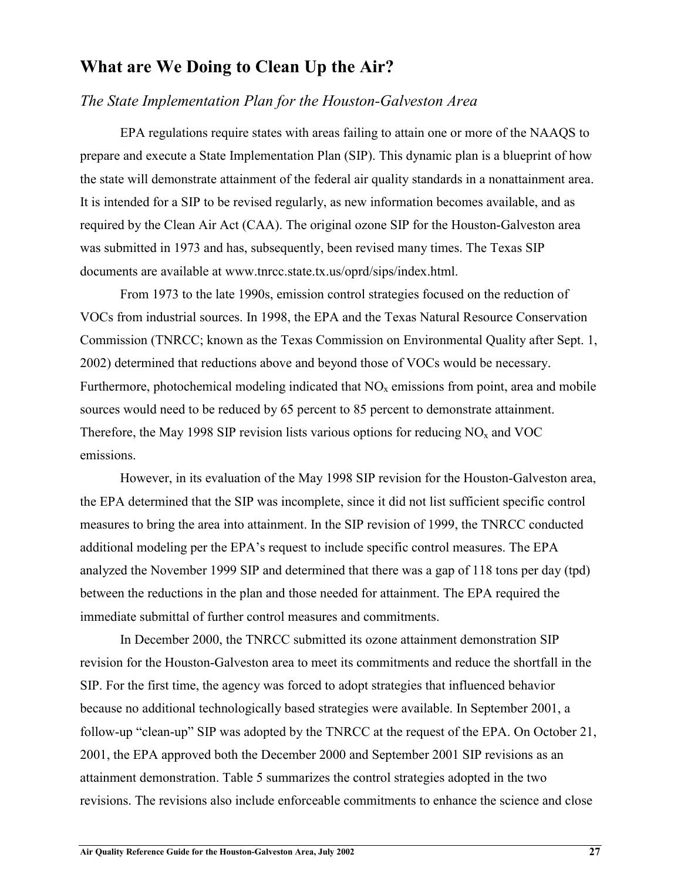## What are We Doing to Clean Up the Air?

### *The State Implementation Plan for the Houston-Galveston Area*

EPA regulations require states with areas failing to attain one or more of the NAAQS to prepare and execute a State Implementation Plan (SIP). This dynamic plan is a blueprint of how the state will demonstrate attainment of the federal air quality standards in a nonattainment area. It is intended for a SIP to be revised regularly, as new information becomes available, and as required by the Clean Air Act (CAA). The original ozone SIP for the Houston-Galveston area was submitted in 1973 and has, subsequently, been revised many times. The Texas SIP documents are available at www.tnrcc.state.tx.us/oprd/sips/index.html.

From 1973 to the late 1990s, emission control strategies focused on the reduction of VOCs from industrial sources. In 1998, the EPA and the Texas Natural Resource Conservation Commission (TNRCC; known as the Texas Commission on Environmental Quality after Sept. 1, 2002) determined that reductions above and beyond those of VOCs would be necessary. Furthermore, photochemical modeling indicated that $NO_x$ emissions from point, area and mobile sources would need to be reduced by 65 percent to 85 percent to demonstrate attainment. Therefore, the May 1998 SIP revision lists various options for reducing $NO_x$ and VOC emissions.

However, in its evaluation of the May 1998 SIP revision for the Houston-Galveston area, the EPA determined that the SIP was incomplete, since it did not list sufficient specific control measures to bring the area into attainment. In the SIP revision of 1999, the TNRCC conducted additional modeling per the EPA's request to include specific control measures. The EPA analyzed the November 1999 SIP and determined that there was a gap of 118 tons per day (tpd) between the reductions in the plan and those needed for attainment. The EPA required the immediate submittal of further control measures and commitments.

In December 2000, the TNRCC submitted its ozone attainment demonstration SIP revision for the Houston-Galveston area to meet its commitments and reduce the shortfall in the SIP. For the first time, the agency was forced to adopt strategies that influenced behavior because no additional technologically based strategies were available. In September 2001, a follow-up "clean-up" SIP was adopted by the TNRCC at the request of the EPA. On October 21, 2001, the EPA approved both the December 2000 and September 2001 SIP revisions as an attainment demonstration. Table 5 summarizes the control strategies adopted in the two revisions. The revisions also include enforceable commitments to enhance the science and close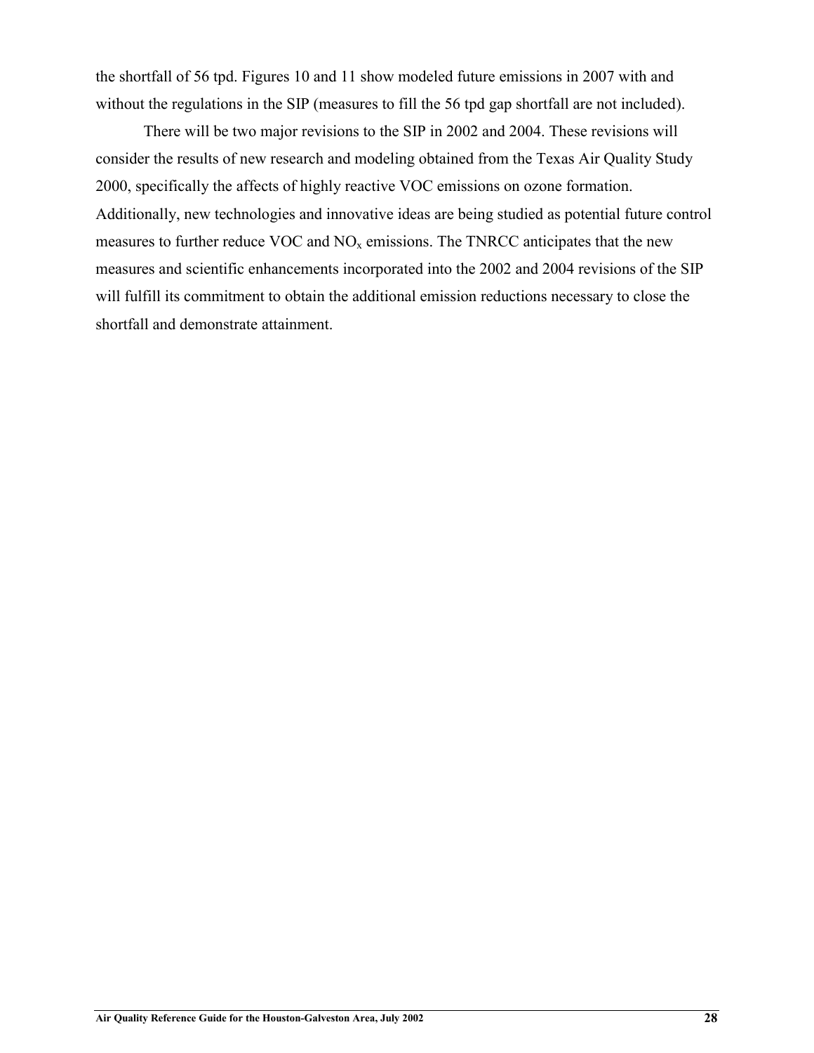the shortfall of 56 tpd. Figures 10 and 11 show modeled future emissions in 2007 with and without the regulations in the SIP (measures to fill the 56 tpd gap shortfall are not included).

There will be two major revisions to the SIP in 2002 and 2004. These revisions will consider the results of new research and modeling obtained from the Texas Air Quality Study 2000, specifically the affects of highly reactive VOC emissions on ozone formation. Additionally, new technologies and innovative ideas are being studied as potential future control measures to further reduce VOC and $NO_x$ emissions. The TNRCC anticipates that the new measures and scientific enhancements incorporated into the 2002 and 2004 revisions of the SIP will fulfill its commitment to obtain the additional emission reductions necessary to close the shortfall and demonstrate attainment.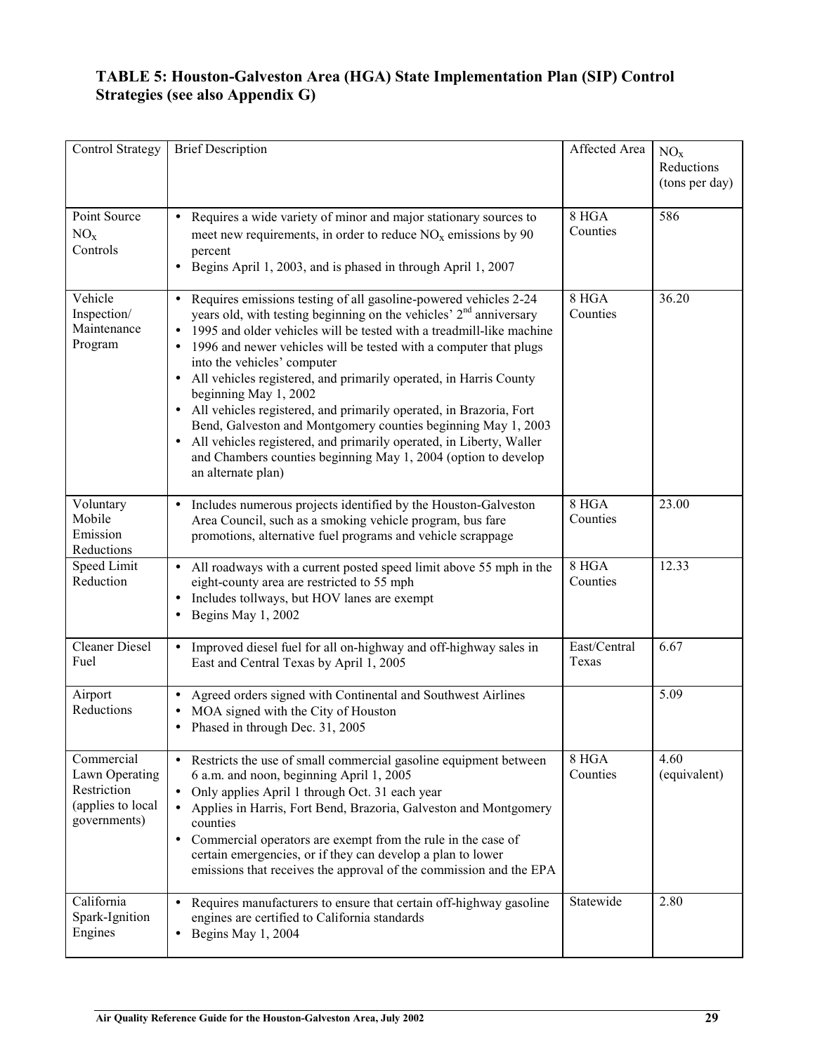### TABLE 5: Houston-Galveston Area (HGA) State Implementation Plan (SIP) Control Strategies (see also Appendix G)

| Control Strategy | Brief Description | Affected Area | $NO_x$ Reductions (tons per day) |
|---|---|---|---|
| Point Source $NO_x$ Controls | • Requires a wide variety of minor and major stationary sources to meet new requirements, in order to reduce $NO_x$ emissions by 90 percent<br>• Begins April 1, 2003, and is phased in through April 1, 2007 | 8 HGA Counties | 586 |
| Vehicle Inspection/ Maintenance Program | • Requires emissions testing of all gasoline-powered vehicles 2-24 years old, with testing beginning on the vehicles' 2nd anniversary<br>• 1995 and older vehicles will be tested with a treadmill-like machine<br>• 1996 and newer vehicles will be tested with a computer that plugs into the vehicles' computer<br>• All vehicles registered, and primarily operated, in Harris County beginning May 1, 2002<br>• All vehicles registered, and primarily operated, in Brazoria, Fort Bend, Galveston and Montgomery counties beginning May 1, 2003<br>• All vehicles registered, and primarily operated, in Liberty, Waller and Chambers counties beginning May 1, 2004 (option to develop an alternate plan) | 8 HGA Counties | 36.20 |
| Voluntary Mobile Emission Reductions | • Includes numerous projects identified by the Houston-Galveston Area Council, such as a smoking vehicle program, bus fare promotions, alternative fuel programs and vehicle scrappage | 8 HGA Counties | 23.00 |
| Speed Limit Reduction | • All roadways with a current posted speed limit above 55 mph in the eight-county area are restricted to 55 mph<br>• Includes tollways, but HOV lanes are exempt<br>• Begins May 1, 2002 | 8 HGA Counties | 12.33 |
| Cleaner Diesel Fuel | • Improved diesel fuel for all on-highway and off-highway sales in East and Central Texas by April 1, 2005 | East/Central Texas | 6.67 |
| Airport Reductions | • Agreed orders signed with Continental and Southwest Airlines<br>• MOA signed with the City of Houston<br>• Phased in through Dec. 31, 2005 | | 5.09 |
| Commercial Lawn Operating Restriction (applies to local governments) | • Restricts the use of small commercial gasoline equipment between 6 a.m. and noon, beginning April 1, 2005<br>• Only applies April 1 through Oct. 31 each year<br>• Applies in Harris, Fort Bend, Brazoria, Galveston and Montgomery counties<br>• Commercial operators are exempt from the rule in the case of certain emergencies, or if they can develop a plan to lower emissions that receives the approval of the commission and the EPA | 8 HGA Counties | 4.60 (equivalent) |
| California Spark-Ignition Engines | • Requires manufacturers to ensure that certain off-highway gasoline engines are certified to California standards<br>• Begins May 1, 2004 | Statewide | 2.80 |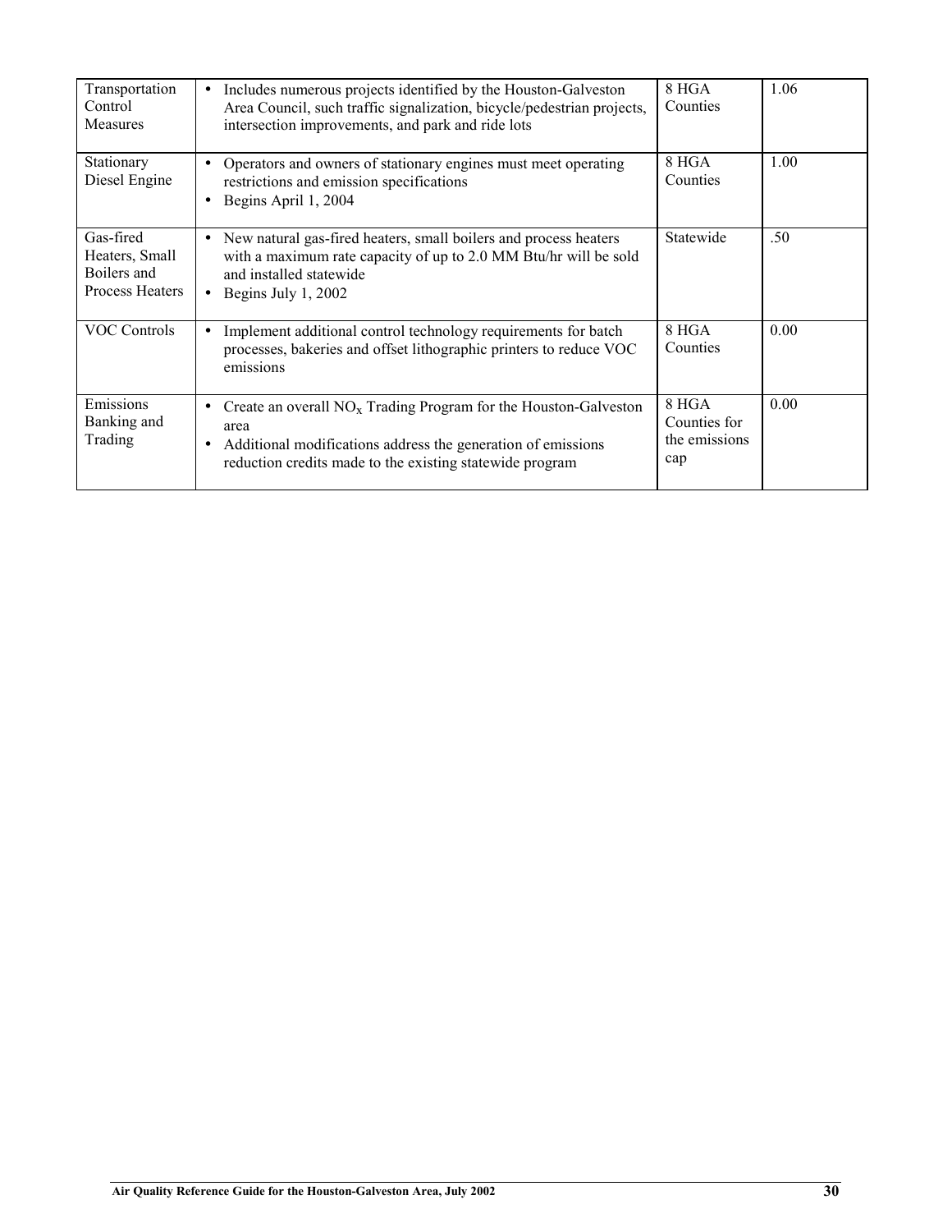| | | | |
|---|---|---|---|
| Transportation Control Measures | • Includes numerous projects identified by the Houston-Galveston Area Council, such traffic signalization, bicycle/pedestrian projects, intersection improvements, and park and ride lots | 8 HGA Counties | 1.06 |
| Stationary Diesel Engine | • Operators and owners of stationary engines must meet operating restrictions and emission specifications<br>• Begins April 1, 2004 | 8 HGA Counties | 1.00 |
| Gas-fired Heaters, Small Boilers and Process Heaters | • New natural gas-fired heaters, small boilers and process heaters with a maximum rate capacity of up to 2.0 MM Btu/hr will be sold and installed statewide<br>• Begins July 1, 2002 | Statewide | .50 |
| VOC Controls | • Implement additional control technology requirements for batch processes, bakeries and offset lithographic printers to reduce VOC emissions | 8 HGA Counties | 0.00 |
| Emissions Banking and Trading | • Create an overall $NO_x$ Trading Program for the Houston-Galveston area<br>• Additional modifications address the generation of emissions reduction credits made to the existing statewide program | 8 HGA Counties for the emissions cap | 0.00 |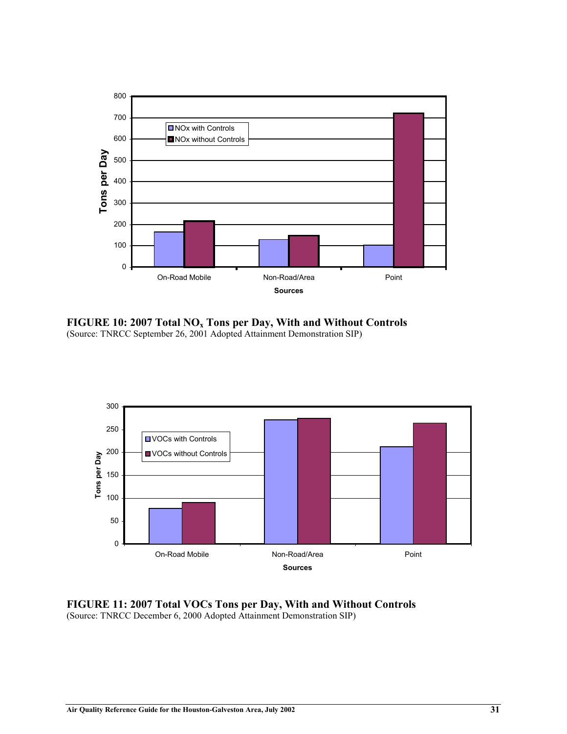**FIGURE 10: 2007 Total $NO_x$ Tons per Day, With and Without Controls**
(Source: TNRCC September 26, 2001 Adopted Attainment Demonstration SIP)

**FIGURE 11: 2007 Total VOCs Tons per Day, With and Without Controls**
(Source: TNRCC December 6, 2000 Adopted Attainment Demonstration SIP)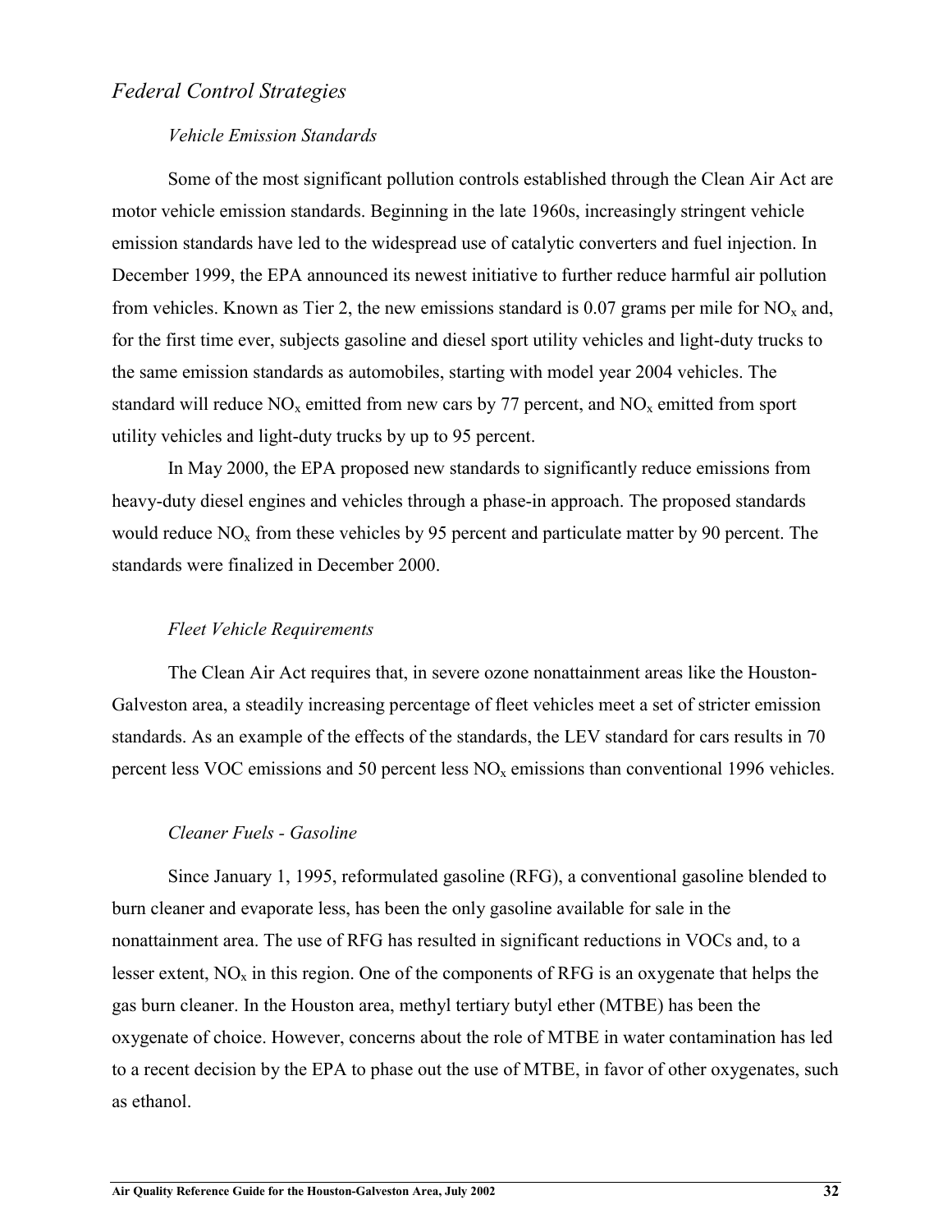## *Federal Control Strategies*

### *Vehicle Emission Standards*

Some of the most significant pollution controls established through the Clean Air Act are motor vehicle emission standards. Beginning in the late 1960s, increasingly stringent vehicle emission standards have led to the widespread use of catalytic converters and fuel injection. In December 1999, the EPA announced its newest initiative to further reduce harmful air pollution from vehicles. Known as Tier 2, the new emissions standard is 0.07 grams per mile for $NO_x$ and, for the first time ever, subjects gasoline and diesel sport utility vehicles and light-duty trucks to the same emission standards as automobiles, starting with model year 2004 vehicles. The standard will reduce $NO_x$ emitted from new cars by 77 percent, and $NO_x$ emitted from sport utility vehicles and light-duty trucks by up to 95 percent.

In May 2000, the EPA proposed new standards to significantly reduce emissions from heavy-duty diesel engines and vehicles through a phase-in approach. The proposed standards would reduce $NO_x$ from these vehicles by 95 percent and particulate matter by 90 percent. The standards were finalized in December 2000.

### *Fleet Vehicle Requirements*

The Clean Air Act requires that, in severe ozone nonattainment areas like the Houston-Galveston area, a steadily increasing percentage of fleet vehicles meet a set of stricter emission standards. As an example of the effects of the standards, the LEV standard for cars results in 70 percent less VOC emissions and 50 percent less $NO_x$ emissions than conventional 1996 vehicles.

### *Cleaner Fuels - Gasoline*

Since January 1, 1995, reformulated gasoline (RFG), a conventional gasoline blended to burn cleaner and evaporate less, has been the only gasoline available for sale in the nonattainment area. The use of RFG has resulted in significant reductions in VOCs and, to a lesser extent, $NO_x$ in this region. One of the components of RFG is an oxygenate that helps the gas burn cleaner. In the Houston area, methyl tertiary butyl ether (MTBE) has been the oxygenate of choice. However, concerns about the role of MTBE in water contamination has led to a recent decision by the EPA to phase out the use of MTBE, in favor of other oxygenates, such as ethanol.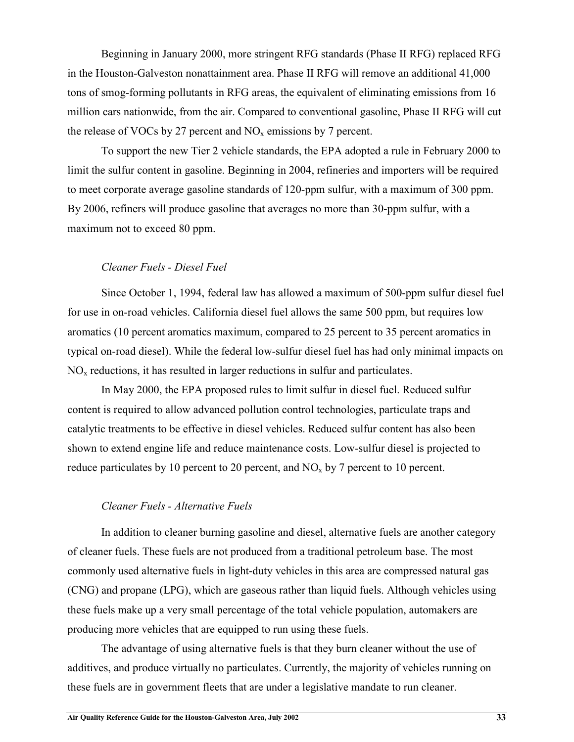Beginning in January 2000, more stringent RFG standards (Phase II RFG) replaced RFG in the Houston-Galveston nonattainment area. Phase II RFG will remove an additional 41,000 tons of smog-forming pollutants in RFG areas, the equivalent of eliminating emissions from 16 million cars nationwide, from the air. Compared to conventional gasoline, Phase II RFG will cut the release of VOCs by 27 percent and $NO_x$ emissions by 7 percent.

To support the new Tier 2 vehicle standards, the EPA adopted a rule in February 2000 to limit the sulfur content in gasoline. Beginning in 2004, refineries and importers will be required to meet corporate average gasoline standards of 120-ppm sulfur, with a maximum of 300 ppm. By 2006, refiners will produce gasoline that averages no more than 30-ppm sulfur, with a maximum not to exceed 80 ppm.

*Cleaner Fuels - Diesel Fuel*

Since October 1, 1994, federal law has allowed a maximum of 500-ppm sulfur diesel fuel for use in on-road vehicles. California diesel fuel allows the same 500 ppm, but requires low aromatics (10 percent aromatics maximum, compared to 25 percent to 35 percent aromatics in typical on-road diesel). While the federal low-sulfur diesel fuel has had only minimal impacts on $NO_x$ reductions, it has resulted in larger reductions in sulfur and particulates.

In May 2000, the EPA proposed rules to limit sulfur in diesel fuel. Reduced sulfur content is required to allow advanced pollution control technologies, particulate traps and catalytic treatments to be effective in diesel vehicles. Reduced sulfur content has also been shown to extend engine life and reduce maintenance costs. Low-sulfur diesel is projected to reduce particulates by 10 percent to 20 percent, and $NO_x$ by 7 percent to 10 percent.

*Cleaner Fuels - Alternative Fuels*

In addition to cleaner burning gasoline and diesel, alternative fuels are another category of cleaner fuels. These fuels are not produced from a traditional petroleum base. The most commonly used alternative fuels in light-duty vehicles in this area are compressed natural gas (CNG) and propane (LPG), which are gaseous rather than liquid fuels. Although vehicles using these fuels make up a very small percentage of the total vehicle population, automakers are producing more vehicles that are equipped to run using these fuels.

The advantage of using alternative fuels is that they burn cleaner without the use of additives, and produce virtually no particulates. Currently, the majority of vehicles running on these fuels are in government fleets that are under a legislative mandate to run cleaner.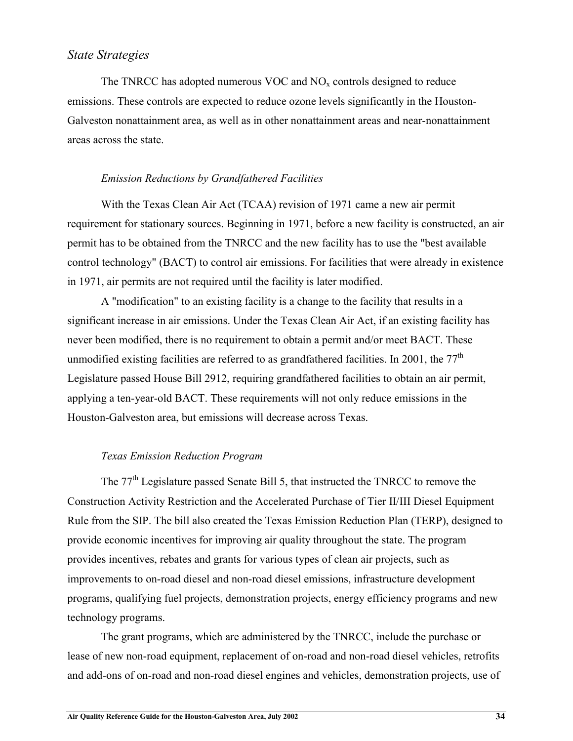## *State Strategies*

The TNRCC has adopted numerous VOC and $NO_x$ controls designed to reduce emissions. These controls are expected to reduce ozone levels significantly in the Houston-Galveston nonattainment area, as well as in other nonattainment areas and near-nonattainment areas across the state.

### *Emission Reductions by Grandfathered Facilities*

With the Texas Clean Air Act (TCAA) revision of 1971 came a new air permit requirement for stationary sources. Beginning in 1971, before a new facility is constructed, an air permit has to be obtained from the TNRCC and the new facility has to use the "best available control technology" (BACT) to control air emissions. For facilities that were already in existence in 1971, air permits are not required until the facility is later modified.

A "modification" to an existing facility is a change to the facility that results in a significant increase in air emissions. Under the Texas Clean Air Act, if an existing facility has never been modified, there is no requirement to obtain a permit and/or meet BACT. These unmodified existing facilities are referred to as grandfathered facilities. In 2001, the 77th Legislature passed House Bill 2912, requiring grandfathered facilities to obtain an air permit, applying a ten-year-old BACT. These requirements will not only reduce emissions in the Houston-Galveston area, but emissions will decrease across Texas.

### *Texas Emission Reduction Program*

The 77th Legislature passed Senate Bill 5, that instructed the TNRCC to remove the Construction Activity Restriction and the Accelerated Purchase of Tier II/III Diesel Equipment Rule from the SIP. The bill also created the Texas Emission Reduction Plan (TERP), designed to provide economic incentives for improving air quality throughout the state. The program provides incentives, rebates and grants for various types of clean air projects, such as improvements to on-road diesel and non-road diesel emissions, infrastructure development programs, qualifying fuel projects, demonstration projects, energy efficiency programs and new technology programs.

The grant programs, which are administered by the TNRCC, include the purchase or lease of new non-road equipment, replacement of on-road and non-road diesel vehicles, retrofits and add-ons of on-road and non-road diesel engines and vehicles, demonstration projects, use of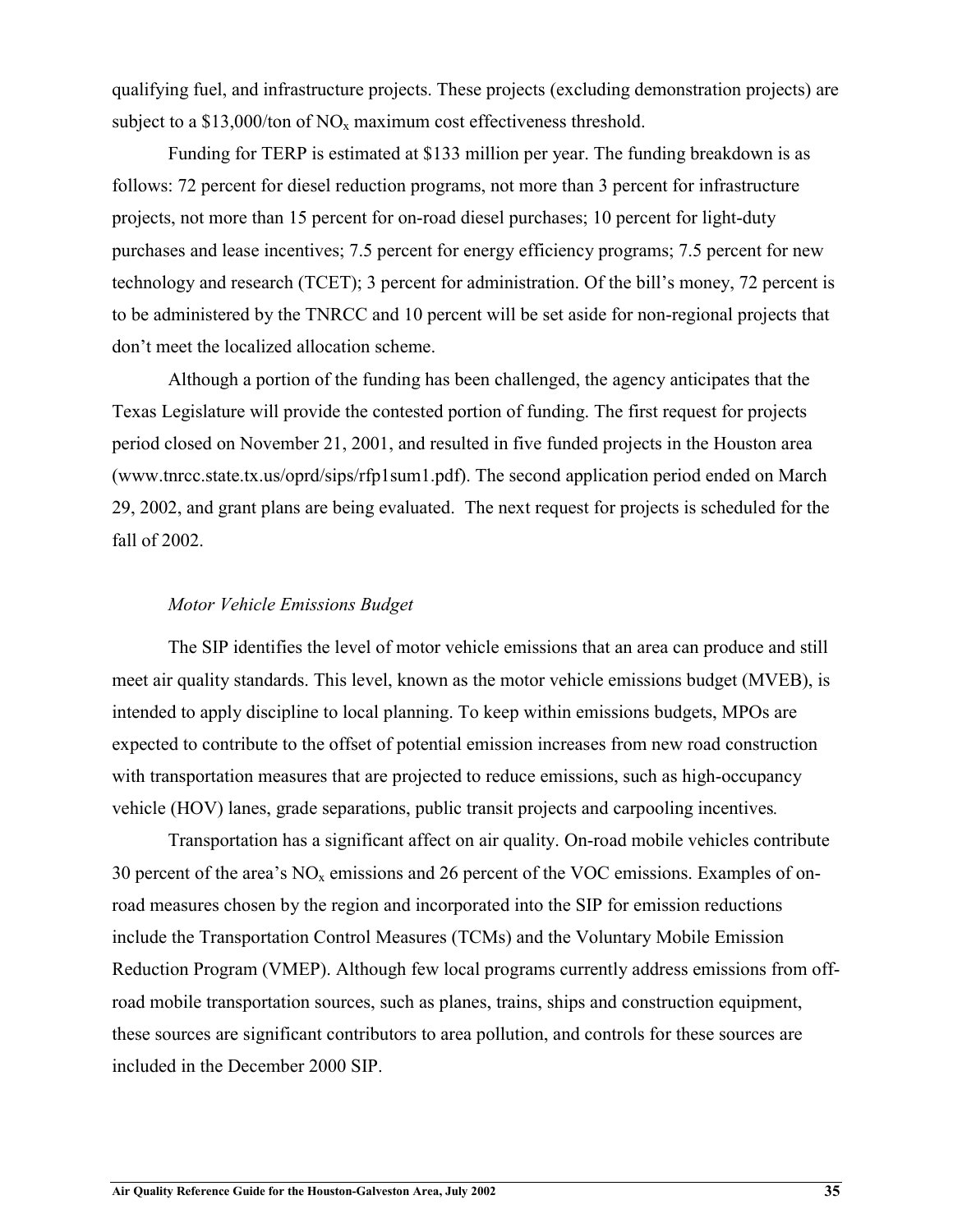qualifying fuel, and infrastructure projects. These projects (excluding demonstration projects) are subject to a \$13,000/ton of $NO_x$ maximum cost effectiveness threshold.

Funding for TERP is estimated at \$133 million per year. The funding breakdown is as follows: 72 percent for diesel reduction programs, not more than 3 percent for infrastructure projects, not more than 15 percent for on-road diesel purchases; 10 percent for light-duty purchases and lease incentives; 7.5 percent for energy efficiency programs; 7.5 percent for new technology and research (TCET); 3 percent for administration. Of the bill's money, 72 percent is to be administered by the TNRCC and 10 percent will be set aside for non-regional projects that don't meet the localized allocation scheme.

Although a portion of the funding has been challenged, the agency anticipates that the Texas Legislature will provide the contested portion of funding. The first request for projects period closed on November 21, 2001, and resulted in five funded projects in the Houston area (www.tnrcc.state.tx.us/oprd/sips/rfp1sum1.pdf). The second application period ended on March 29, 2002, and grant plans are being evaluated. The next request for projects is scheduled for the fall of 2002.

*Motor Vehicle Emissions Budget*

The SIP identifies the level of motor vehicle emissions that an area can produce and still meet air quality standards. This level, known as the motor vehicle emissions budget (MVEB), is intended to apply discipline to local planning. To keep within emissions budgets, MPOs are expected to contribute to the offset of potential emission increases from new road construction with transportation measures that are projected to reduce emissions, such as high-occupancy vehicle (HOV) lanes, grade separations, public transit projects and carpooling incentives.

Transportation has a significant affect on air quality. On-road mobile vehicles contribute 30 percent of the area's $NO_x$ emissions and 26 percent of the VOC emissions. Examples of on-road measures chosen by the region and incorporated into the SIP for emission reductions include the Transportation Control Measures (TCMs) and the Voluntary Mobile Emission Reduction Program (VMEP). Although few local programs currently address emissions from off-road mobile transportation sources, such as planes, trains, ships and construction equipment, these sources are significant contributors to area pollution, and controls for these sources are included in the December 2000 SIP.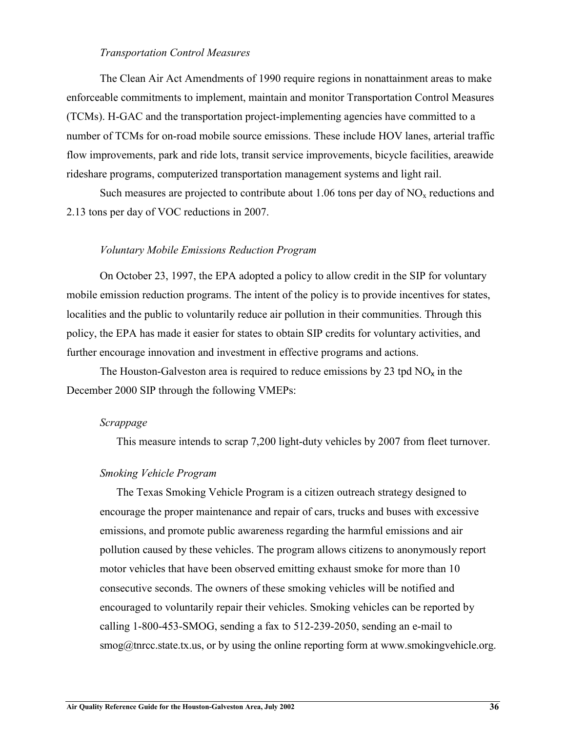*Transportation Control Measures*

The Clean Air Act Amendments of 1990 require regions in nonattainment areas to make enforceable commitments to implement, maintain and monitor Transportation Control Measures (TCMs). H-GAC and the transportation project-implementing agencies have committed to a number of TCMs for on-road mobile source emissions. These include HOV lanes, arterial traffic flow improvements, park and ride lots, transit service improvements, bicycle facilities, areawide rideshare programs, computerized transportation management systems and light rail.

Such measures are projected to contribute about 1.06 tons per day of $NO_x$ reductions and 2.13 tons per day of VOC reductions in 2007.

*Voluntary Mobile Emissions Reduction Program*

On October 23, 1997, the EPA adopted a policy to allow credit in the SIP for voluntary mobile emission reduction programs. The intent of the policy is to provide incentives for states, localities and the public to voluntarily reduce air pollution in their communities. Through this policy, the EPA has made it easier for states to obtain SIP credits for voluntary activities, and further encourage innovation and investment in effective programs and actions.

The Houston-Galveston area is required to reduce emissions by 23 tpd $NO_x$ in the December 2000 SIP through the following VMEPs:

*Scrappage*

This measure intends to scrap 7,200 light-duty vehicles by 2007 from fleet turnover.

*Smoking Vehicle Program*

The Texas Smoking Vehicle Program is a citizen outreach strategy designed to encourage the proper maintenance and repair of cars, trucks and buses with excessive emissions, and promote public awareness regarding the harmful emissions and air pollution caused by these vehicles. The program allows citizens to anonymously report motor vehicles that have been observed emitting exhaust smoke for more than 10 consecutive seconds. The owners of these smoking vehicles will be notified and encouraged to voluntarily repair their vehicles. Smoking vehicles can be reported by calling 1-800-453-SMOG, sending a fax to 512-239-2050, sending an e-mail to smog@tnrcc.state.tx.us, or by using the online reporting form at www.smokingvehicle.org.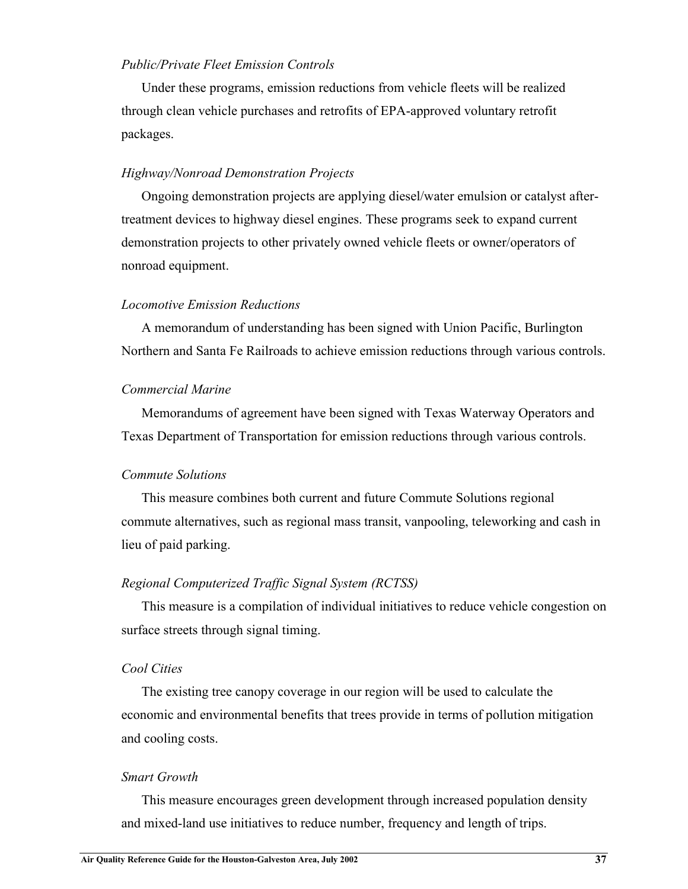*Public/Private Fleet Emission Controls*

Under these programs, emission reductions from vehicle fleets will be realized through clean vehicle purchases and retrofits of EPA-approved voluntary retrofit packages.

*Highway/Nonroad Demonstration Projects*

Ongoing demonstration projects are applying diesel/water emulsion or catalyst after-treatment devices to highway diesel engines. These programs seek to expand current demonstration projects to other privately owned vehicle fleets or owner/operators of nonroad equipment.

*Locomotive Emission Reductions*

A memorandum of understanding has been signed with Union Pacific, Burlington Northern and Santa Fe Railroads to achieve emission reductions through various controls.

*Commercial Marine*

Memorandums of agreement have been signed with Texas Waterway Operators and Texas Department of Transportation for emission reductions through various controls.

*Commute Solutions*

This measure combines both current and future Commute Solutions regional commute alternatives, such as regional mass transit, vanpooling, teleworking and cash in lieu of paid parking.

*Regional Computerized Traffic Signal System (RCTSS)*

This measure is a compilation of individual initiatives to reduce vehicle congestion on surface streets through signal timing.

*Cool Cities*

The existing tree canopy coverage in our region will be used to calculate the economic and environmental benefits that trees provide in terms of pollution mitigation and cooling costs.

*Smart Growth*

This measure encourages green development through increased population density and mixed-land use initiatives to reduce number, frequency and length of trips.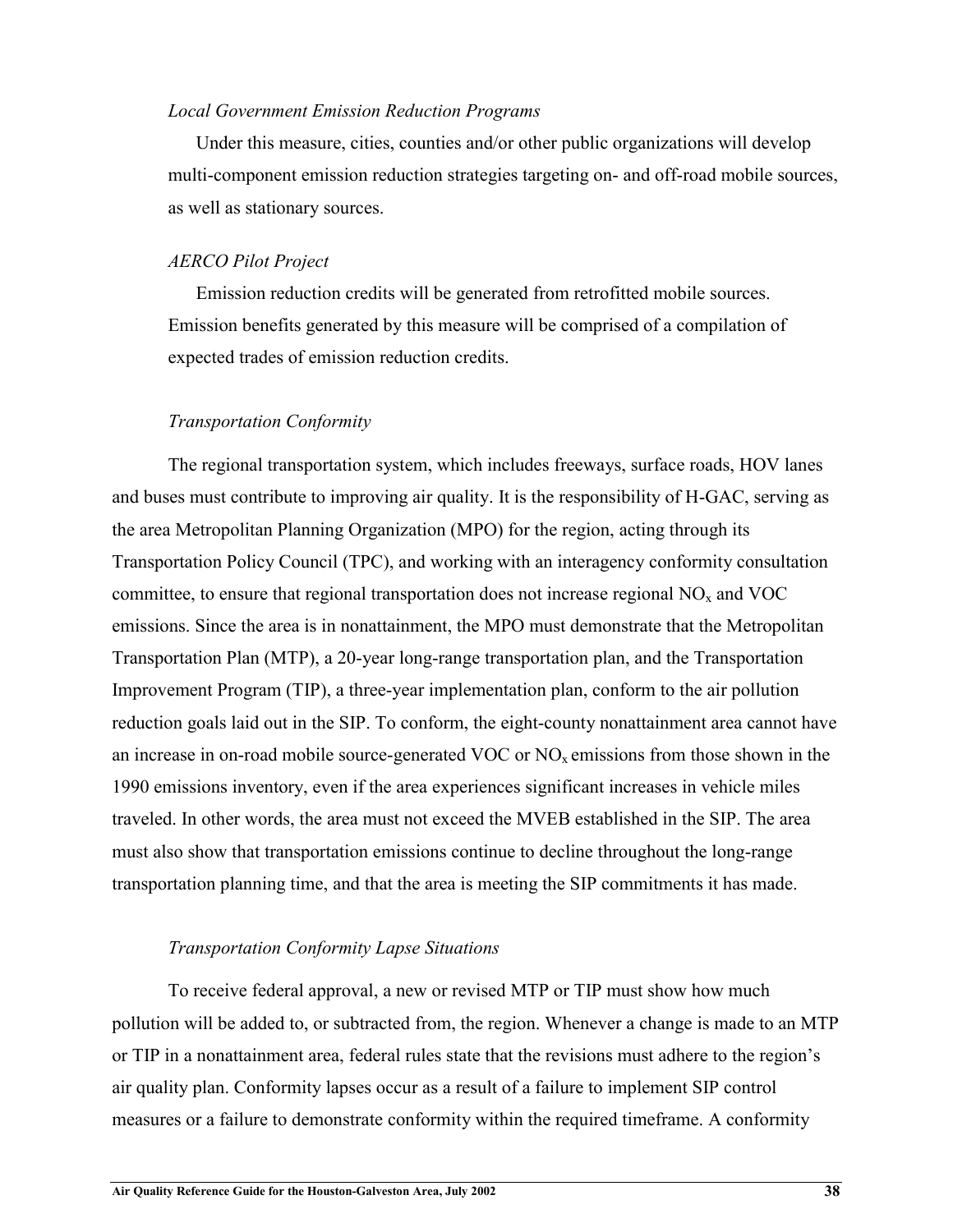*Local Government Emission Reduction Programs*

Under this measure, cities, counties and/or other public organizations will develop multi-component emission reduction strategies targeting on- and off-road mobile sources, as well as stationary sources.

*AERCO Pilot Project*

Emission reduction credits will be generated from retrofitted mobile sources. Emission benefits generated by this measure will be comprised of a compilation of expected trades of emission reduction credits.

*Transportation Conformity*

The regional transportation system, which includes freeways, surface roads, HOV lanes and buses must contribute to improving air quality. It is the responsibility of H-GAC, serving as the area Metropolitan Planning Organization (MPO) for the region, acting through its Transportation Policy Council (TPC), and working with an interagency conformity consultation committee, to ensure that regional transportation does not increase regional $NO_x$ and VOC emissions. Since the area is in nonattainment, the MPO must demonstrate that the Metropolitan Transportation Plan (MTP), a 20-year long-range transportation plan, and the Transportation Improvement Program (TIP), a three-year implementation plan, conform to the air pollution reduction goals laid out in the SIP. To conform, the eight-county nonattainment area cannot have an increase in on-road mobile source-generated VOC or $NO_x$ emissions from those shown in the 1990 emissions inventory, even if the area experiences significant increases in vehicle miles traveled. In other words, the area must not exceed the MVEB established in the SIP. The area must also show that transportation emissions continue to decline throughout the long-range transportation planning time, and that the area is meeting the SIP commitments it has made.

*Transportation Conformity Lapse Situations*

To receive federal approval, a new or revised MTP or TIP must show how much pollution will be added to, or subtracted from, the region. Whenever a change is made to an MTP or TIP in a nonattainment area, federal rules state that the revisions must adhere to the region's air quality plan. Conformity lapses occur as a result of a failure to implement SIP control measures or a failure to demonstrate conformity within the required timeframe. A conformity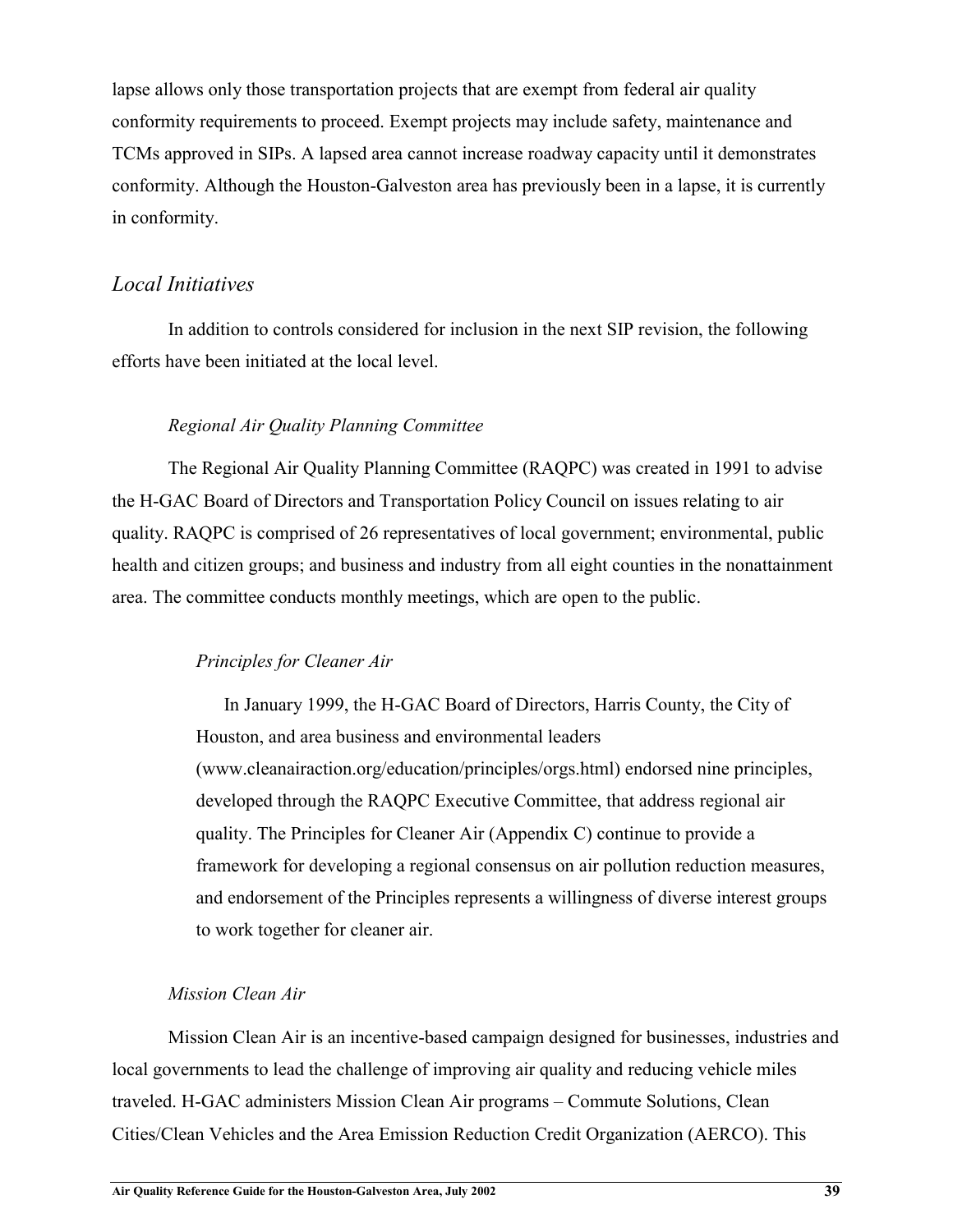lapse allows only those transportation projects that are exempt from federal air quality conformity requirements to proceed. Exempt projects may include safety, maintenance and TCMs approved in SIPs. A lapsed area cannot increase roadway capacity until it demonstrates conformity. Although the Houston-Galveston area has previously been in a lapse, it is currently in conformity.

## *Local Initiatives*

In addition to controls considered for inclusion in the next SIP revision, the following efforts have been initiated at the local level.

### *Regional Air Quality Planning Committee*

The Regional Air Quality Planning Committee (RAQPC) was created in 1991 to advise the H-GAC Board of Directors and Transportation Policy Council on issues relating to air quality. RAQPC is comprised of 26 representatives of local government; environmental, public health and citizen groups; and business and industry from all eight counties in the nonattainment area. The committee conducts monthly meetings, which are open to the public.

#### *Principles for Cleaner Air*

> In January 1999, the H-GAC Board of Directors, Harris County, the City of Houston, and area business and environmental leaders (www.cleanairaction.org/education/principles/orgs.html) endorsed nine principles, developed through the RAQPC Executive Committee, that address regional air quality. The Principles for Cleaner Air (Appendix C) continue to provide a framework for developing a regional consensus on air pollution reduction measures, and endorsement of the Principles represents a willingness of diverse interest groups to work together for cleaner air.

### *Mission Clean Air*

Mission Clean Air is an incentive-based campaign designed for businesses, industries and local governments to lead the challenge of improving air quality and reducing vehicle miles traveled. H-GAC administers Mission Clean Air programs – Commute Solutions, Clean Cities/Clean Vehicles and the Area Emission Reduction Credit Organization (AERCO). This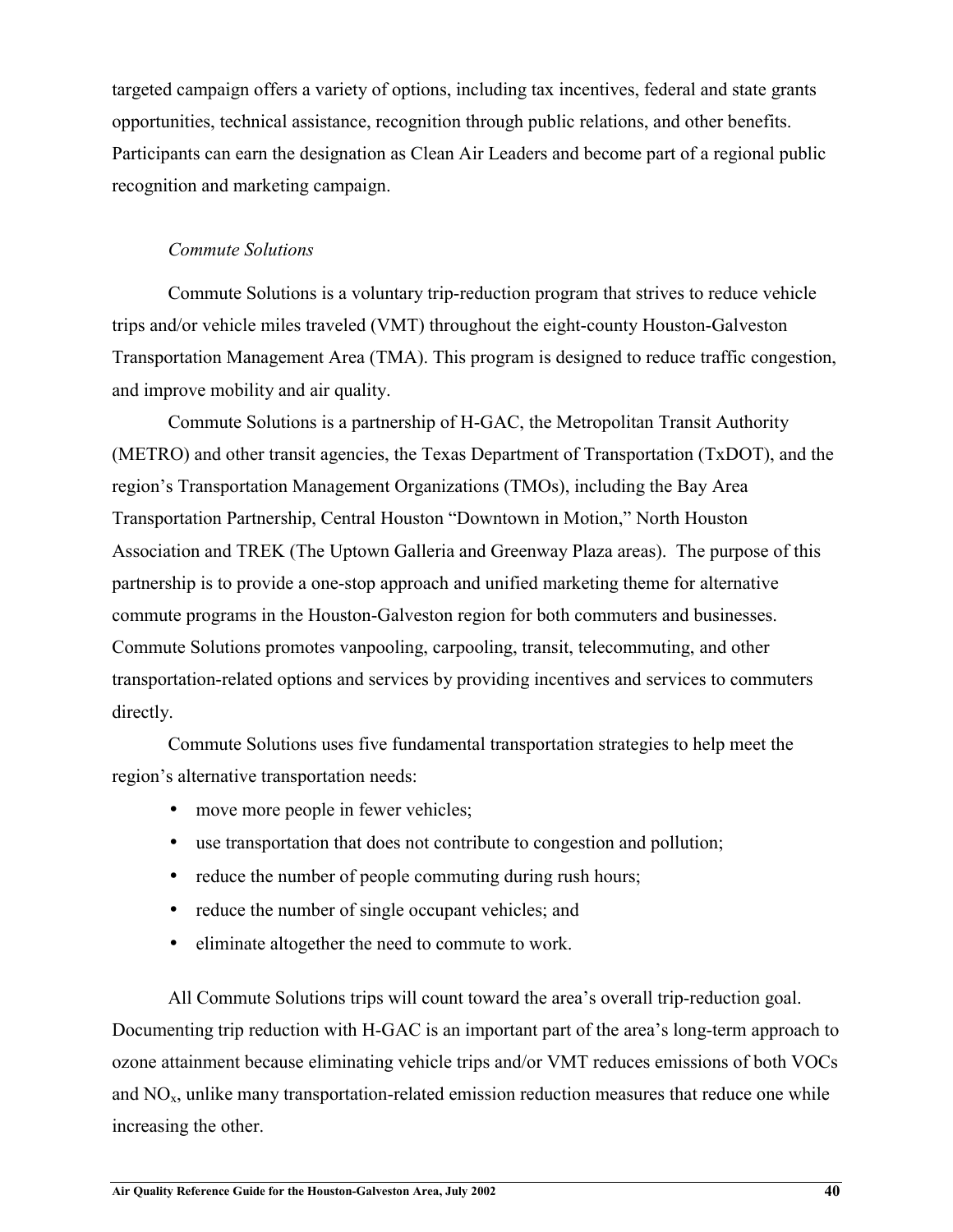targeted campaign offers a variety of options, including tax incentives, federal and state grants opportunities, technical assistance, recognition through public relations, and other benefits. Participants can earn the designation as Clean Air Leaders and become part of a regional public recognition and marketing campaign.

*Commute Solutions*

Commute Solutions is a voluntary trip-reduction program that strives to reduce vehicle trips and/or vehicle miles traveled (VMT) throughout the eight-county Houston-Galveston Transportation Management Area (TMA). This program is designed to reduce traffic congestion, and improve mobility and air quality.

Commute Solutions is a partnership of H-GAC, the Metropolitan Transit Authority (METRO) and other transit agencies, the Texas Department of Transportation (TxDOT), and the region's Transportation Management Organizations (TMOs), including the Bay Area Transportation Partnership, Central Houston "Downtown in Motion," North Houston Association and TREK (The Uptown Galleria and Greenway Plaza areas). The purpose of this partnership is to provide a one-stop approach and unified marketing theme for alternative commute programs in the Houston-Galveston region for both commuters and businesses. Commute Solutions promotes vanpooling, carpooling, transit, telecommuting, and other transportation-related options and services by providing incentives and services to commuters directly.

Commute Solutions uses five fundamental transportation strategies to help meet the region's alternative transportation needs:

- move more people in fewer vehicles;
- use transportation that does not contribute to congestion and pollution;
- reduce the number of people commuting during rush hours;
- reduce the number of single occupant vehicles; and
- eliminate altogether the need to commute to work.

All Commute Solutions trips will count toward the area's overall trip-reduction goal. Documenting trip reduction with H-GAC is an important part of the area's long-term approach to ozone attainment because eliminating vehicle trips and/or VMT reduces emissions of both VOCs and $NO_x$, unlike many transportation-related emission reduction measures that reduce one while increasing the other.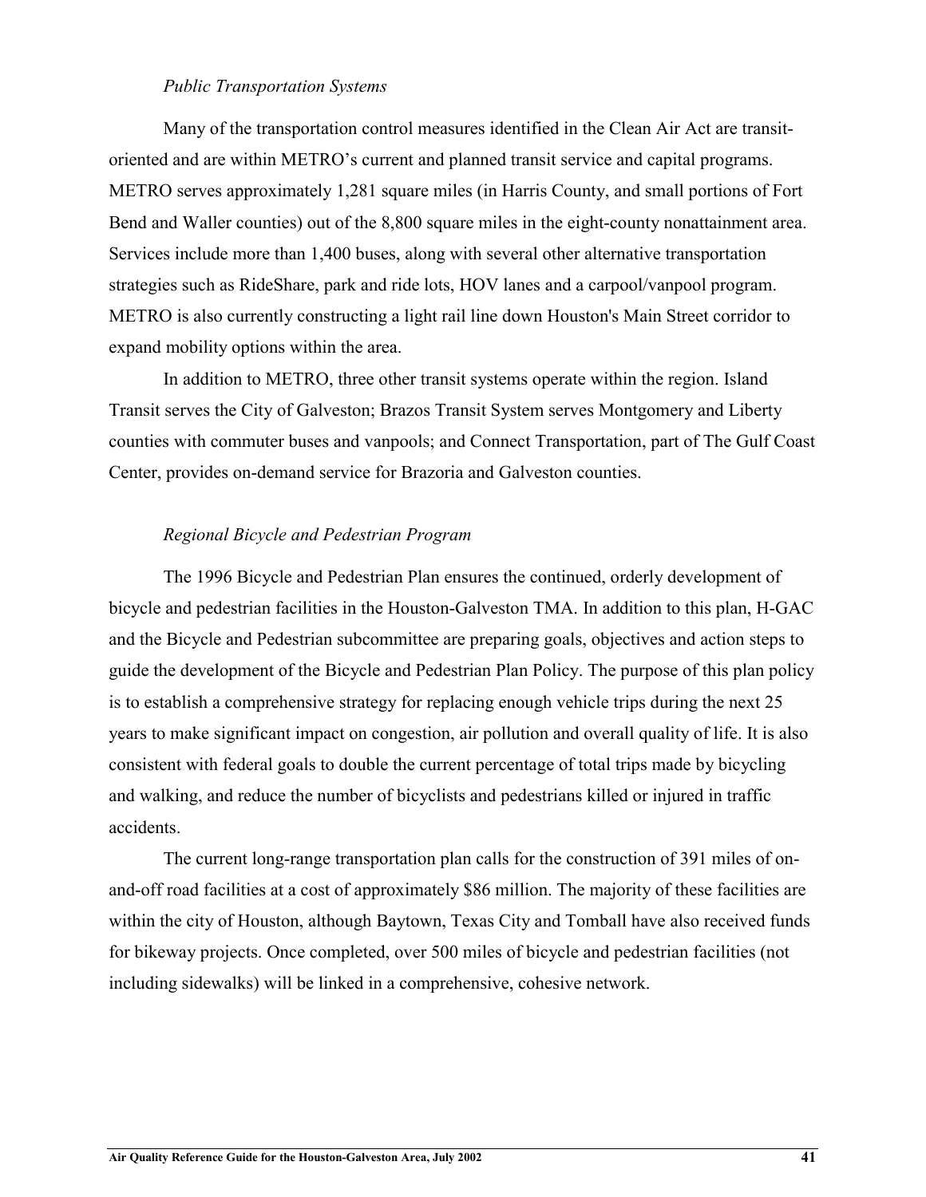*Public Transportation Systems*

Many of the transportation control measures identified in the Clean Air Act are transit-oriented and are within METRO's current and planned transit service and capital programs. METRO serves approximately 1,281 square miles (in Harris County, and small portions of Fort Bend and Waller counties) out of the 8,800 square miles in the eight-county nonattainment area. Services include more than 1,400 buses, along with several other alternative transportation strategies such as RideShare, park and ride lots, HOV lanes and a carpool/vanpool program. METRO is also currently constructing a light rail line down Houston's Main Street corridor to expand mobility options within the area.

In addition to METRO, three other transit systems operate within the region. Island Transit serves the City of Galveston; Brazos Transit System serves Montgomery and Liberty counties with commuter buses and vanpools; and Connect Transportation, part of The Gulf Coast Center, provides on-demand service for Brazoria and Galveston counties.

*Regional Bicycle and Pedestrian Program*

The 1996 Bicycle and Pedestrian Plan ensures the continued, orderly development of bicycle and pedestrian facilities in the Houston-Galveston TMA. In addition to this plan, H-GAC and the Bicycle and Pedestrian subcommittee are preparing goals, objectives and action steps to guide the development of the Bicycle and Pedestrian Plan Policy. The purpose of this plan policy is to establish a comprehensive strategy for replacing enough vehicle trips during the next 25 years to make significant impact on congestion, air pollution and overall quality of life. It is also consistent with federal goals to double the current percentage of total trips made by bicycling and walking, and reduce the number of bicyclists and pedestrians killed or injured in traffic accidents.

The current long-range transportation plan calls for the construction of 391 miles of on-and-off road facilities at a cost of approximately $86 million. The majority of these facilities are within the city of Houston, although Baytown, Texas City and Tomball have also received funds for bikeway projects. Once completed, over 500 miles of bicycle and pedestrian facilities (not including sidewalks) will be linked in a comprehensive, cohesive network.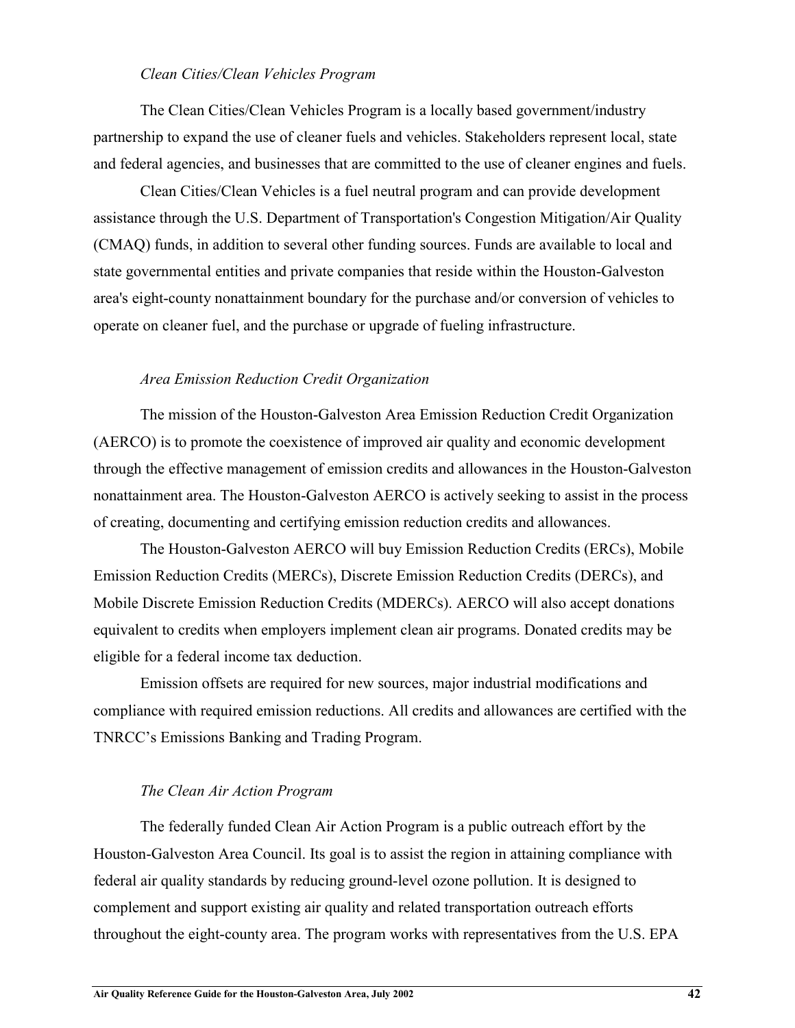*Clean Cities/Clean Vehicles Program*

The Clean Cities/Clean Vehicles Program is a locally based government/industry partnership to expand the use of cleaner fuels and vehicles. Stakeholders represent local, state and federal agencies, and businesses that are committed to the use of cleaner engines and fuels.

Clean Cities/Clean Vehicles is a fuel neutral program and can provide development assistance through the U.S. Department of Transportation's Congestion Mitigation/Air Quality (CMAQ) funds, in addition to several other funding sources. Funds are available to local and state governmental entities and private companies that reside within the Houston-Galveston area's eight-county nonattainment boundary for the purchase and/or conversion of vehicles to operate on cleaner fuel, and the purchase or upgrade of fueling infrastructure.

*Area Emission Reduction Credit Organization*

The mission of the Houston-Galveston Area Emission Reduction Credit Organization (AERCO) is to promote the coexistence of improved air quality and economic development through the effective management of emission credits and allowances in the Houston-Galveston nonattainment area. The Houston-Galveston AERCO is actively seeking to assist in the process of creating, documenting and certifying emission reduction credits and allowances.

The Houston-Galveston AERCO will buy Emission Reduction Credits (ERCs), Mobile Emission Reduction Credits (MERCs), Discrete Emission Reduction Credits (DERCs), and Mobile Discrete Emission Reduction Credits (MDERCs). AERCO will also accept donations equivalent to credits when employers implement clean air programs. Donated credits may be eligible for a federal income tax deduction.

Emission offsets are required for new sources, major industrial modifications and compliance with required emission reductions. All credits and allowances are certified with the TNRCC's Emissions Banking and Trading Program.

*The Clean Air Action Program*

The federally funded Clean Air Action Program is a public outreach effort by the Houston-Galveston Area Council. Its goal is to assist the region in attaining compliance with federal air quality standards by reducing ground-level ozone pollution. It is designed to complement and support existing air quality and related transportation outreach efforts throughout the eight-county area. The program works with representatives from the U.S. EPA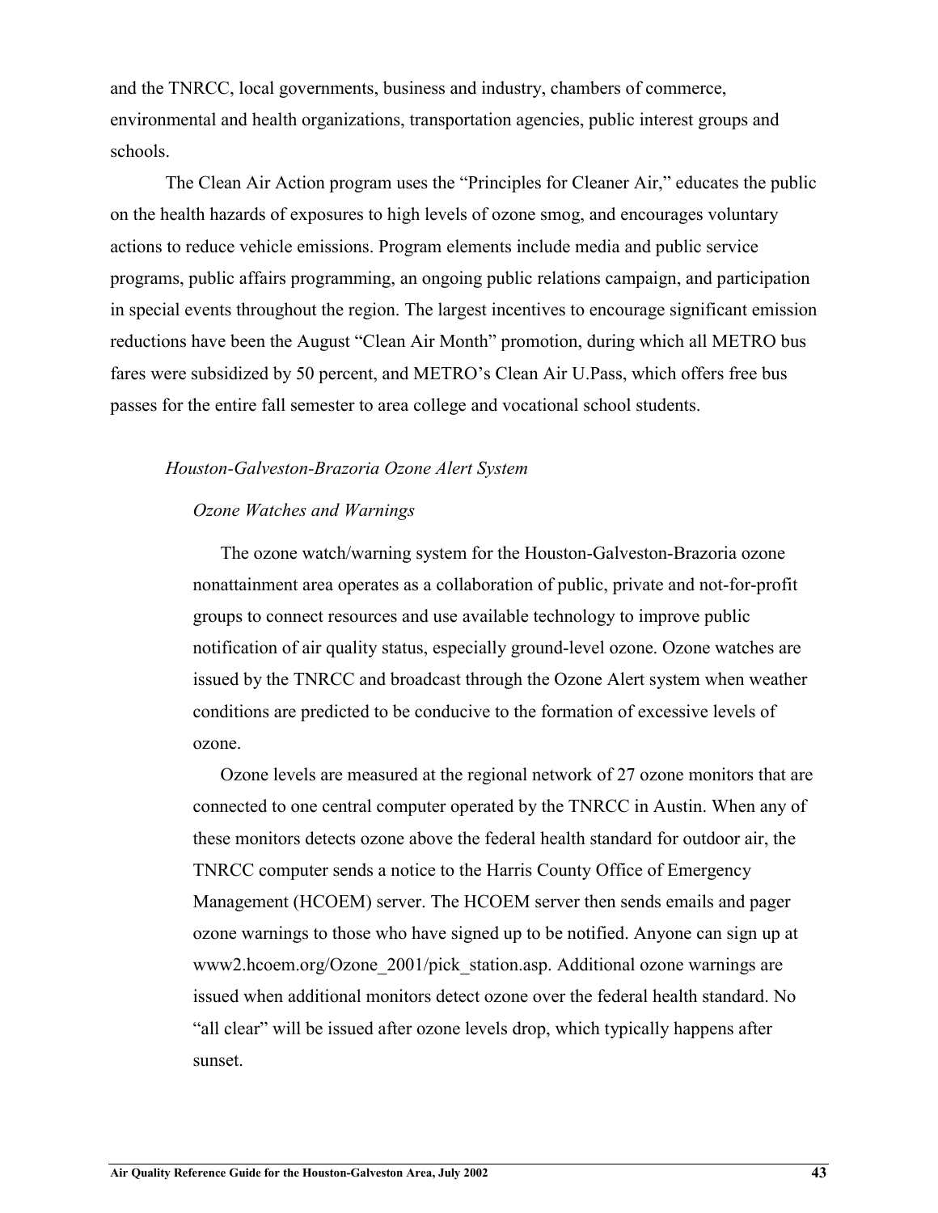and the TNRCC, local governments, business and industry, chambers of commerce, environmental and health organizations, transportation agencies, public interest groups and schools.

The Clean Air Action program uses the "Principles for Cleaner Air," educates the public on the health hazards of exposures to high levels of ozone smog, and encourages voluntary actions to reduce vehicle emissions. Program elements include media and public service programs, public affairs programming, an ongoing public relations campaign, and participation in special events throughout the region. The largest incentives to encourage significant emission reductions have been the August "Clean Air Month" promotion, during which all METRO bus fares were subsidized by 50 percent, and METRO's Clean Air U.Pass, which offers free bus passes for the entire fall semester to area college and vocational school students.

### *Houston-Galveston-Brazoria Ozone Alert System*

#### *Ozone Watches and Warnings*

The ozone watch/warning system for the Houston-Galveston-Brazoria ozone nonattainment area operates as a collaboration of public, private and not-for-profit groups to connect resources and use available technology to improve public notification of air quality status, especially ground-level ozone. Ozone watches are issued by the TNRCC and broadcast through the Ozone Alert system when weather conditions are predicted to be conducive to the formation of excessive levels of ozone.

Ozone levels are measured at the regional network of 27 ozone monitors that are connected to one central computer operated by the TNRCC in Austin. When any of these monitors detects ozone above the federal health standard for outdoor air, the TNRCC computer sends a notice to the Harris County Office of Emergency Management (HCOEM) server. The HCOEM server then sends emails and pager ozone warnings to those who have signed up to be notified. Anyone can sign up at www2.hcoem.org/Ozone_2001/pick_station.asp. Additional ozone warnings are issued when additional monitors detect ozone over the federal health standard. No "all clear" will be issued after ozone levels drop, which typically happens after sunset.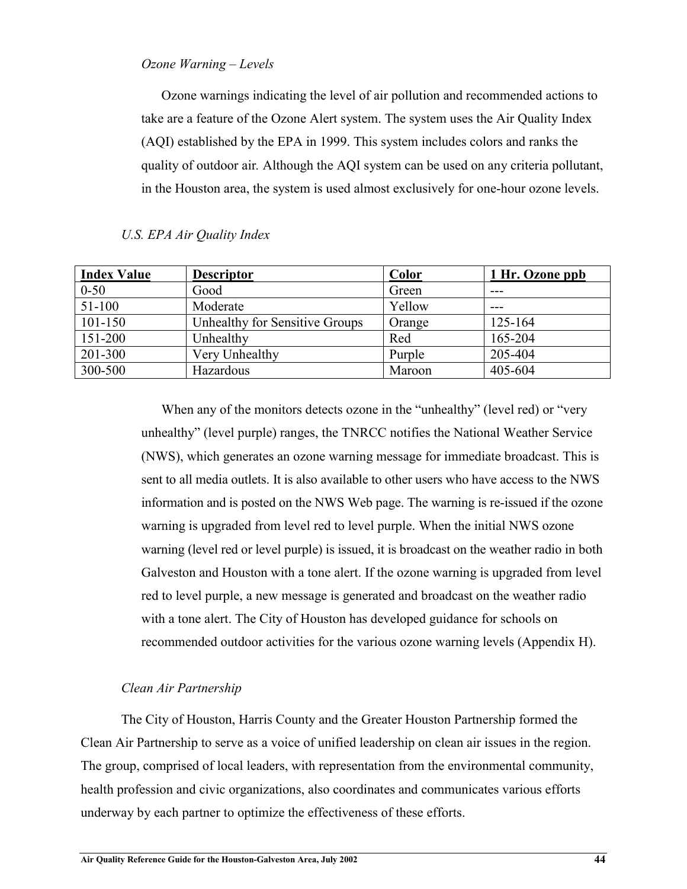*Ozone Warning – Levels*

Ozone warnings indicating the level of air pollution and recommended actions to take are a feature of the Ozone Alert system. The system uses the Air Quality Index (AQI) established by the EPA in 1999. This system includes colors and ranks the quality of outdoor air. Although the AQI system can be used on any criteria pollutant, in the Houston area, the system is used almost exclusively for one-hour ozone levels.

*U.S. EPA Air Quality Index*

| Index Value | Descriptor | Color | 1 Hr. Ozone ppb |
|---|---|---|---|
| 0-50 | Good | Green | --- |
| 51-100 | Moderate | Yellow | --- |
| 101-150 | Unhealthy for Sensitive Groups | Orange | 125-164 |
| 151-200 | Unhealthy | Red | 165-204 |
| 201-300 | Very Unhealthy | Purple | 205-404 |
| 300-500 | Hazardous | Maroon | 405-604 |

When any of the monitors detects ozone in the "unhealthy" (level red) or "very unhealthy" (level purple) ranges, the TNRCC notifies the National Weather Service (NWS), which generates an ozone warning message for immediate broadcast. This is sent to all media outlets. It is also available to other users who have access to the NWS information and is posted on the NWS Web page. The warning is re-issued if the ozone warning is upgraded from level red to level purple. When the initial NWS ozone warning (level red or level purple) is issued, it is broadcast on the weather radio in both Galveston and Houston with a tone alert. If the ozone warning is upgraded from level red to level purple, a new message is generated and broadcast on the weather radio with a tone alert. The City of Houston has developed guidance for schools on recommended outdoor activities for the various ozone warning levels (Appendix H).

*Clean Air Partnership*

The City of Houston, Harris County and the Greater Houston Partnership formed the Clean Air Partnership to serve as a voice of unified leadership on clean air issues in the region. The group, comprised of local leaders, with representation from the environmental community, health profession and civic organizations, also coordinates and communicates various efforts underway by each partner to optimize the effectiveness of these efforts.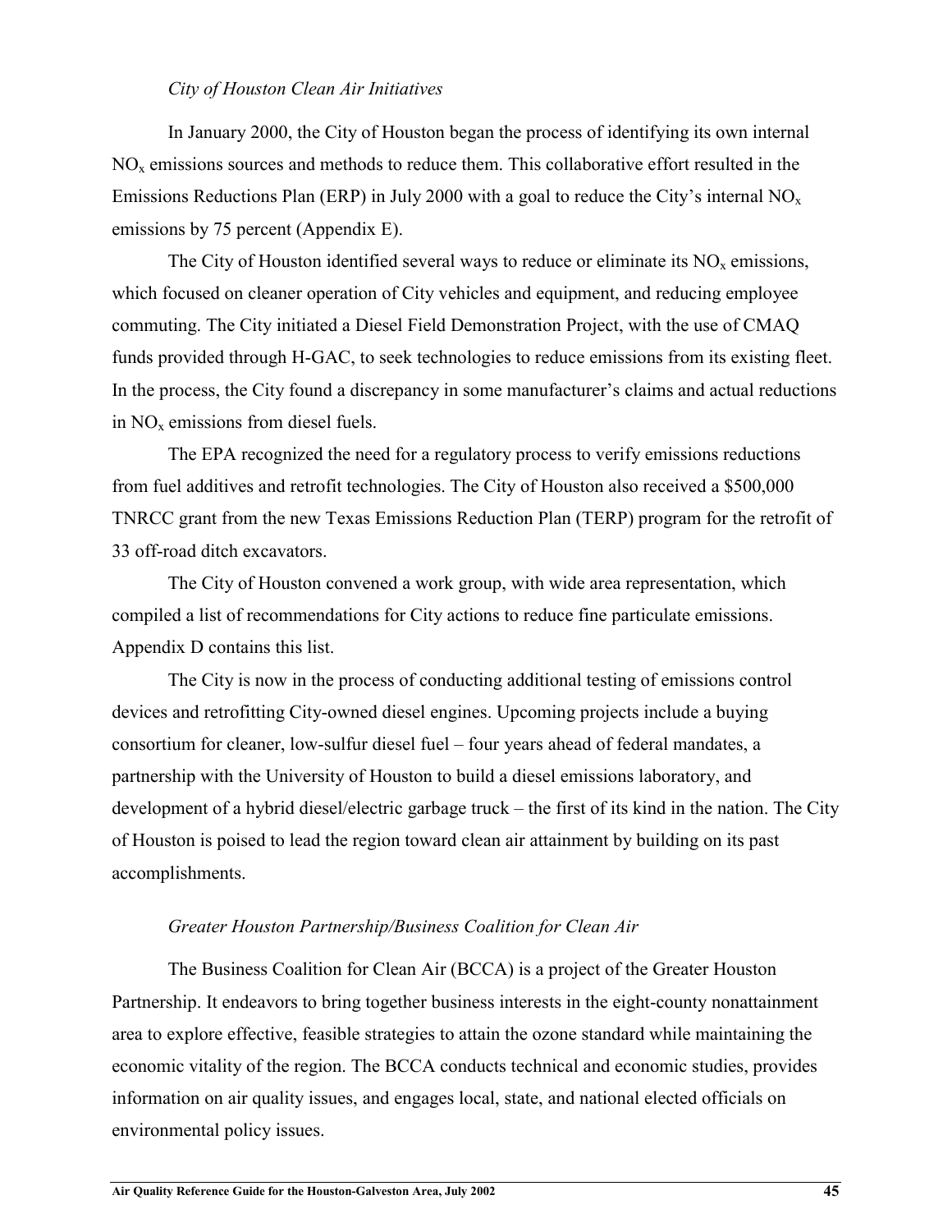*City of Houston Clean Air Initiatives*

In January 2000, the City of Houston began the process of identifying its own internal $NO_x$ emissions sources and methods to reduce them. This collaborative effort resulted in the Emissions Reductions Plan (ERP) in July 2000 with a goal to reduce the City's internal $NO_x$ emissions by 75 percent (Appendix E).

The City of Houston identified several ways to reduce or eliminate its $NO_x$ emissions, which focused on cleaner operation of City vehicles and equipment, and reducing employee commuting. The City initiated a Diesel Field Demonstration Project, with the use of CMAQ funds provided through H-GAC, to seek technologies to reduce emissions from its existing fleet. In the process, the City found a discrepancy in some manufacturer's claims and actual reductions in $NO_x$ emissions from diesel fuels.

The EPA recognized the need for a regulatory process to verify emissions reductions from fuel additives and retrofit technologies. The City of Houston also received a $500,000 TNRCC grant from the new Texas Emissions Reduction Plan (TERP) program for the retrofit of 33 off-road ditch excavators.

The City of Houston convened a work group, with wide area representation, which compiled a list of recommendations for City actions to reduce fine particulate emissions. Appendix D contains this list.

The City is now in the process of conducting additional testing of emissions control devices and retrofitting City-owned diesel engines. Upcoming projects include a buying consortium for cleaner, low-sulfur diesel fuel – four years ahead of federal mandates, a partnership with the University of Houston to build a diesel emissions laboratory, and development of a hybrid diesel/electric garbage truck – the first of its kind in the nation. The City of Houston is poised to lead the region toward clean air attainment by building on its past accomplishments.

*Greater Houston Partnership/Business Coalition for Clean Air*

The Business Coalition for Clean Air (BCCA) is a project of the Greater Houston Partnership. It endeavors to bring together business interests in the eight-county nonattainment area to explore effective, feasible strategies to attain the ozone standard while maintaining the economic vitality of the region. The BCCA conducts technical and economic studies, provides information on air quality issues, and engages local, state, and national elected officials on environmental policy issues.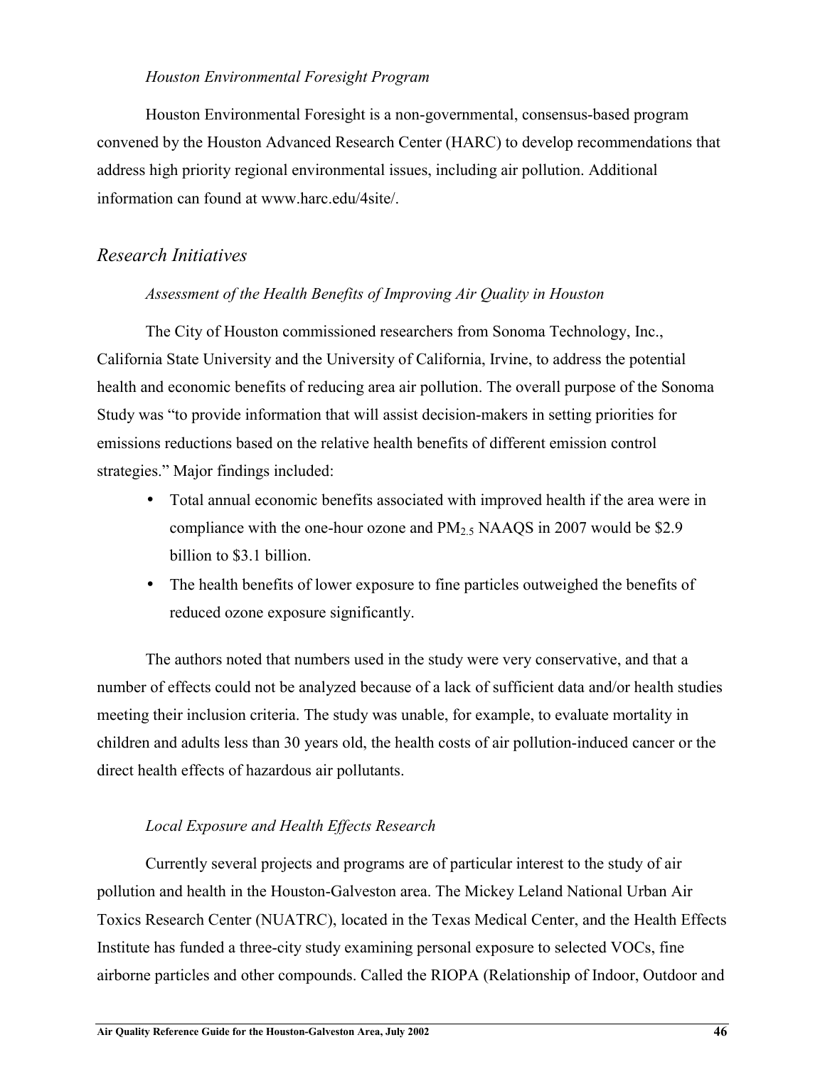*Houston Environmental Foresight Program*

Houston Environmental Foresight is a non-governmental, consensus-based program convened by the Houston Advanced Research Center (HARC) to develop recommendations that address high priority regional environmental issues, including air pollution. Additional information can found at www.harc.edu/4site/.

## *Research Initiatives*

*Assessment of the Health Benefits of Improving Air Quality in Houston*

The City of Houston commissioned researchers from Sonoma Technology, Inc., California State University and the University of California, Irvine, to address the potential health and economic benefits of reducing area air pollution. The overall purpose of the Sonoma Study was "to provide information that will assist decision-makers in setting priorities for emissions reductions based on the relative health benefits of different emission control strategies." Major findings included:

- Total annual economic benefits associated with improved health if the area were in compliance with the one-hour ozone and $PM_{2.5}$ NAAQS in 2007 would be $2.9 billion to $3.1 billion.
- The health benefits of lower exposure to fine particles outweighed the benefits of reduced ozone exposure significantly.

The authors noted that numbers used in the study were very conservative, and that a number of effects could not be analyzed because of a lack of sufficient data and/or health studies meeting their inclusion criteria. The study was unable, for example, to evaluate mortality in children and adults less than 30 years old, the health costs of air pollution-induced cancer or the direct health effects of hazardous air pollutants.

*Local Exposure and Health Effects Research*

Currently several projects and programs are of particular interest to the study of air pollution and health in the Houston-Galveston area. The Mickey Leland National Urban Air Toxics Research Center (NUATRC), located in the Texas Medical Center, and the Health Effects Institute has funded a three-city study examining personal exposure to selected VOCs, fine airborne particles and other compounds. Called the RIOPA (Relationship of Indoor, Outdoor and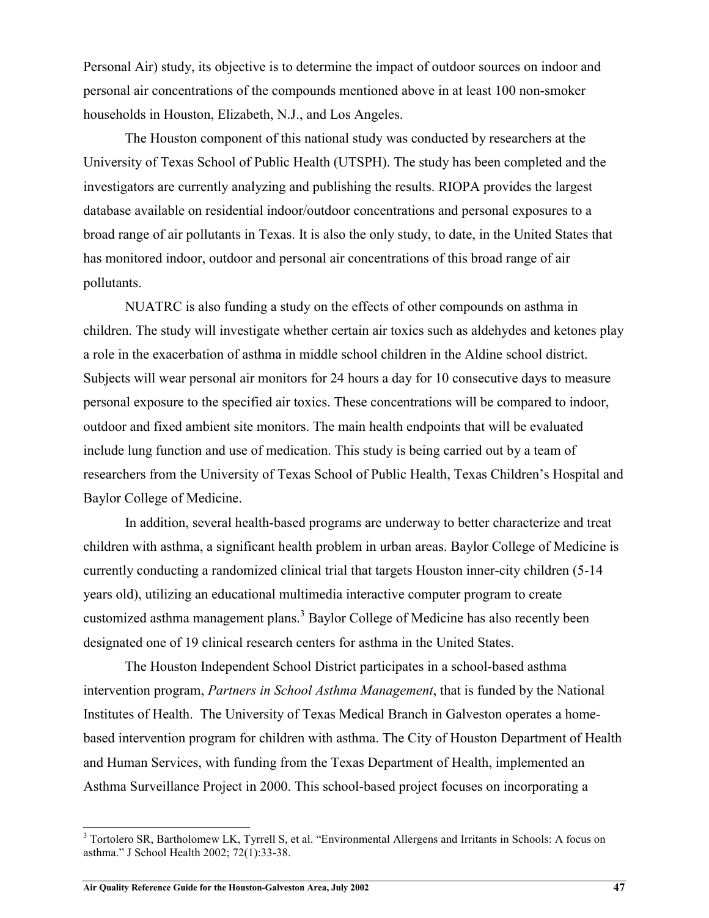Personal Air) study, its objective is to determine the impact of outdoor sources on indoor and personal air concentrations of the compounds mentioned above in at least 100 non-smoker households in Houston, Elizabeth, N.J., and Los Angeles.

The Houston component of this national study was conducted by researchers at the University of Texas School of Public Health (UTSPH). The study has been completed and the investigators are currently analyzing and publishing the results. RIOPA provides the largest database available on residential indoor/outdoor concentrations and personal exposures to a broad range of air pollutants in Texas. It is also the only study, to date, in the United States that has monitored indoor, outdoor and personal air concentrations of this broad range of air pollutants.

NUATRC is also funding a study on the effects of other compounds on asthma in children. The study will investigate whether certain air toxics such as aldehydes and ketones play a role in the exacerbation of asthma in middle school children in the Aldine school district. Subjects will wear personal air monitors for 24 hours a day for 10 consecutive days to measure personal exposure to the specified air toxics. These concentrations will be compared to indoor, outdoor and fixed ambient site monitors. The main health endpoints that will be evaluated include lung function and use of medication. This study is being carried out by a team of researchers from the University of Texas School of Public Health, Texas Children's Hospital and Baylor College of Medicine.

In addition, several health-based programs are underway to better characterize and treat children with asthma, a significant health problem in urban areas. Baylor College of Medicine is currently conducting a randomized clinical trial that targets Houston inner-city children (5-14 years old), utilizing an educational multimedia interactive computer program to create customized asthma management plans.[3] Baylor College of Medicine has also recently been designated one of 19 clinical research centers for asthma in the United States.

The Houston Independent School District participates in a school-based asthma intervention program, *Partners in School Asthma Management*, that is funded by the National Institutes of Health. The University of Texas Medical Branch in Galveston operates a home-based intervention program for children with asthma. The City of Houston Department of Health and Human Services, with funding from the Texas Department of Health, implemented an Asthma Surveillance Project in 2000. This school-based project focuses on incorporating a

---

[3] Tortolero SR, Bartholomew LK, Tyrrell S, et al. "Environmental Allergens and Irritants in Schools: A focus on asthma." J School Health 2002; 72(1):33-38.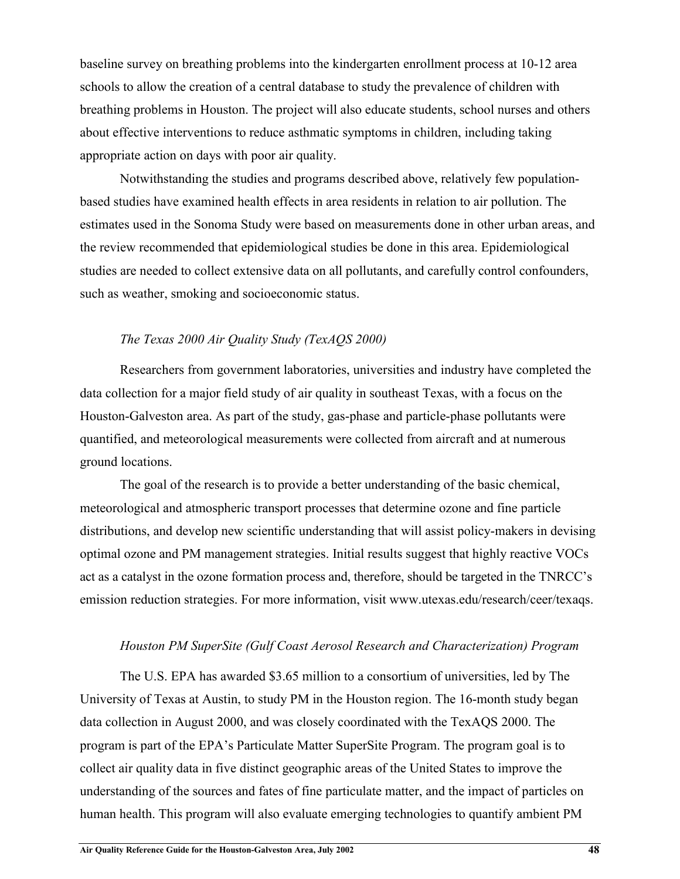baseline survey on breathing problems into the kindergarten enrollment process at 10-12 area schools to allow the creation of a central database to study the prevalence of children with breathing problems in Houston. The project will also educate students, school nurses and others about effective interventions to reduce asthmatic symptoms in children, including taking appropriate action on days with poor air quality.

Notwithstanding the studies and programs described above, relatively few population-based studies have examined health effects in area residents in relation to air pollution. The estimates used in the Sonoma Study were based on measurements done in other urban areas, and the review recommended that epidemiological studies be done in this area. Epidemiological studies are needed to collect extensive data on all pollutants, and carefully control confounders, such as weather, smoking and socioeconomic status.

*The Texas 2000 Air Quality Study (TexAQS 2000)*

Researchers from government laboratories, universities and industry have completed the data collection for a major field study of air quality in southeast Texas, with a focus on the Houston-Galveston area. As part of the study, gas-phase and particle-phase pollutants were quantified, and meteorological measurements were collected from aircraft and at numerous ground locations.

The goal of the research is to provide a better understanding of the basic chemical, meteorological and atmospheric transport processes that determine ozone and fine particle distributions, and develop new scientific understanding that will assist policy-makers in devising optimal ozone and PM management strategies. Initial results suggest that highly reactive VOCs act as a catalyst in the ozone formation process and, therefore, should be targeted in the TNRCC's emission reduction strategies. For more information, visit www.utexas.edu/research/ceer/texaqs.

*Houston PM SuperSite (Gulf Coast Aerosol Research and Characterization) Program*

The U.S. EPA has awarded $3.65 million to a consortium of universities, led by The University of Texas at Austin, to study PM in the Houston region. The 16-month study began data collection in August 2000, and was closely coordinated with the TexAQS 2000. The program is part of the EPA's Particulate Matter SuperSite Program. The program goal is to collect air quality data in five distinct geographic areas of the United States to improve the understanding of the sources and fates of fine particulate matter, and the impact of particles on human health. This program will also evaluate emerging technologies to quantify ambient PM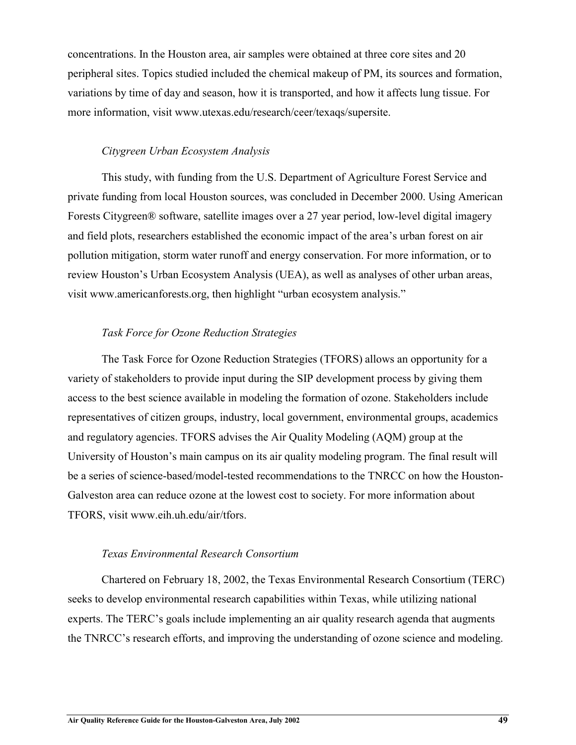concentrations. In the Houston area, air samples were obtained at three core sites and 20 peripheral sites. Topics studied included the chemical makeup of PM, its sources and formation, variations by time of day and season, how it is transported, and how it affects lung tissue. For more information, visit www.utexas.edu/research/ceer/texaqs/supersite.

*Citygreen Urban Ecosystem Analysis*

This study, with funding from the U.S. Department of Agriculture Forest Service and private funding from local Houston sources, was concluded in December 2000. Using American Forests Citygreen® software, satellite images over a 27 year period, low-level digital imagery and field plots, researchers established the economic impact of the area's urban forest on air pollution mitigation, storm water runoff and energy conservation. For more information, or to review Houston's Urban Ecosystem Analysis (UEA), as well as analyses of other urban areas, visit www.americanforests.org, then highlight "urban ecosystem analysis."

*Task Force for Ozone Reduction Strategies*

The Task Force for Ozone Reduction Strategies (TFORS) allows an opportunity for a variety of stakeholders to provide input during the SIP development process by giving them access to the best science available in modeling the formation of ozone. Stakeholders include representatives of citizen groups, industry, local government, environmental groups, academics and regulatory agencies. TFORS advises the Air Quality Modeling (AQM) group at the University of Houston's main campus on its air quality modeling program. The final result will be a series of science-based/model-tested recommendations to the TNRCC on how the Houston-Galveston area can reduce ozone at the lowest cost to society. For more information about TFORS, visit www.eih.uh.edu/air/tfors.

*Texas Environmental Research Consortium*

Chartered on February 18, 2002, the Texas Environmental Research Consortium (TERC) seeks to develop environmental research capabilities within Texas, while utilizing national experts. The TERC's goals include implementing an air quality research agenda that augments the TNRCC's research efforts, and improving the understanding of ozone science and modeling.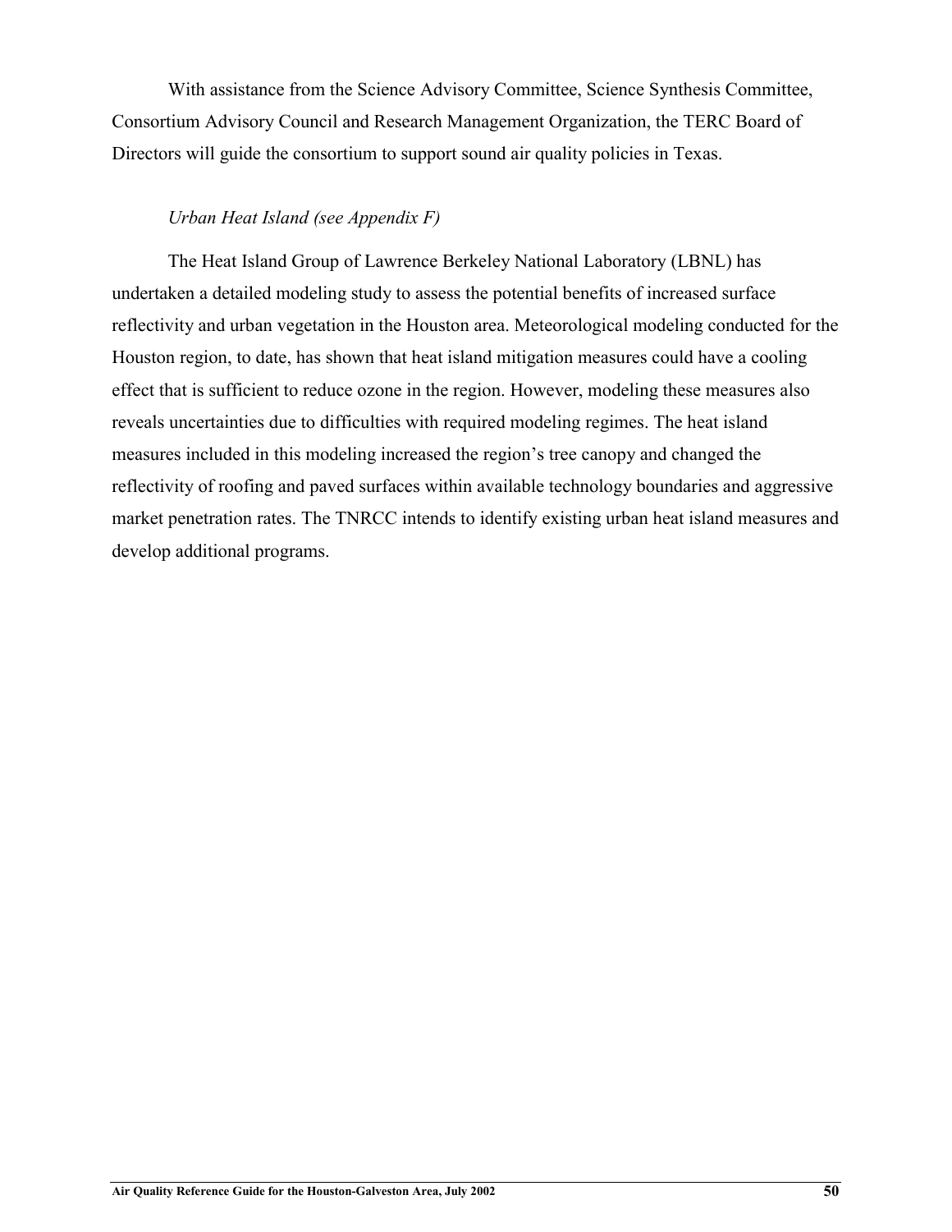With assistance from the Science Advisory Committee, Science Synthesis Committee, Consortium Advisory Council and Research Management Organization, the TERC Board of Directors will guide the consortium to support sound air quality policies in Texas.

*Urban Heat Island (see Appendix F)*

The Heat Island Group of Lawrence Berkeley National Laboratory (LBNL) has undertaken a detailed modeling study to assess the potential benefits of increased surface reflectivity and urban vegetation in the Houston area. Meteorological modeling conducted for the Houston region, to date, has shown that heat island mitigation measures could have a cooling effect that is sufficient to reduce ozone in the region. However, modeling these measures also reveals uncertainties due to difficulties with required modeling regimes. The heat island measures included in this modeling increased the region's tree canopy and changed the reflectivity of roofing and paved surfaces within available technology boundaries and aggressive market penetration rates. The TNRCC intends to identify existing urban heat island measures and develop additional programs.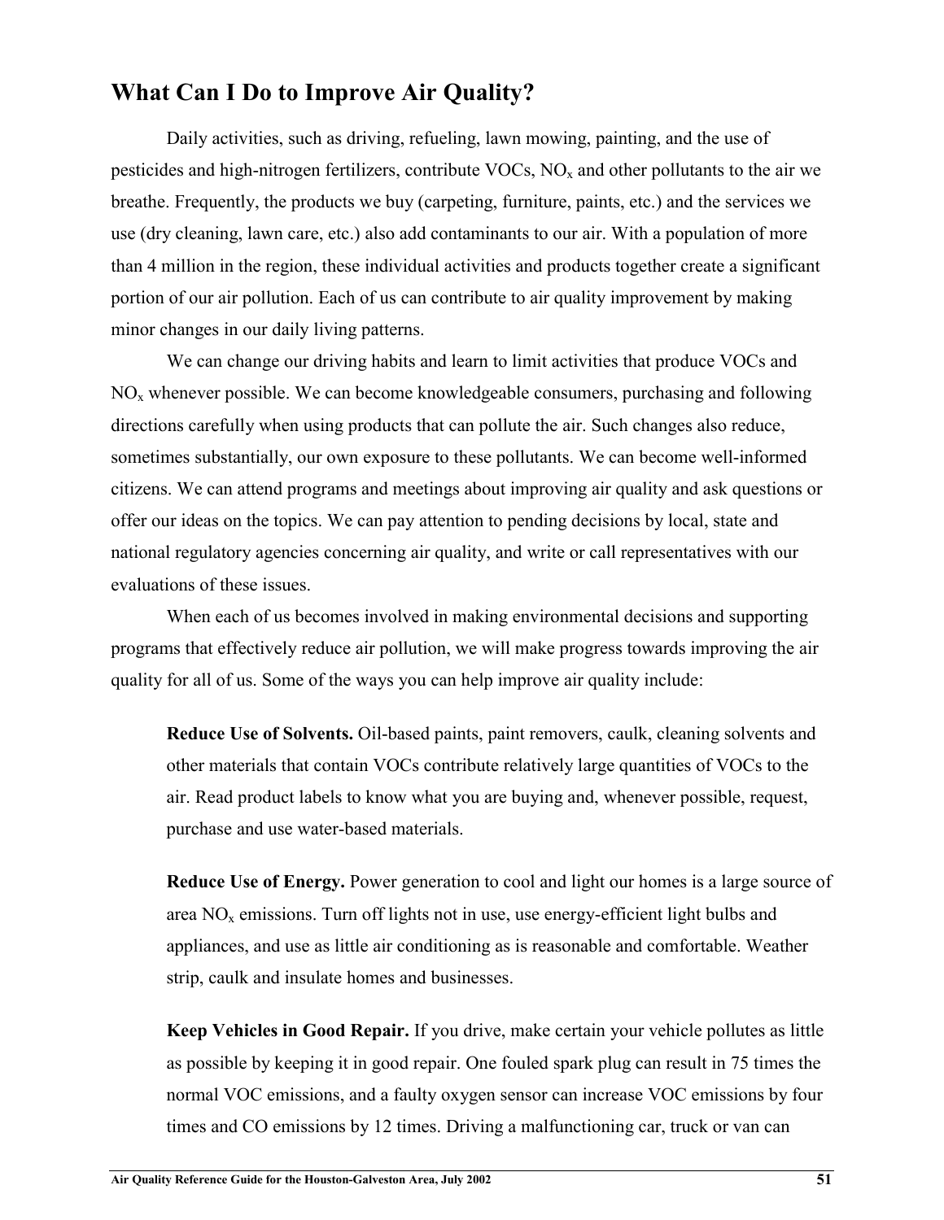## What Can I Do to Improve Air Quality?

Daily activities, such as driving, refueling, lawn mowing, painting, and the use of pesticides and high-nitrogen fertilizers, contribute VOCs, $NO_x$ and other pollutants to the air we breathe. Frequently, the products we buy (carpeting, furniture, paints, etc.) and the services we use (dry cleaning, lawn care, etc.) also add contaminants to our air. With a population of more than 4 million in the region, these individual activities and products together create a significant portion of our air pollution. Each of us can contribute to air quality improvement by making minor changes in our daily living patterns.

We can change our driving habits and learn to limit activities that produce VOCs and $NO_x$ whenever possible. We can become knowledgeable consumers, purchasing and following directions carefully when using products that can pollute the air. Such changes also reduce, sometimes substantially, our own exposure to these pollutants. We can become well-informed citizens. We can attend programs and meetings about improving air quality and ask questions or offer our ideas on the topics. We can pay attention to pending decisions by local, state and national regulatory agencies concerning air quality, and write or call representatives with our evaluations of these issues.

When each of us becomes involved in making environmental decisions and supporting programs that effectively reduce air pollution, we will make progress towards improving the air quality for all of us. Some of the ways you can help improve air quality include:

**Reduce Use of Solvents.** Oil-based paints, paint removers, caulk, cleaning solvents and other materials that contain VOCs contribute relatively large quantities of VOCs to the air. Read product labels to know what you are buying and, whenever possible, request, purchase and use water-based materials.

**Reduce Use of Energy.** Power generation to cool and light our homes is a large source of area $NO_x$ emissions. Turn off lights not in use, use energy-efficient light bulbs and appliances, and use as little air conditioning as is reasonable and comfortable. Weather strip, caulk and insulate homes and businesses.

**Keep Vehicles in Good Repair.** If you drive, make certain your vehicle pollutes as little as possible by keeping it in good repair. One fouled spark plug can result in 75 times the normal VOC emissions, and a faulty oxygen sensor can increase VOC emissions by four times and CO emissions by 12 times. Driving a malfunctioning car, truck or van can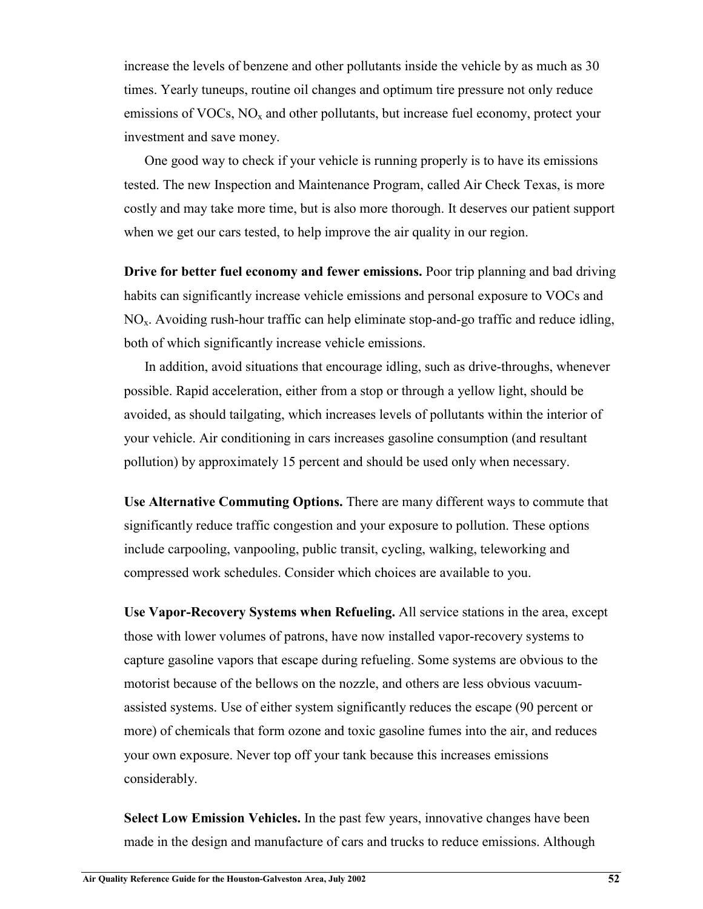increase the levels of benzene and other pollutants inside the vehicle by as much as 30 times. Yearly tuneups, routine oil changes and optimum tire pressure not only reduce emissions of VOCs, $NO_x$ and other pollutants, but increase fuel economy, protect your investment and save money.

One good way to check if your vehicle is running properly is to have its emissions tested. The new Inspection and Maintenance Program, called Air Check Texas, is more costly and may take more time, but is also more thorough. It deserves our patient support when we get our cars tested, to help improve the air quality in our region.

**Drive for better fuel economy and fewer emissions.** Poor trip planning and bad driving habits can significantly increase vehicle emissions and personal exposure to VOCs and $NO_x$. Avoiding rush-hour traffic can help eliminate stop-and-go traffic and reduce idling, both of which significantly increase vehicle emissions.

In addition, avoid situations that encourage idling, such as drive-throughs, whenever possible. Rapid acceleration, either from a stop or through a yellow light, should be avoided, as should tailgating, which increases levels of pollutants within the interior of your vehicle. Air conditioning in cars increases gasoline consumption (and resultant pollution) by approximately 15 percent and should be used only when necessary.

**Use Alternative Commuting Options.** There are many different ways to commute that significantly reduce traffic congestion and your exposure to pollution. These options include carpooling, vanpooling, public transit, cycling, walking, teleworking and compressed work schedules. Consider which choices are available to you.

**Use Vapor-Recovery Systems when Refueling.** All service stations in the area, except those with lower volumes of patrons, have now installed vapor-recovery systems to capture gasoline vapors that escape during refueling. Some systems are obvious to the motorist because of the bellows on the nozzle, and others are less obvious vacuum-assisted systems. Use of either system significantly reduces the escape (90 percent or more) of chemicals that form ozone and toxic gasoline fumes into the air, and reduces your own exposure. Never top off your tank because this increases emissions considerably.

**Select Low Emission Vehicles.** In the past few years, innovative changes have been made in the design and manufacture of cars and trucks to reduce emissions. Although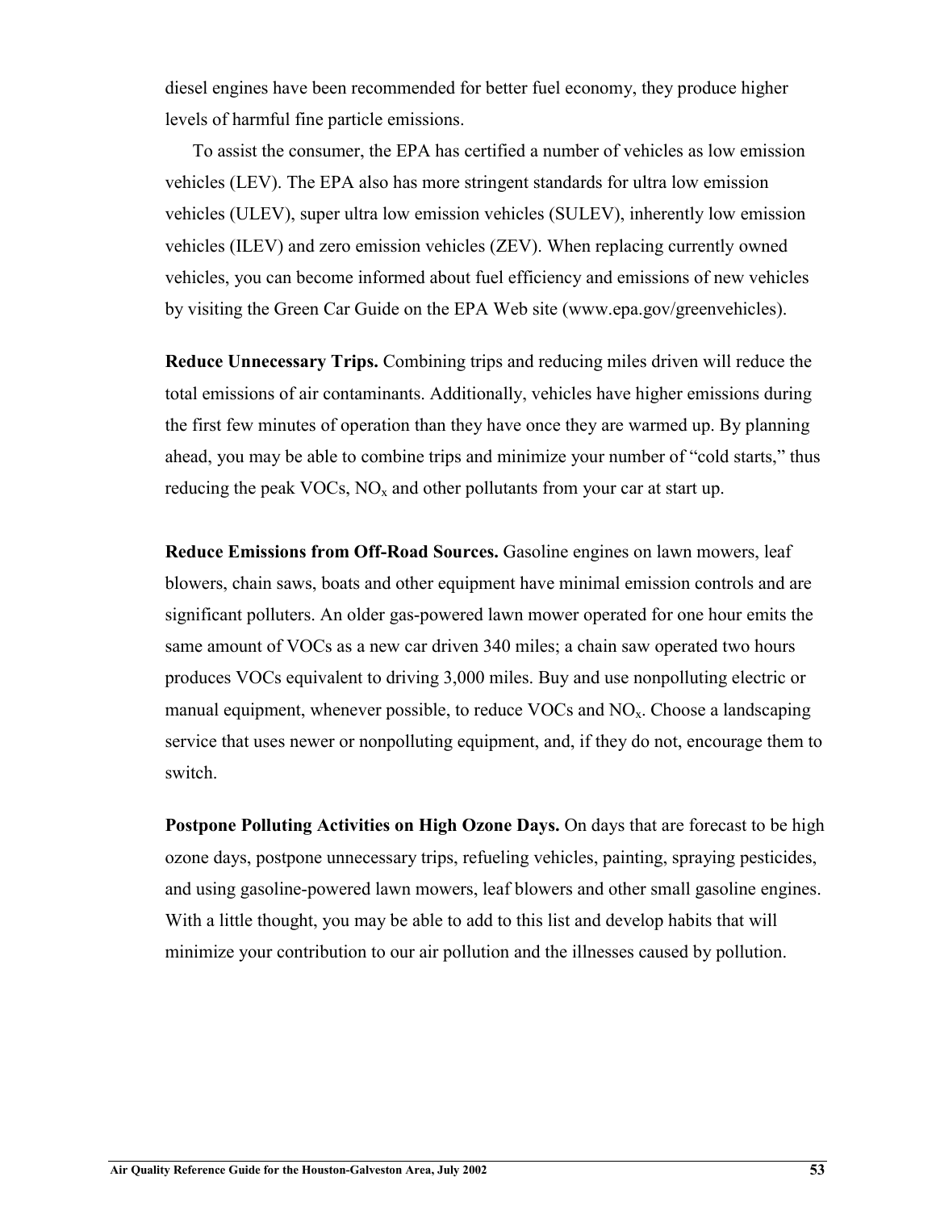diesel engines have been recommended for better fuel economy, they produce higher levels of harmful fine particle emissions.

To assist the consumer, the EPA has certified a number of vehicles as low emission vehicles (LEV). The EPA also has more stringent standards for ultra low emission vehicles (ULEV), super ultra low emission vehicles (SULEV), inherently low emission vehicles (ILEV) and zero emission vehicles (ZEV). When replacing currently owned vehicles, you can become informed about fuel efficiency and emissions of new vehicles by visiting the Green Car Guide on the EPA Web site (www.epa.gov/greenvehicles).

**Reduce Unnecessary Trips.** Combining trips and reducing miles driven will reduce the total emissions of air contaminants. Additionally, vehicles have higher emissions during the first few minutes of operation than they have once they are warmed up. By planning ahead, you may be able to combine trips and minimize your number of "cold starts," thus reducing the peak VOCs, $NO_x$ and other pollutants from your car at start up.

**Reduce Emissions from Off-Road Sources.** Gasoline engines on lawn mowers, leaf blowers, chain saws, boats and other equipment have minimal emission controls and are significant polluters. An older gas-powered lawn mower operated for one hour emits the same amount of VOCs as a new car driven 340 miles; a chain saw operated two hours produces VOCs equivalent to driving 3,000 miles. Buy and use nonpolluting electric or manual equipment, whenever possible, to reduce VOCs and $NO_x$. Choose a landscaping service that uses newer or nonpolluting equipment, and, if they do not, encourage them to switch.

**Postpone Polluting Activities on High Ozone Days.** On days that are forecast to be high ozone days, postpone unnecessary trips, refueling vehicles, painting, spraying pesticides, and using gasoline-powered lawn mowers, leaf blowers and other small gasoline engines. With a little thought, you may be able to add to this list and develop habits that will minimize your contribution to our air pollution and the illnesses caused by pollution.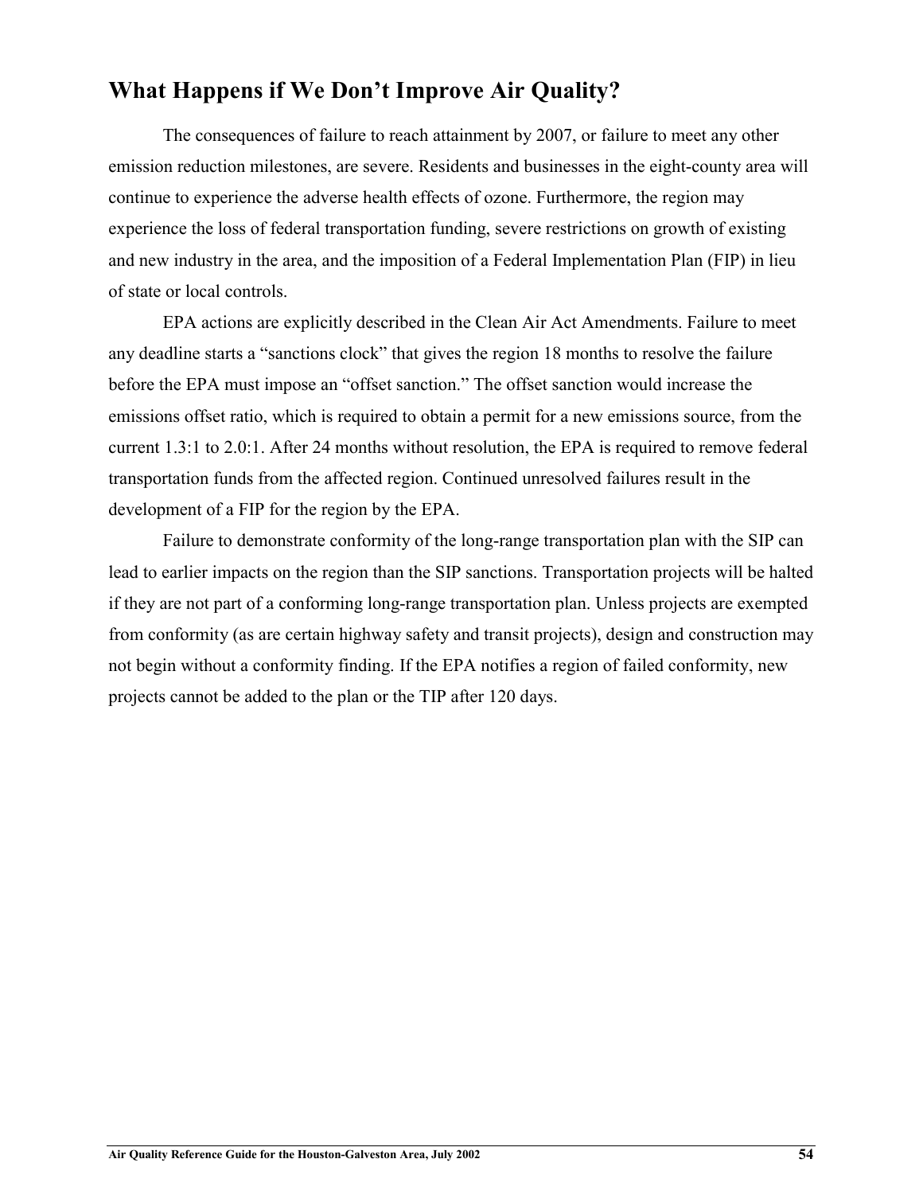## What Happens if We Don't Improve Air Quality?

The consequences of failure to reach attainment by 2007, or failure to meet any other emission reduction milestones, are severe. Residents and businesses in the eight-county area will continue to experience the adverse health effects of ozone. Furthermore, the region may experience the loss of federal transportation funding, severe restrictions on growth of existing and new industry in the area, and the imposition of a Federal Implementation Plan (FIP) in lieu of state or local controls.

EPA actions are explicitly described in the Clean Air Act Amendments. Failure to meet any deadline starts a "sanctions clock" that gives the region 18 months to resolve the failure before the EPA must impose an "offset sanction." The offset sanction would increase the emissions offset ratio, which is required to obtain a permit for a new emissions source, from the current 1.3:1 to 2.0:1. After 24 months without resolution, the EPA is required to remove federal transportation funds from the affected region. Continued unresolved failures result in the development of a FIP for the region by the EPA.

Failure to demonstrate conformity of the long-range transportation plan with the SIP can lead to earlier impacts on the region than the SIP sanctions. Transportation projects will be halted if they are not part of a conforming long-range transportation plan. Unless projects are exempted from conformity (as are certain highway safety and transit projects), design and construction may not begin without a conformity finding. If the EPA notifies a region of failed conformity, new projects cannot be added to the plan or the TIP after 120 days.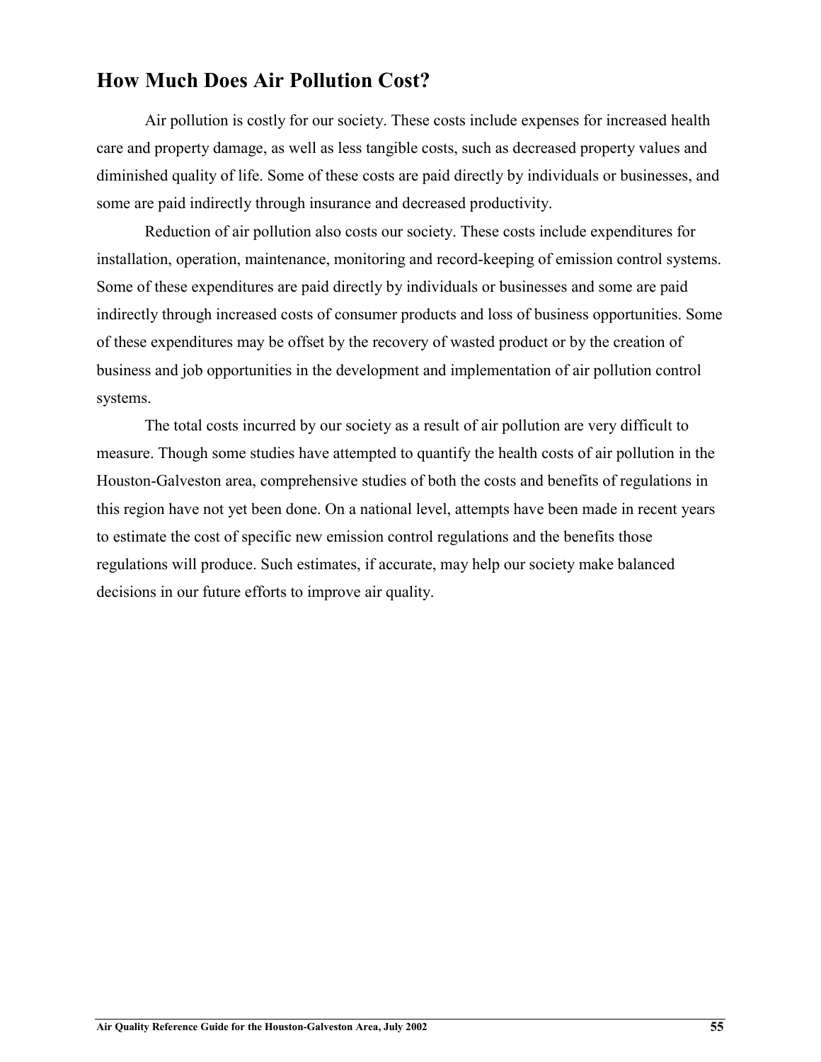## How Much Does Air Pollution Cost?

Air pollution is costly for our society. These costs include expenses for increased health care and property damage, as well as less tangible costs, such as decreased property values and diminished quality of life. Some of these costs are paid directly by individuals or businesses, and some are paid indirectly through insurance and decreased productivity.

Reduction of air pollution also costs our society. These costs include expenditures for installation, operation, maintenance, monitoring and record-keeping of emission control systems. Some of these expenditures are paid directly by individuals or businesses and some are paid indirectly through increased costs of consumer products and loss of business opportunities. Some of these expenditures may be offset by the recovery of wasted product or by the creation of business and job opportunities in the development and implementation of air pollution control systems.

The total costs incurred by our society as a result of air pollution are very difficult to measure. Though some studies have attempted to quantify the health costs of air pollution in the Houston-Galveston area, comprehensive studies of both the costs and benefits of regulations in this region have not yet been done. On a national level, attempts have been made in recent years to estimate the cost of specific new emission control regulations and the benefits those regulations will produce. Such estimates, if accurate, may help our society make balanced decisions in our future efforts to improve air quality.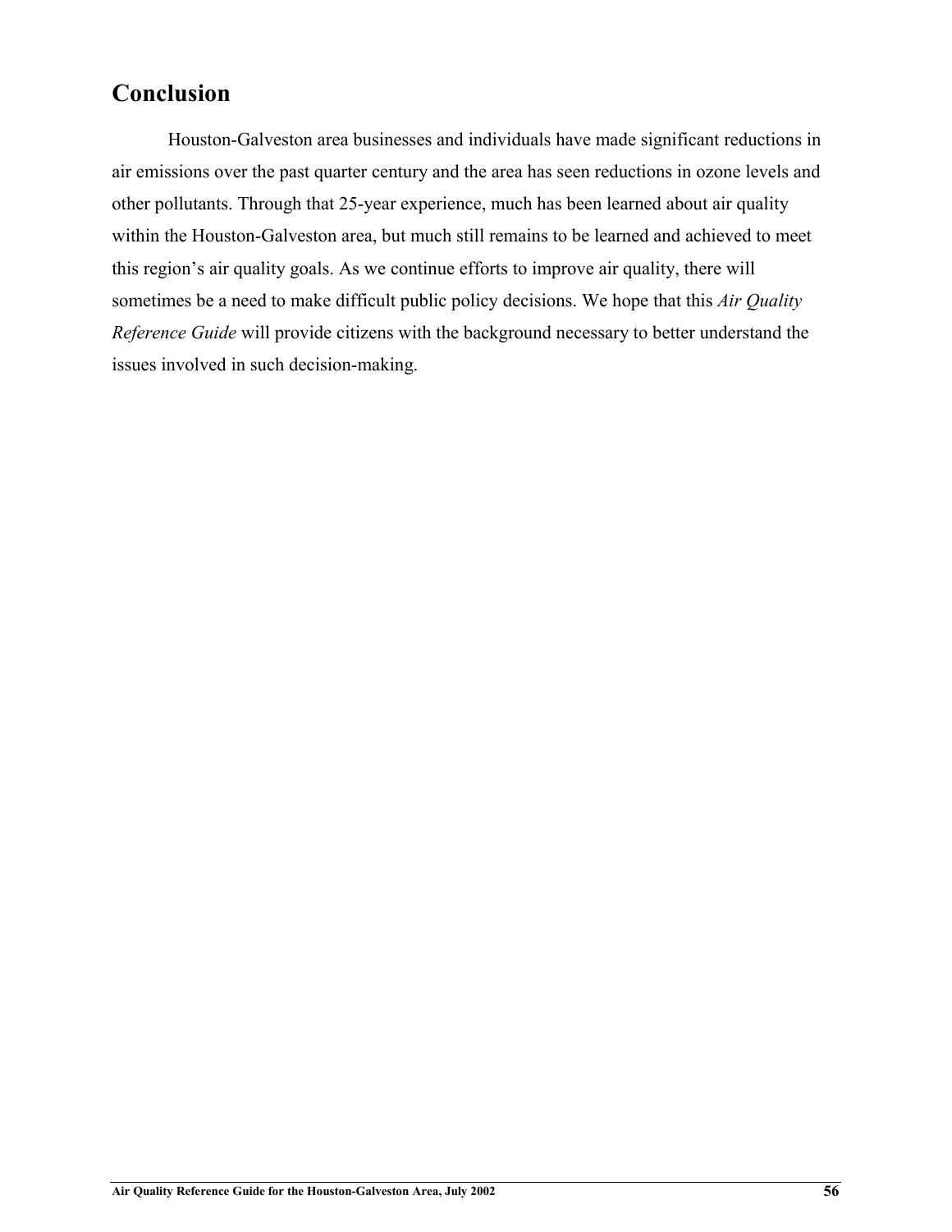## Conclusion

Houston-Galveston area businesses and individuals have made significant reductions in air emissions over the past quarter century and the area has seen reductions in ozone levels and other pollutants. Through that 25-year experience, much has been learned about air quality within the Houston-Galveston area, but much still remains to be learned and achieved to meet this region's air quality goals. As we continue efforts to improve air quality, there will sometimes be a need to make difficult public policy decisions. We hope that this *Air Quality Reference Guide* will provide citizens with the background necessary to better understand the issues involved in such decision-making.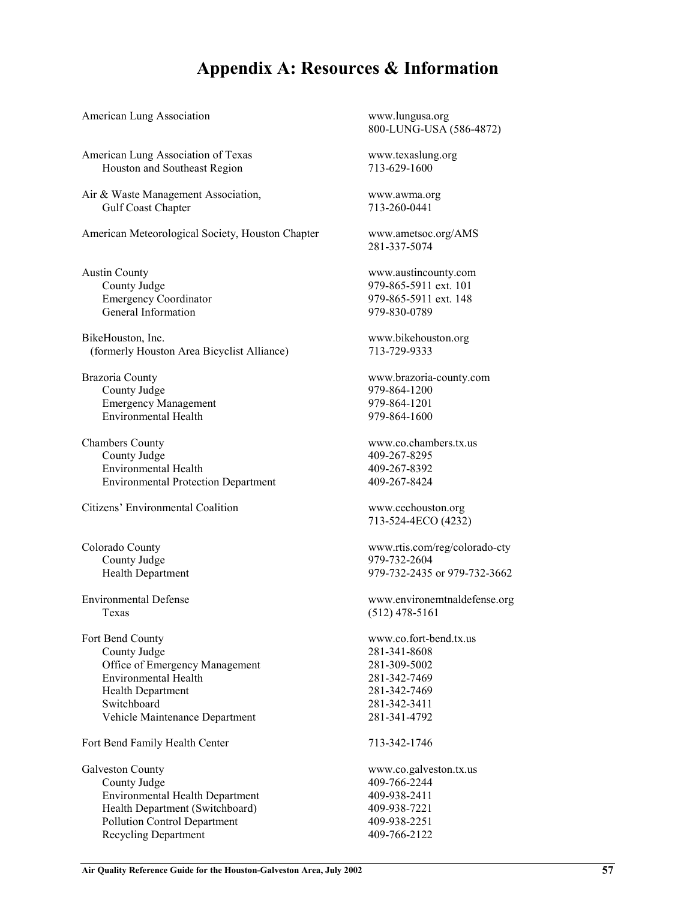# Appendix A: Resources & Information

| | |
|---|---|
| American Lung Association | www.lungusa.org<br>800-LUNG-USA (586-4872) |
| American Lung Association of Texas<br>Houston and Southeast Region | www.texaslung.org<br>713-629-1600 |
| Air & Waste Management Association,<br>Gulf Coast Chapter | www.awma.org<br>713-260-0441 |
| American Meteorological Society, Houston Chapter | www.ametsoc.org/AMS<br>281-337-5074 |
| Austin County | www.austincounty.com |
| County Judge | 979-865-5911 ext. 101 |
| Emergency Coordinator | 979-865-5911 ext. 148 |
| General Information | 979-830-0789 |
| BikeHouston, Inc.<br>(formerly Houston Area Bicyclist Alliance) | www.bikehouston.org<br>713-729-9333 |
| Brazoria County | www.brazoria-county.com |
| County Judge | 979-864-1200 |
| Emergency Management | 979-864-1201 |
| Environmental Health | 979-864-1600 |
| Chambers County | www.co.chambers.tx.us |
| County Judge | 409-267-8295 |
| Environmental Health | 409-267-8392 |
| Environmental Protection Department | 409-267-8424 |
| Citizens' Environmental Coalition | www.cechouston.org<br>713-524-4ECO (4232) |
| Colorado County | www.rtis.com/reg/colorado-cty |
| County Judge | 979-732-2604 |
| Health Department | 979-732-2435 or 979-732-3662 |
| Environmental Defense | www.environemtnaldefense.org |
| Texas | (512) 478-5161 |
| Fort Bend County | www.co.fort-bend.tx.us |
| County Judge | 281-341-8608 |
| Office of Emergency Management | 281-309-5002 |
| Environmental Health | 281-342-7469 |
| Health Department | 281-342-7469 |
| Switchboard | 281-342-3411 |
| Vehicle Maintenance Department | 281-341-4792 |
| Fort Bend Family Health Center | 713-342-1746 |
| Galveston County | www.co.galveston.tx.us |
| County Judge | 409-766-2244 |
| Environmental Health Department | 409-938-2411 |
| Health Department (Switchboard) | 409-938-7221 |
| Pollution Control Department | 409-938-2251 |
| Recycling Department | 409-766-2122 |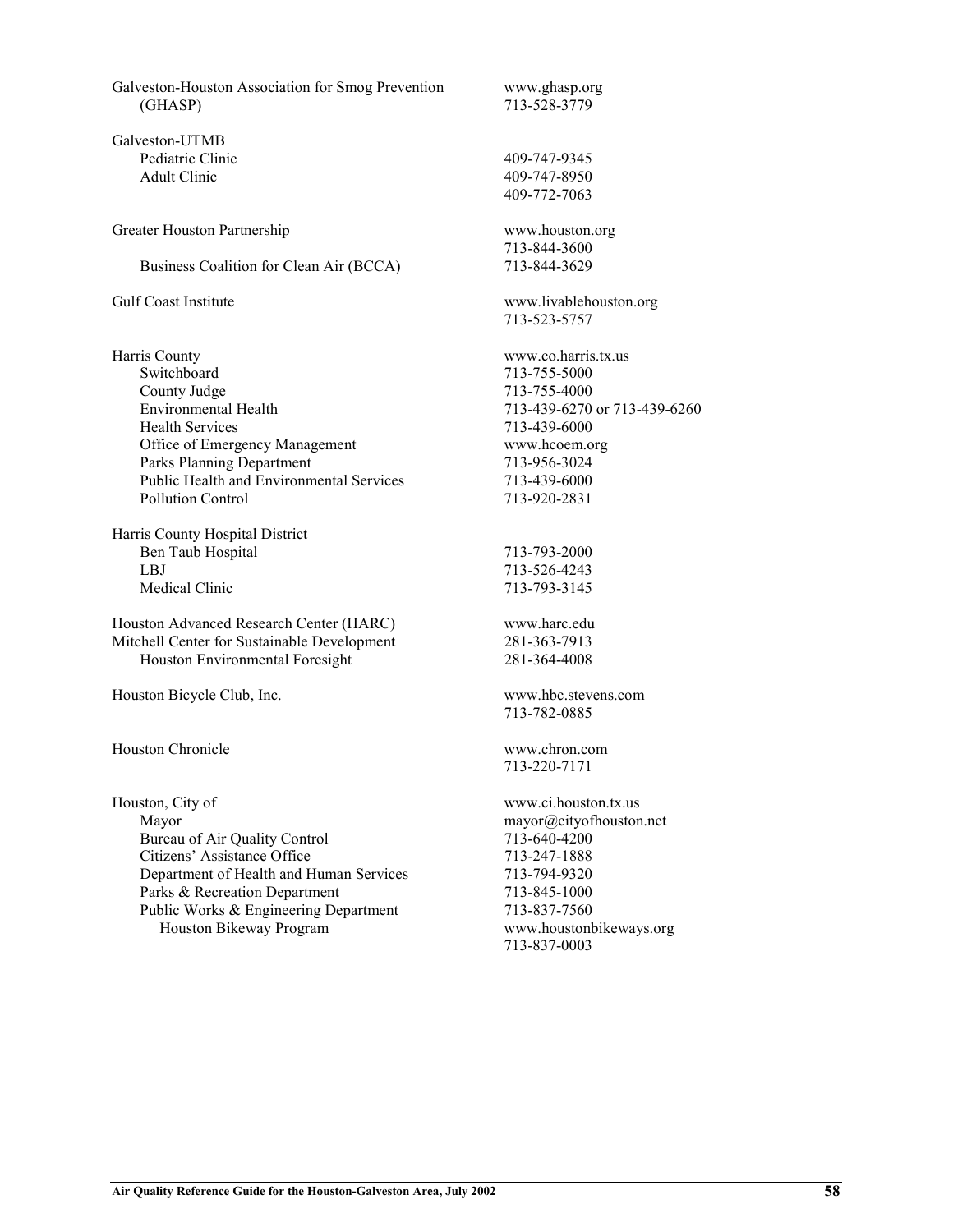| | |
|---|---|
| Galveston-Houston Association for Smog Prevention (GHASP) | www.ghasp.org<br>713-528-3779 |
| Galveston-UTMB | |
| Pediatric Clinic | 409-747-9345 |
| Adult Clinic | 409-747-8950<br>409-772-7063 |
| Greater Houston Partnership | www.houston.org<br>713-844-3600 |
| Business Coalition for Clean Air (BCCA) | 713-844-3629 |
| Gulf Coast Institute | www.livablehouston.org<br>713-523-5757 |
| Harris County | www.co.harris.tx.us |
| Switchboard | 713-755-5000 |
| County Judge | 713-755-4000 |
| Environmental Health | 713-439-6270 or 713-439-6260 |
| Health Services | 713-439-6000 |
| Office of Emergency Management | www.hcoem.org |
| Parks Planning Department | 713-956-3024 |
| Public Health and Environmental Services | 713-439-6000 |
| Pollution Control | 713-920-2831 |
| Harris County Hospital District | |
| Ben Taub Hospital | 713-793-2000 |
| LBJ | 713-526-4243 |
| Medical Clinic | 713-793-3145 |
| Houston Advanced Research Center (HARC) | www.harc.edu |
| Mitchell Center for Sustainable Development | 281-363-7913 |
| Houston Environmental Foresight | 281-364-4008 |
| Houston Bicycle Club, Inc. | www.hbc.stevens.com<br>713-782-0885 |
| Houston Chronicle | www.chron.com<br>713-220-7171 |
| Houston, City of | www.ci.houston.tx.us |
| Mayor | mayor@cityofhouston.net |
| Bureau of Air Quality Control | 713-640-4200 |
| Citizens' Assistance Office | 713-247-1888 |
| Department of Health and Human Services | 713-794-9320 |
| Parks & Recreation Department | 713-845-1000 |
| Public Works & Engineering Department | 713-837-7560 |
| Houston Bikeway Program | www.houstonbikeways.org<br>713-837-0003 |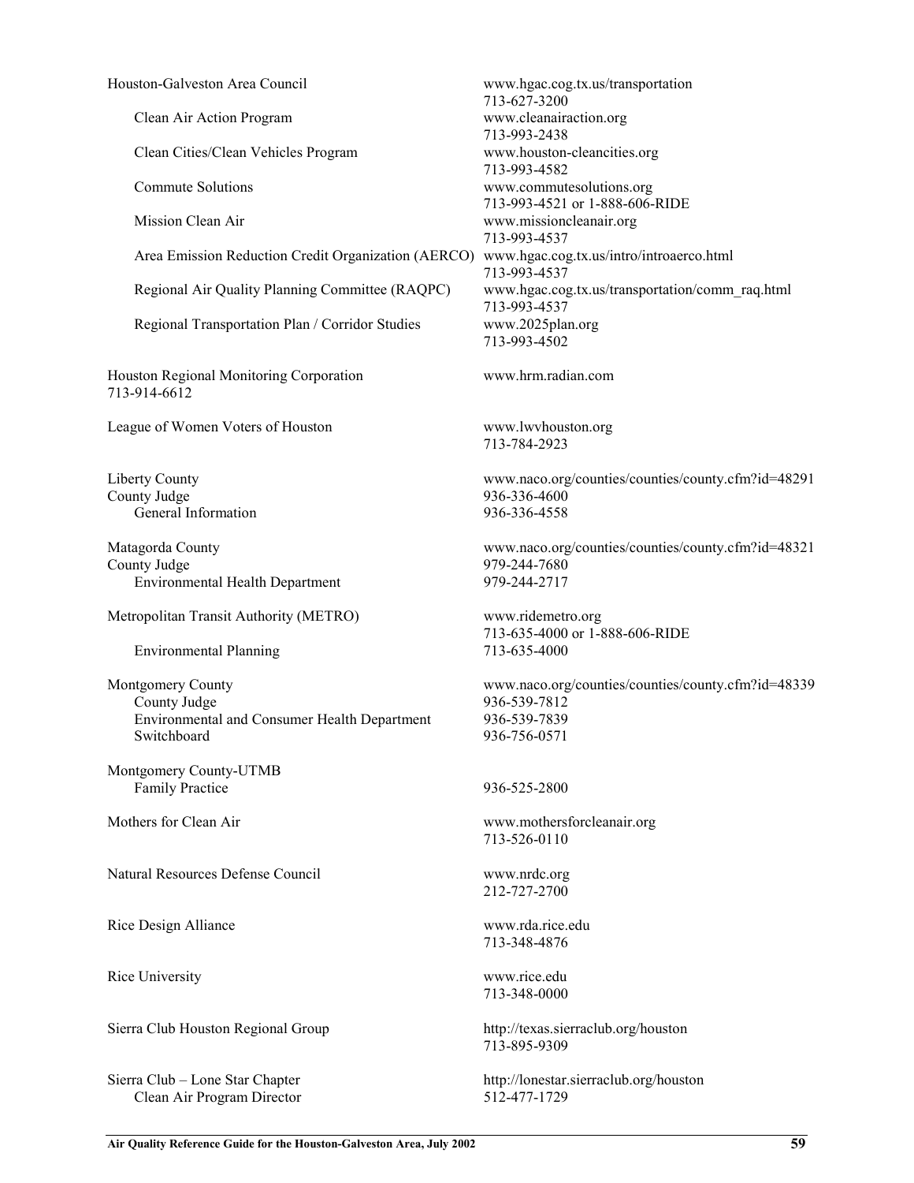| | |
|---|---|
| Houston-Galveston Area Council | www.hgac.cog.tx.us/transportation<br>713-627-3200 |
| Clean Air Action Program | www.cleanairaction.org<br>713-993-2438 |
| Clean Cities/Clean Vehicles Program | www.houston-cleancities.org<br>713-993-4582 |
| Commute Solutions | www.commutesolutions.org<br>713-993-4521 or 1-888-606-RIDE |
| Mission Clean Air | www.missioncleanair.org<br>713-993-4537 |
| Area Emission Reduction Credit Organization (AERCO) | www.hgac.cog.tx.us/intro/introaerco.html<br>713-993-4537 |
| Regional Air Quality Planning Committee (RAQPC) | www.hgac.cog.tx.us/transportation/comm_raq.html<br>713-993-4537 |
| Regional Transportation Plan / Corridor Studies | www.2025plan.org<br>713-993-4502 |
| Houston Regional Monitoring Corporation<br>713-914-6612 | www.hrm.radian.com |
| League of Women Voters of Houston | www.lwvhouston.org<br>713-784-2923 |
| Liberty County | www.naco.org/counties/counties/county.cfm?id=48291 |
| County Judge | 936-336-4600 |
| General Information | 936-336-4558 |
| Matagorda County | www.naco.org/counties/counties/county.cfm?id=48321 |
| County Judge | 979-244-7680 |
| Environmental Health Department | 979-244-2717 |
| Metropolitan Transit Authority (METRO) | www.ridemetro.org<br>713-635-4000 or 1-888-606-RIDE |
| Environmental Planning | 713-635-4000 |
| Montgomery County | www.naco.org/counties/counties/county.cfm?id=48339 |
| County Judge | 936-539-7812 |
| Environmental and Consumer Health Department | 936-539-7839 |
| Switchboard | 936-756-0571 |
| Montgomery County-UTMB<br>Family Practice | 936-525-2800 |
| Mothers for Clean Air | www.mothersforcleanair.org<br>713-526-0110 |
| Natural Resources Defense Council | www.nrdc.org<br>212-727-2700 |
| Rice Design Alliance | www.rda.rice.edu<br>713-348-4876 |
| Rice University | www.rice.edu<br>713-348-0000 |
| Sierra Club Houston Regional Group | http://texas.sierraclub.org/houston<br>713-895-9309 |
| Sierra Club – Lone Star Chapter | http://lonestar.sierraclub.org/houston |
| Clean Air Program Director | 512-477-1729 |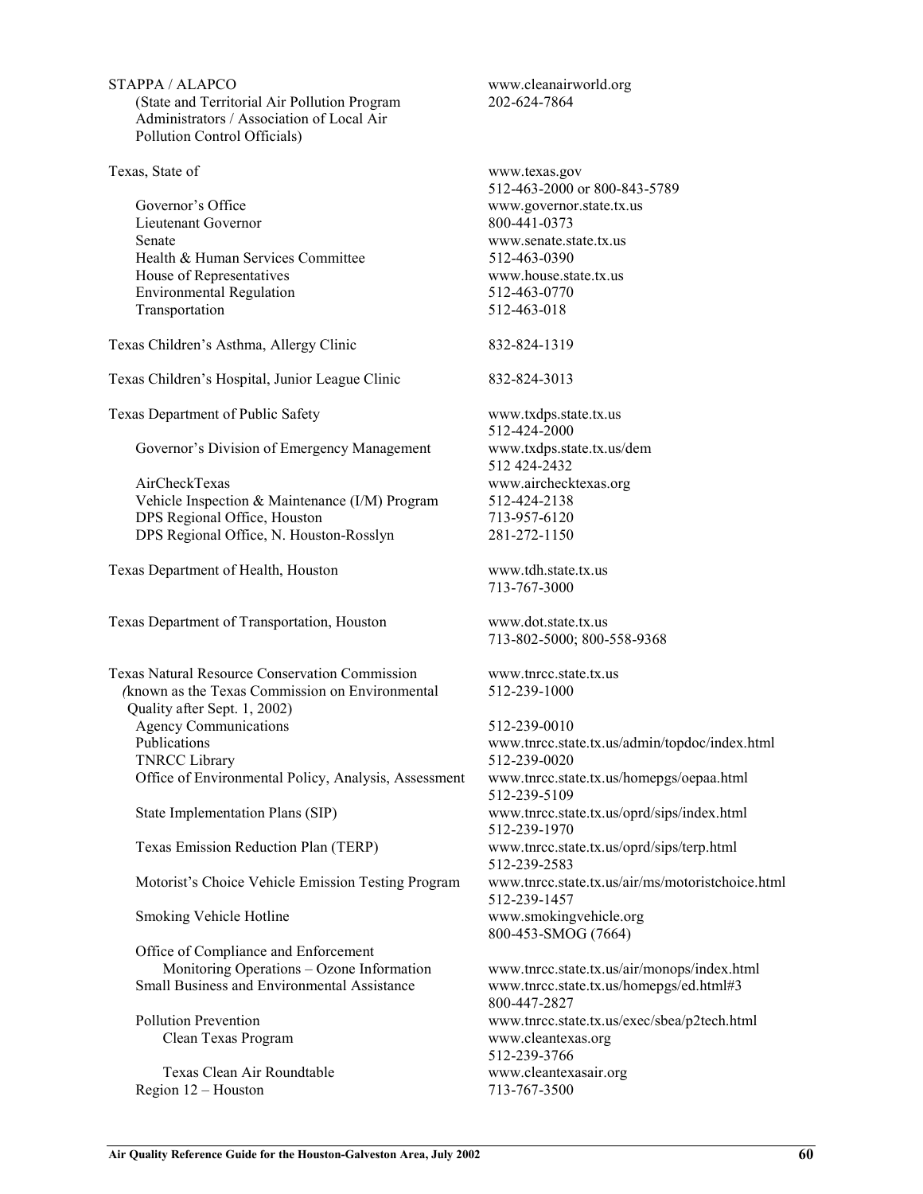| | |
|---|---|
| STAPPA / ALAPCO | www.cleanairworld.org |
| (State and Territorial Air Pollution Program Administrators / Association of Local Air Pollution Control Officials) | 202-624-7864 |
| | |
| Texas, State of | www.texas.gov |
| | 512-463-2000 or 800-843-5789 |
| Governor's Office | www.governor.state.tx.us |
| Lieutenant Governor | 800-441-0373 |
| Senate | www.senate.state.tx.us |
| Health & Human Services Committee | 512-463-0390 |
| House of Representatives | www.house.state.tx.us |
| Environmental Regulation | 512-463-0770 |
| Transportation | 512-463-018 |
| | |
| Texas Children's Asthma, Allergy Clinic | 832-824-1319 |
| | |
| Texas Children's Hospital, Junior League Clinic | 832-824-3013 |
| | |
| Texas Department of Public Safety | www.txdps.state.tx.us |
| | 512-424-2000 |
| Governor's Division of Emergency Management | www.txdps.state.tx.us/dem |
| | 512 424-2432 |
| AirCheckTexas | www.airchecktexas.org |
| Vehicle Inspection & Maintenance (I/M) Program | 512-424-2138 |
| DPS Regional Office, Houston | 713-957-6120 |
| DPS Regional Office, N. Houston-Rosslyn | 281-272-1150 |
| | |
| Texas Department of Health, Houston | www.tdh.state.tx.us |
| | 713-767-3000 |
| | |
| Texas Department of Transportation, Houston | www.dot.state.tx.us |
| | 713-802-5000; 800-558-9368 |
| | |
| Texas Natural Resource Conservation Commission (known as the Texas Commission on Environmental Quality after Sept. 1, 2002) | www.tnrcc.state.tx.us |
| | 512-239-1000 |
| Agency Communications | 512-239-0010 |
| Publications | www.tnrcc.state.tx.us/admin/topdoc/index.html |
| TNRCC Library | 512-239-0020 |
| Office of Environmental Policy, Analysis, Assessment | www.tnrcc.state.tx.us/homepgs/oepaa.html |
| | 512-239-5109 |
| State Implementation Plans (SIP) | www.tnrcc.state.tx.us/oprd/sips/index.html |
| | 512-239-1970 |
| Texas Emission Reduction Plan (TERP) | www.tnrcc.state.tx.us/oprd/sips/terp.html |
| | 512-239-2583 |
| Motorist's Choice Vehicle Emission Testing Program | www.tnrcc.state.tx.us/air/ms/motoristchoice.html |
| | 512-239-1457 |
| Smoking Vehicle Hotline | www.smokingvehicle.org |
| | 800-453-SMOG (7664) |
| Office of Compliance and Enforcement | |
| Monitoring Operations – Ozone Information | www.tnrcc.state.tx.us/air/monops/index.html |
| Small Business and Environmental Assistance | www.tnrcc.state.tx.us/homepgs/ed.html#3 |
| | 800-447-2827 |
| Pollution Prevention | www.tnrcc.state.tx.us/exec/sbea/p2tech.html |
| Clean Texas Program | www.cleantexas.org |
| | 512-239-3766 |
| Texas Clean Air Roundtable | www.cleantexasair.org |
| Region 12 – Houston | 713-767-3500 |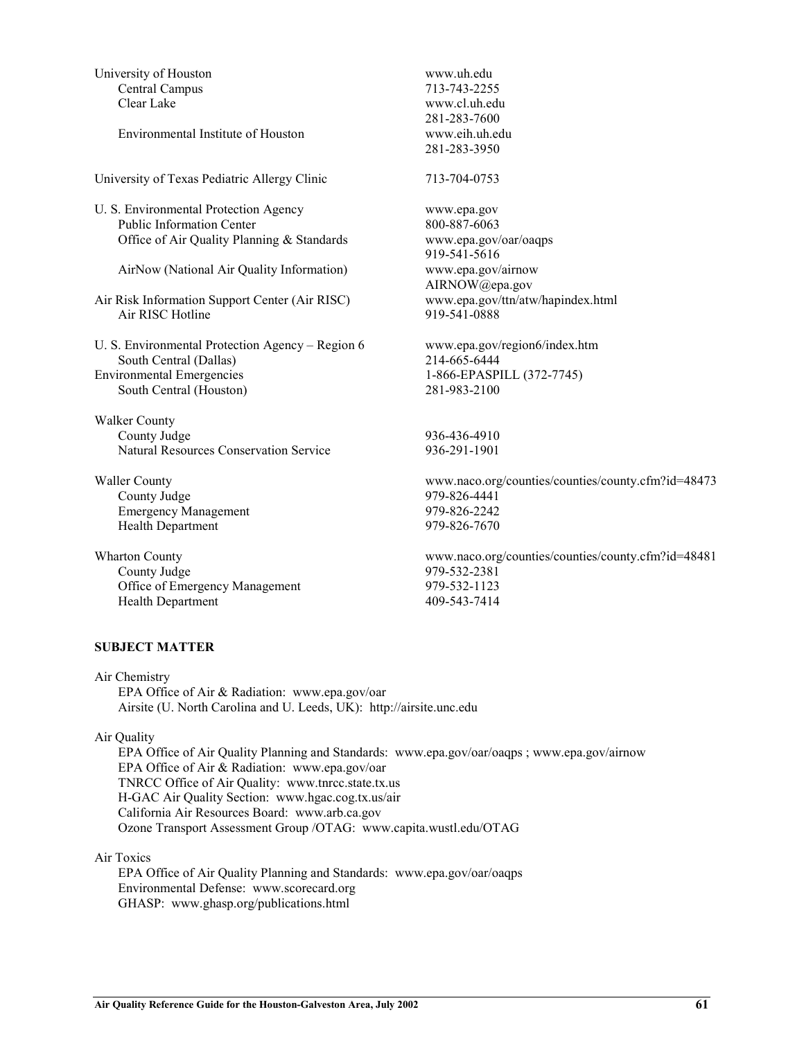| | |
|---|---|
| University of Houston | www.uh.edu |
| Central Campus | 713-743-2255 |
| Clear Lake | www.cl.uh.edu |
| | 281-283-7600 |
| Environmental Institute of Houston | www.eih.uh.edu |
| | 281-283-3950 |
| | |
| University of Texas Pediatric Allergy Clinic | 713-704-0753 |
| | |
| U. S. Environmental Protection Agency | www.epa.gov |
| Public Information Center | 800-887-6063 |
| Office of Air Quality Planning & Standards | www.epa.gov/oar/oaqps |
| | 919-541-5616 |
| AirNow (National Air Quality Information) | www.epa.gov/airnow |
| | AIRNOW@epa.gov |
| Air Risk Information Support Center (Air RISC) | www.epa.gov/ttn/atw/hapindex.html |
| Air RISC Hotline | 919-541-0888 |
| | |
| U. S. Environmental Protection Agency – Region 6 | www.epa.gov/region6/index.htm |
| South Central (Dallas) | 214-665-6444 |
| Environmental Emergencies | 1-866-EPASPILL (372-7745) |
| South Central (Houston) | 281-983-2100 |
| | |
| Walker County | |
| County Judge | 936-436-4910 |
| Natural Resources Conservation Service | 936-291-1901 |
| | |
| Waller County | www.naco.org/counties/counties/county.cfm?id=48473 |
| County Judge | 979-826-4441 |
| Emergency Management | 979-826-2242 |
| Health Department | 979-826-7670 |
| | |
| Wharton County | www.naco.org/counties/counties/county.cfm?id=48481 |
| County Judge | 979-532-2381 |
| Office of Emergency Management | 979-532-1123 |
| Health Department | 409-543-7414 |

**SUBJECT MATTER**

Air Chemistry

EPA Office of Air & Radiation: www.epa.gov/oar
Airsite (U. North Carolina and U. Leeds, UK): http://airsite.unc.edu

Air Quality

EPA Office of Air Quality Planning and Standards: www.epa.gov/oar/oaqps ; www.epa.gov/airnow
EPA Office of Air & Radiation: www.epa.gov/oar
TNRCC Office of Air Quality: www.tnrcc.state.tx.us
H-GAC Air Quality Section: www.hgac.cog.tx.us/air
California Air Resources Board: www.arb.ca.gov
Ozone Transport Assessment Group /OTAG: www.capita.wustl.edu/OTAG

Air Toxics

EPA Office of Air Quality Planning and Standards: www.epa.gov/oar/oaqps
Environmental Defense: www.scorecard.org
GHASP: www.ghasp.org/publications.html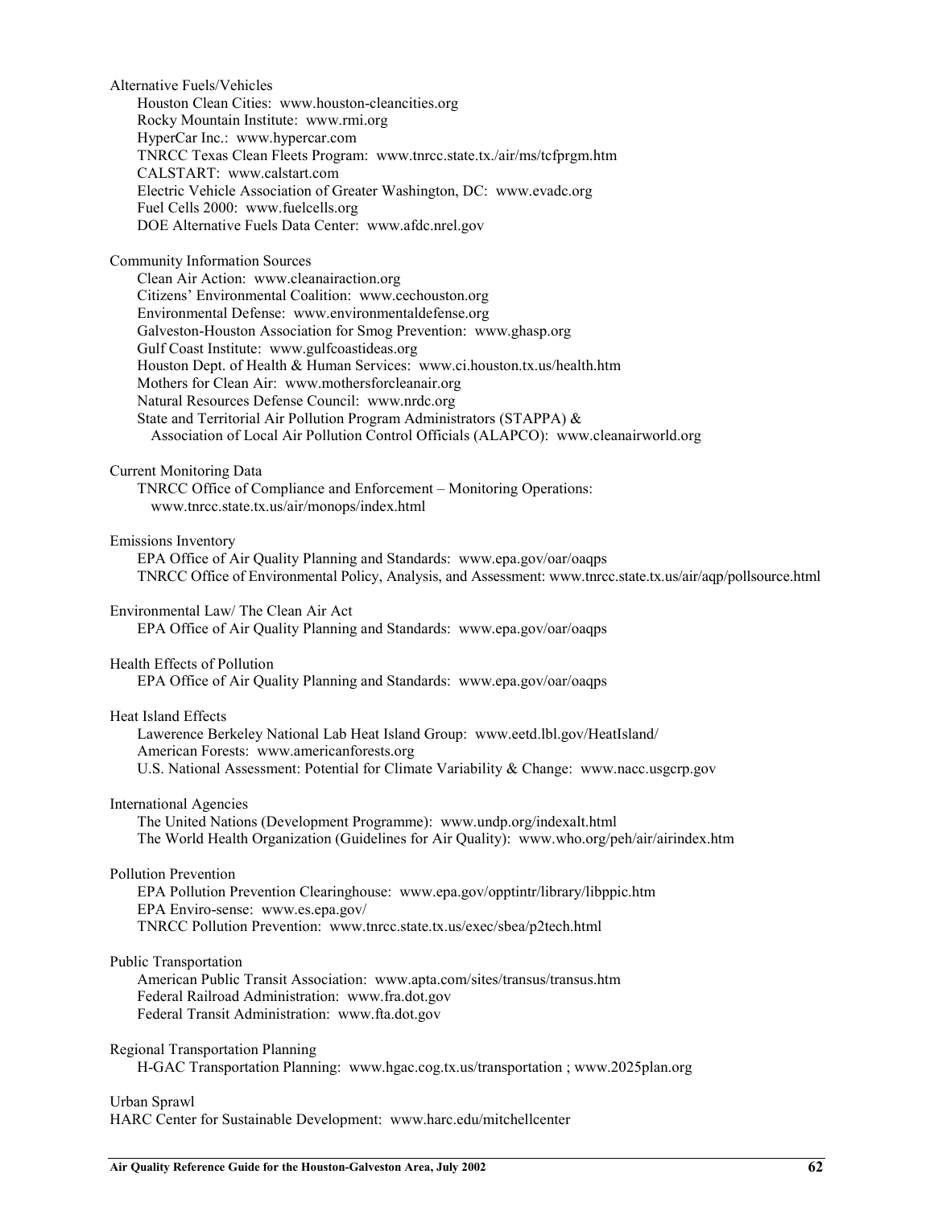Alternative Fuels/Vehicles

- Houston Clean Cities: www.houston-cleancities.org
- Rocky Mountain Institute: www.rmi.org
- HyperCar Inc.: www.hypercar.com
- TNRCC Texas Clean Fleets Program: www.tnrcc.state.tx./air/ms/tcfprgm.htm
- CALSTART: www.calstart.com
- Electric Vehicle Association of Greater Washington, DC: www.evadc.org
- Fuel Cells 2000: www.fuelcells.org
- DOE Alternative Fuels Data Center: www.afdc.nrel.gov

Community Information Sources

- Clean Air Action: www.cleanairaction.org
- Citizens' Environmental Coalition: www.cechouston.org
- Environmental Defense: www.environmentaldefense.org
- Galveston-Houston Association for Smog Prevention: www.ghasp.org
- Gulf Coast Institute: www.gulfcoastideas.org
- Houston Dept. of Health & Human Services: www.ci.houston.tx.us/health.htm
- Mothers for Clean Air: www.mothersforcleanair.org
- Natural Resources Defense Council: www.nrdc.org
- State and Territorial Air Pollution Program Administrators (STAPPA) & Association of Local Air Pollution Control Officials (ALAPCO): www.cleanairworld.org

Current Monitoring Data

- TNRCC Office of Compliance and Enforcement – Monitoring Operations: www.tnrcc.state.tx.us/air/monops/index.html

Emissions Inventory

- EPA Office of Air Quality Planning and Standards: www.epa.gov/oar/oaqps
- TNRCC Office of Environmental Policy, Analysis, and Assessment: www.tnrcc.state.tx.us/air/aqp/pollsource.html

Environmental Law/ The Clean Air Act

- EPA Office of Air Quality Planning and Standards: www.epa.gov/oar/oaqps

Health Effects of Pollution

- EPA Office of Air Quality Planning and Standards: www.epa.gov/oar/oaqps

Heat Island Effects

- Lawerence Berkeley National Lab Heat Island Group: www.eetd.lbl.gov/HeatIsland/
- American Forests: www.americanforests.org
- U.S. National Assessment: Potential for Climate Variability & Change: www.nacc.usgcrp.gov

International Agencies

- The United Nations (Development Programme): www.undp.org/indexalt.html
- The World Health Organization (Guidelines for Air Quality): www.who.org/peh/air/airindex.htm

Pollution Prevention

- EPA Pollution Prevention Clearinghouse: www.epa.gov/opptintr/library/libppic.htm
- EPA Enviro-sense: www.es.epa.gov/
- TNRCC Pollution Prevention: www.tnrcc.state.tx.us/exec/sbea/p2tech.html

Public Transportation

- American Public Transit Association: www.apta.com/sites/transus/transus.htm
- Federal Railroad Administration: www.fra.dot.gov
- Federal Transit Administration: www.fta.dot.gov

Regional Transportation Planning

- H-GAC Transportation Planning: www.hgac.cog.tx.us/transportation ; www.2025plan.org

Urban Sprawl

HARC Center for Sustainable Development: www.harc.edu/mitchellcenter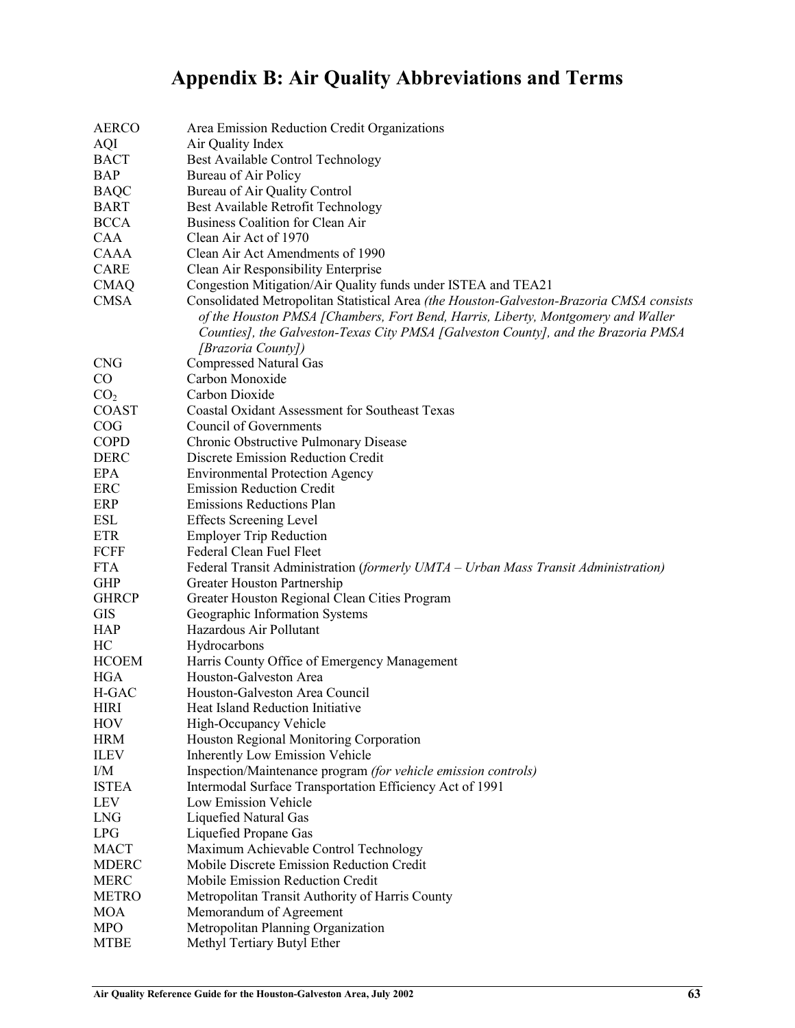# Appendix B: Air Quality Abbreviations and Terms

| | |
|---|---|
| AERCO | Area Emission Reduction Credit Organizations |
| AQI | Air Quality Index |
| BACT | Best Available Control Technology |
| BAP | Bureau of Air Policy |
| BAQC | Bureau of Air Quality Control |
| BART | Best Available Retrofit Technology |
| BCCA | Business Coalition for Clean Air |
| CAA | Clean Air Act of 1970 |
| CAAA | Clean Air Act Amendments of 1990 |
| CARE | Clean Air Responsibility Enterprise |
| CMAQ | Congestion Mitigation/Air Quality funds under ISTEA and TEA21 |
| CMSA | Consolidated Metropolitan Statistical Area *(the Houston-Galveston-Brazoria CMSA consists of the Houston PMSA [Chambers, Fort Bend, Harris, Liberty, Montgomery and Waller Counties], the Galveston-Texas City PMSA [Galveston County], and the Brazoria PMSA [Brazoria County])* |
| CNG | Compressed Natural Gas |
| CO | Carbon Monoxide |
| $CO_2$ | Carbon Dioxide |
| COAST | Coastal Oxidant Assessment for Southeast Texas |
| COG | Council of Governments |
| COPD | Chronic Obstructive Pulmonary Disease |
| DERC | Discrete Emission Reduction Credit |
| EPA | Environmental Protection Agency |
| ERC | Emission Reduction Credit |
| ERP | Emissions Reductions Plan |
| ESL | Effects Screening Level |
| ETR | Employer Trip Reduction |
| FCFF | Federal Clean Fuel Fleet |
| FTA | Federal Transit Administration (*formerly UMTA – Urban Mass Transit Administration)* |
| GHP | Greater Houston Partnership |
| GHRCP | Greater Houston Regional Clean Cities Program |
| GIS | Geographic Information Systems |
| HAP | Hazardous Air Pollutant |
| HC | Hydrocarbons |
| HCOEM | Harris County Office of Emergency Management |
| HGA | Houston-Galveston Area |
| H-GAC | Houston-Galveston Area Council |
| HIRI | Heat Island Reduction Initiative |
| HOV | High-Occupancy Vehicle |
| HRM | Houston Regional Monitoring Corporation |
| ILEV | Inherently Low Emission Vehicle |
| I/M | Inspection/Maintenance program *(for vehicle emission controls)* |
| ISTEA | Intermodal Surface Transportation Efficiency Act of 1991 |
| LEV | Low Emission Vehicle |
| LNG | Liquefied Natural Gas |
| LPG | Liquefied Propane Gas |
| MACT | Maximum Achievable Control Technology |
| MDERC | Mobile Discrete Emission Reduction Credit |
| MERC | Mobile Emission Reduction Credit |
| METRO | Metropolitan Transit Authority of Harris County |
| MOA | Memorandum of Agreement |
| MPO | Metropolitan Planning Organization |
| MTBE | Methyl Tertiary Butyl Ether |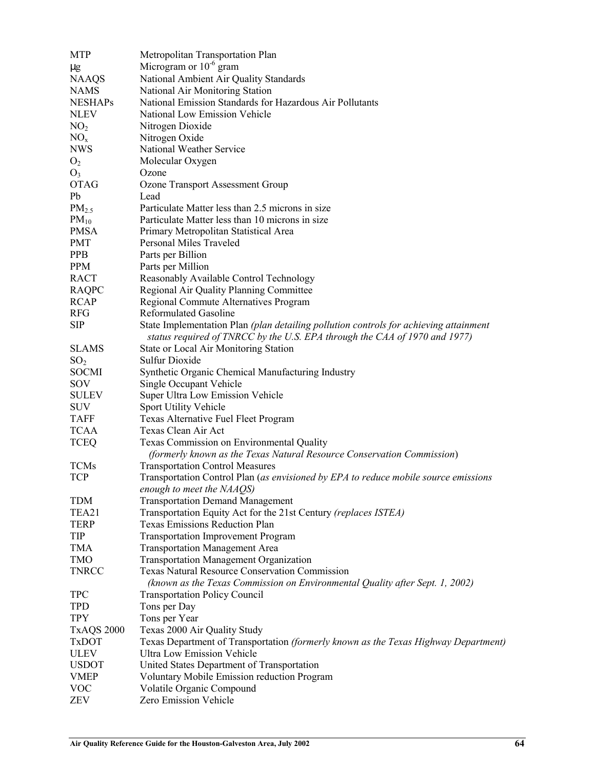| | |
|---|---|
| MTP | Metropolitan Transportation Plan |
| μg | Microgram or $10^{-6}$ gram |
| NAAQS | National Ambient Air Quality Standards |
| NAMS | National Air Monitoring Station |
| NESHAPs | National Emission Standards for Hazardous Air Pollutants |
| NLEV | National Low Emission Vehicle |
| $NO_2$ | Nitrogen Dioxide |
| $NO_x$ | Nitrogen Oxide |
| NWS | National Weather Service |
| $O_2$ | Molecular Oxygen |
| $O_3$ | Ozone |
| OTAG | Ozone Transport Assessment Group |
| Pb | Lead |
| $PM_{2.5}$ | Particulate Matter less than 2.5 microns in size |
| $PM_{10}$ | Particulate Matter less than 10 microns in size |
| PMSA | Primary Metropolitan Statistical Area |
| PMT | Personal Miles Traveled |
| PPB | Parts per Billion |
| PPM | Parts per Million |
| RACT | Reasonably Available Control Technology |
| RAQPC | Regional Air Quality Planning Committee |
| RCAP | Regional Commute Alternatives Program |
| RFG | Reformulated Gasoline |
| SIP | State Implementation Plan *(plan detailing pollution controls for achieving attainment status required of TNRCC by the U.S. EPA through the CAA of 1970 and 1977)* |
| SLAMS | State or Local Air Monitoring Station |
| $SO_2$ | Sulfur Dioxide |
| SOCMI | Synthetic Organic Chemical Manufacturing Industry |
| SOV | Single Occupant Vehicle |
| SULEV | Super Ultra Low Emission Vehicle |
| SUV | Sport Utility Vehicle |
| TAFF | Texas Alternative Fuel Fleet Program |
| TCAA | Texas Clean Air Act |
| TCEQ | Texas Commission on Environmental Quality *(formerly known as the Texas Natural Resource Conservation Commission)* |
| TCMs | Transportation Control Measures |
| TCP | Transportation Control Plan (*as envisioned by EPA to reduce mobile source emissions enough to meet the NAAQS)* |
| TDM | Transportation Demand Management |
| TEA21 | Transportation Equity Act for the 21st Century *(replaces ISTEA)* |
| TERP | Texas Emissions Reduction Plan |
| TIP | Transportation Improvement Program |
| TMA | Transportation Management Area |
| TMO | Transportation Management Organization |
| TNRCC | Texas Natural Resource Conservation Commission *(known as the Texas Commission on Environmental Quality after Sept. 1, 2002)* |
| TPC | Transportation Policy Council |
| TPD | Tons per Day |
| TPY | Tons per Year |
| TxAQS 2000 | Texas 2000 Air Quality Study |
| TxDOT | Texas Department of Transportation *(formerly known as the Texas Highway Department)* |
| ULEV | Ultra Low Emission Vehicle |
| USDOT | United States Department of Transportation |
| VMEP | Voluntary Mobile Emission reduction Program |
| VOC | Volatile Organic Compound |
| ZEV | Zero Emission Vehicle |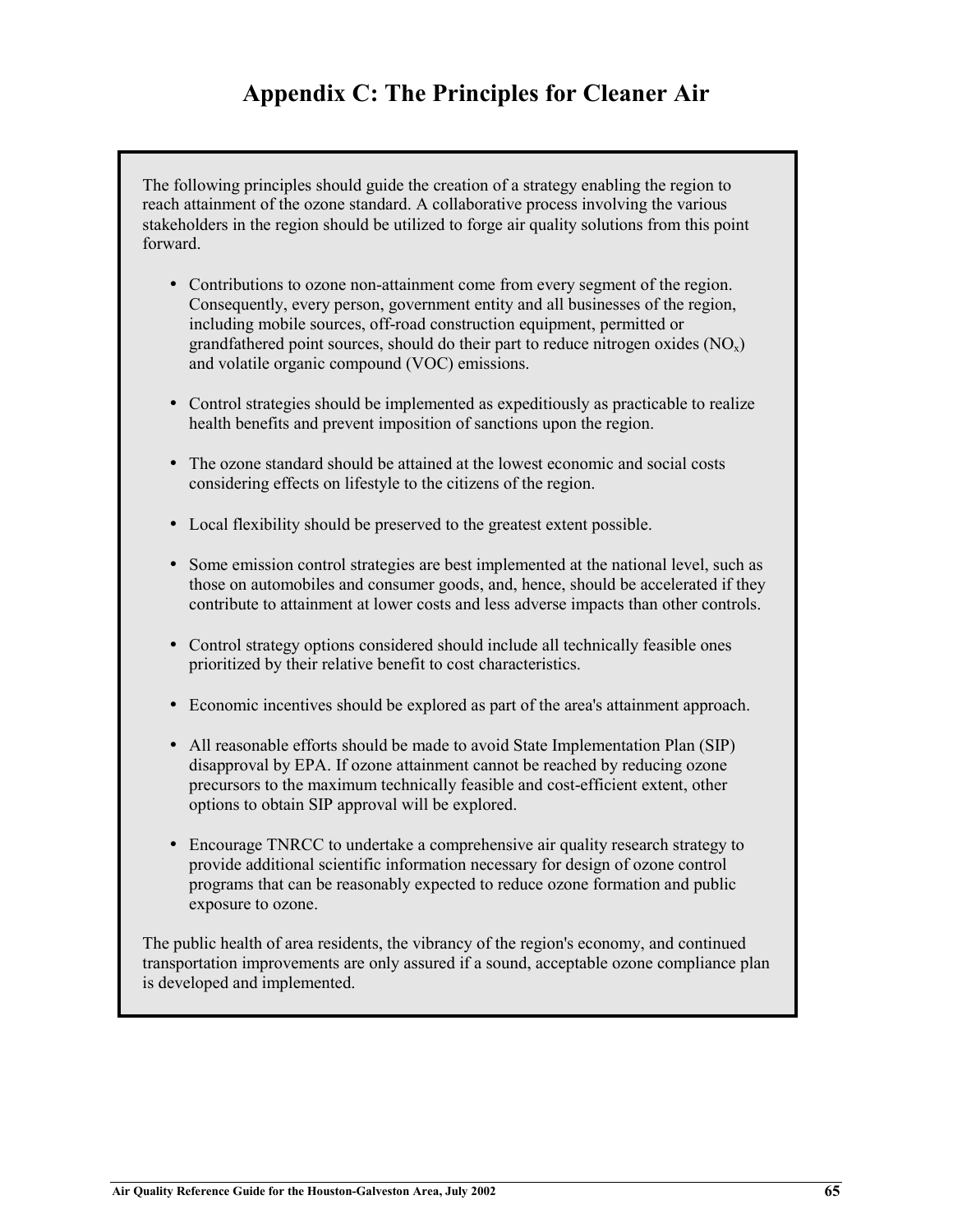# Appendix C: The Principles for Cleaner Air

The following principles should guide the creation of a strategy enabling the region to reach attainment of the ozone standard. A collaborative process involving the various stakeholders in the region should be utilized to forge air quality solutions from this point forward.

- Contributions to ozone non-attainment come from every segment of the region. Consequently, every person, government entity and all businesses of the region, including mobile sources, off-road construction equipment, permitted or grandfathered point sources, should do their part to reduce nitrogen oxides ($NO_x$) and volatile organic compound (VOC) emissions.
- Control strategies should be implemented as expeditiously as practicable to realize health benefits and prevent imposition of sanctions upon the region.
- The ozone standard should be attained at the lowest economic and social costs considering effects on lifestyle to the citizens of the region.
- Local flexibility should be preserved to the greatest extent possible.
- Some emission control strategies are best implemented at the national level, such as those on automobiles and consumer goods, and, hence, should be accelerated if they contribute to attainment at lower costs and less adverse impacts than other controls.
- Control strategy options considered should include all technically feasible ones prioritized by their relative benefit to cost characteristics.
- Economic incentives should be explored as part of the area's attainment approach.
- All reasonable efforts should be made to avoid State Implementation Plan (SIP) disapproval by EPA. If ozone attainment cannot be reached by reducing ozone precursors to the maximum technically feasible and cost-efficient extent, other options to obtain SIP approval will be explored.
- Encourage TNRCC to undertake a comprehensive air quality research strategy to provide additional scientific information necessary for design of ozone control programs that can be reasonably expected to reduce ozone formation and public exposure to ozone.

The public health of area residents, the vibrancy of the region's economy, and continued transportation improvements are only assured if a sound, acceptable ozone compliance plan is developed and implemented.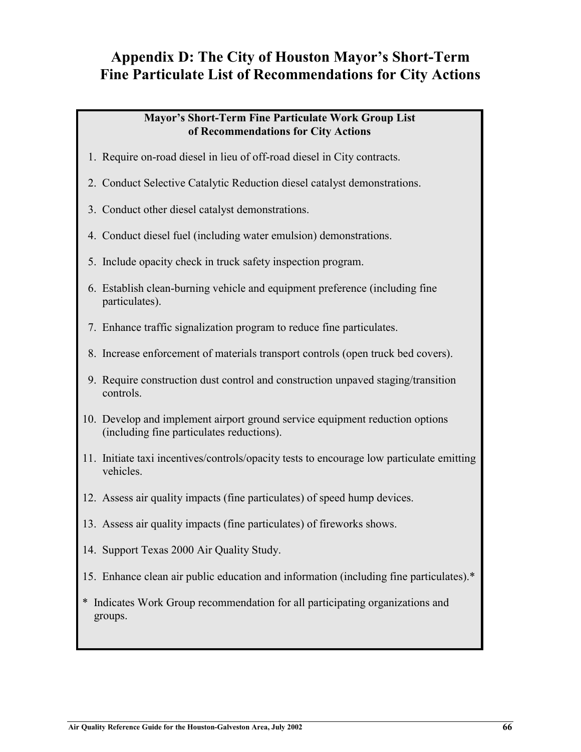# Appendix D: The City of Houston Mayor's Short-Term Fine Particulate List of Recommendations for City Actions

**Mayor's Short-Term Fine Particulate Work Group List of Recommendations for City Actions**

1. Require on-road diesel in lieu of off-road diesel in City contracts.
2. Conduct Selective Catalytic Reduction diesel catalyst demonstrations.
3. Conduct other diesel catalyst demonstrations.
4. Conduct diesel fuel (including water emulsion) demonstrations.
5. Include opacity check in truck safety inspection program.
6. Establish clean-burning vehicle and equipment preference (including fine particulates).
7. Enhance traffic signalization program to reduce fine particulates.
8. Increase enforcement of materials transport controls (open truck bed covers).
9. Require construction dust control and construction unpaved staging/transition controls.
10. Develop and implement airport ground service equipment reduction options (including fine particulates reductions).
11. Initiate taxi incentives/controls/opacity tests to encourage low particulate emitting vehicles.
12. Assess air quality impacts (fine particulates) of speed hump devices.
13. Assess air quality impacts (fine particulates) of fireworks shows.
14. Support Texas 2000 Air Quality Study.
15. Enhance clean air public education and information (including fine particulates).*

\* Indicates Work Group recommendation for all participating organizations and groups.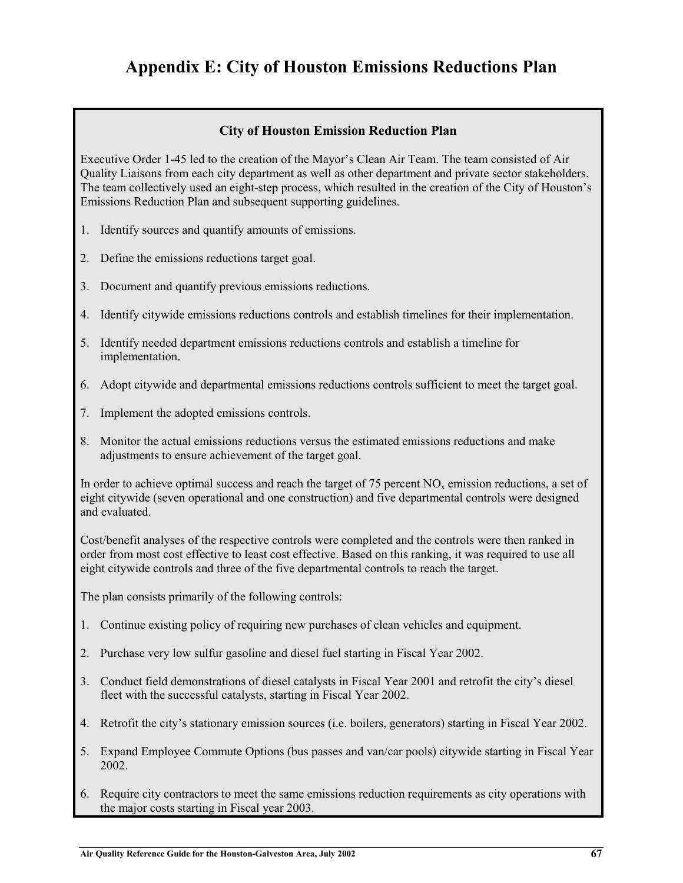# Appendix E: City of Houston Emissions Reductions Plan

### City of Houston Emission Reduction Plan

Executive Order 1-45 led to the creation of the Mayor's Clean Air Team. The team consisted of Air Quality Liaisons from each city department as well as other department and private sector stakeholders. The team collectively used an eight-step process, which resulted in the creation of the City of Houston's Emissions Reduction Plan and subsequent supporting guidelines.

1. Identify sources and quantify amounts of emissions.
2. Define the emissions reductions target goal.
3. Document and quantify previous emissions reductions.
4. Identify citywide emissions reductions controls and establish timelines for their implementation.
5. Identify needed department emissions reductions controls and establish a timeline for implementation.
6. Adopt citywide and departmental emissions reductions controls sufficient to meet the target goal.
7. Implement the adopted emissions controls.
8. Monitor the actual emissions reductions versus the estimated emissions reductions and make adjustments to ensure achievement of the target goal.

In order to achieve optimal success and reach the target of 75 percent $NO_x$ emission reductions, a set of eight citywide (seven operational and one construction) and five departmental controls were designed and evaluated.

Cost/benefit analyses of the respective controls were completed and the controls were then ranked in order from most cost effective to least cost effective. Based on this ranking, it was required to use all eight citywide controls and three of the five departmental controls to reach the target.

The plan consists primarily of the following controls:

1. Continue existing policy of requiring new purchases of clean vehicles and equipment.
2. Purchase very low sulfur gasoline and diesel fuel starting in Fiscal Year 2002.
3. Conduct field demonstrations of diesel catalysts in Fiscal Year 2001 and retrofit the city's diesel fleet with the successful catalysts, starting in Fiscal Year 2002.
4. Retrofit the city's stationary emission sources (i.e. boilers, generators) starting in Fiscal Year 2002.
5. Expand Employee Commute Options (bus passes and van/car pools) citywide starting in Fiscal Year 2002.
6. Require city contractors to meet the same emissions reduction requirements as city operations with the major costs starting in Fiscal year 2003.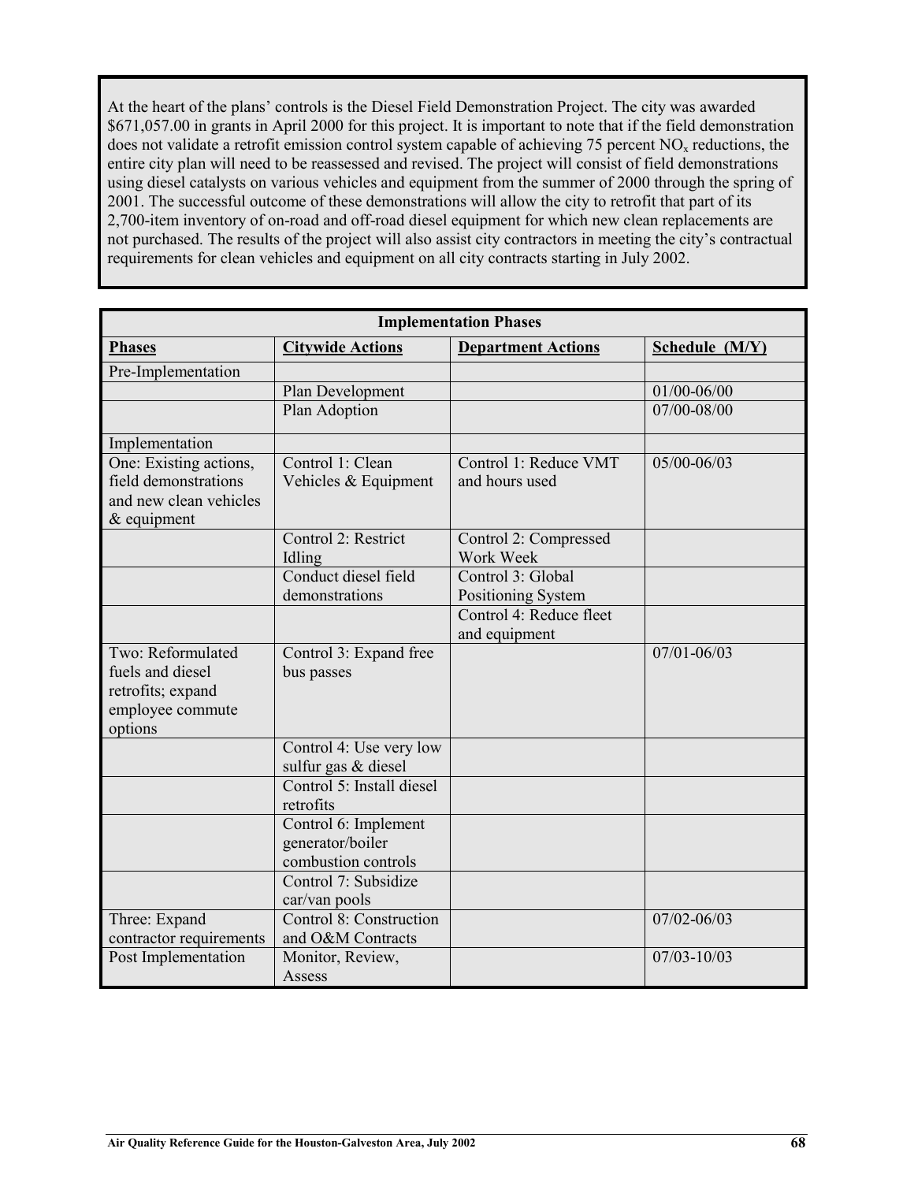At the heart of the plans' controls is the Diesel Field Demonstration Project. The city was awarded $671,057.00 in grants in April 2000 for this project. It is important to note that if the field demonstration does not validate a retrofit emission control system capable of achieving 75 percent $NO_x$ reductions, the entire city plan will need to be reassessed and revised. The project will consist of field demonstrations using diesel catalysts on various vehicles and equipment from the summer of 2000 through the spring of 2001. The successful outcome of these demonstrations will allow the city to retrofit that part of its 2,700-item inventory of on-road and off-road diesel equipment for which new clean replacements are not purchased. The results of the project will also assist city contractors in meeting the city's contractual requirements for clean vehicles and equipment on all city contracts starting in July 2002.

| Implementation Phases | | | |
|---|---|---|---|
| **Phases** | **Citywide Actions** | **Department Actions** | **Schedule (M/Y)** |
| Pre-Implementation | | | |
| | Plan Development | | 01/00-06/00 |
| | Plan Adoption | | 07/00-08/00 |
| Implementation | | | |
| One: Existing actions, field demonstrations and new clean vehicles & equipment | Control 1: Clean Vehicles & Equipment | Control 1: Reduce VMT and hours used | 05/00-06/03 |
| | Control 2: Restrict Idling | Control 2: Compressed Work Week | |
| | Conduct diesel field demonstrations | Control 3: Global Positioning System | |
| | | Control 4: Reduce fleet and equipment | |
| Two: Reformulated fuels and diesel retrofits; expand employee commute options | Control 3: Expand free bus passes | | 07/01-06/03 |
| | Control 4: Use very low sulfur gas & diesel | | |
| | Control 5: Install diesel retrofits | | |
| | Control 6: Implement generator/boiler combustion controls | | |
| | Control 7: Subsidize car/van pools | | |
| Three: Expand contractor requirements | Control 8: Construction and O&M Contracts | | 07/02-06/03 |
| Post Implementation | Monitor, Review, Assess | | 07/03-10/03 |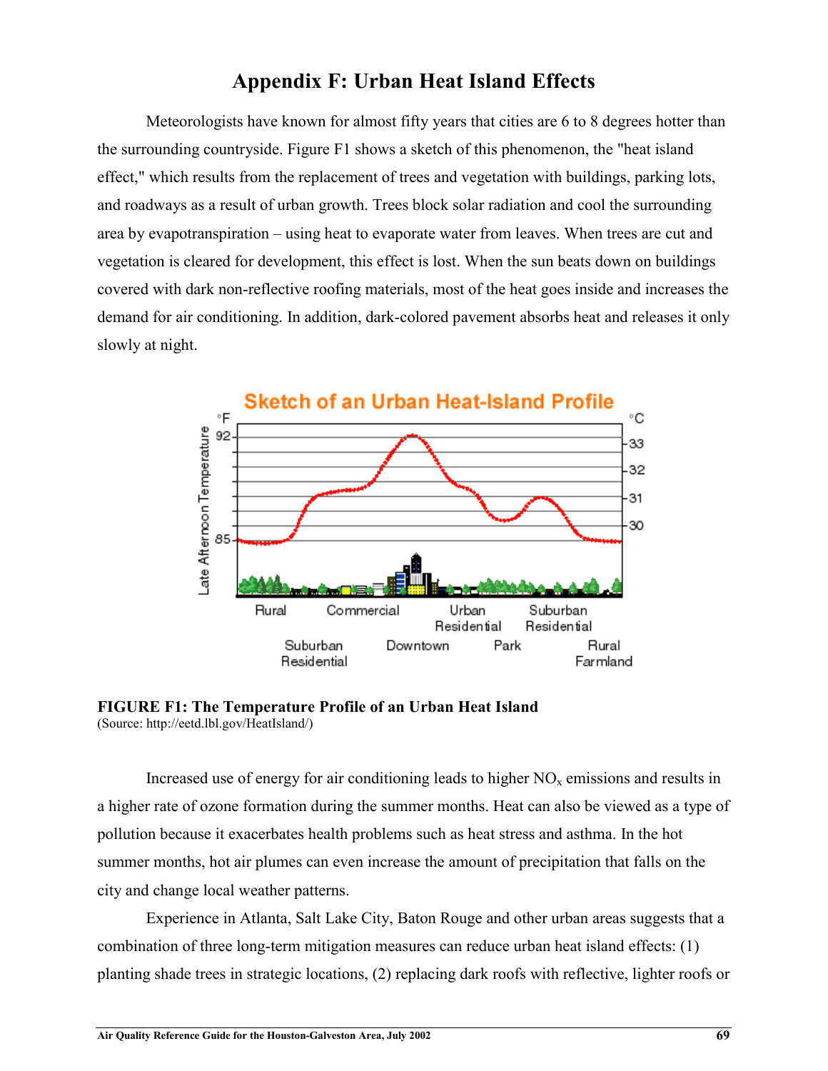# Appendix F: Urban Heat Island Effects

Meteorologists have known for almost fifty years that cities are 6 to 8 degrees hotter than the surrounding countryside. Figure F1 shows a sketch of this phenomenon, the "heat island effect," which results from the replacement of trees and vegetation with buildings, parking lots, and roadways as a result of urban growth. Trees block solar radiation and cool the surrounding area by evapotranspiration – using heat to evaporate water from leaves. When trees are cut and vegetation is cleared for development, this effect is lost. When the sun beats down on buildings covered with dark non-reflective roofing materials, most of the heat goes inside and increases the demand for air conditioning. In addition, dark-colored pavement absorbs heat and releases it only slowly at night.

**FIGURE F1: The Temperature Profile of an Urban Heat Island**
(Source: http://eetd.lbl.gov/HeatIsland/)

Increased use of energy for air conditioning leads to higher $NO_x$ emissions and results in a higher rate of ozone formation during the summer months. Heat can also be viewed as a type of pollution because it exacerbates health problems such as heat stress and asthma. In the hot summer months, hot air plumes can even increase the amount of precipitation that falls on the city and change local weather patterns.

Experience in Atlanta, Salt Lake City, Baton Rouge and other urban areas suggests that a combination of three long-term mitigation measures can reduce urban heat island effects: (1) planting shade trees in strategic locations, (2) replacing dark roofs with reflective, lighter roofs or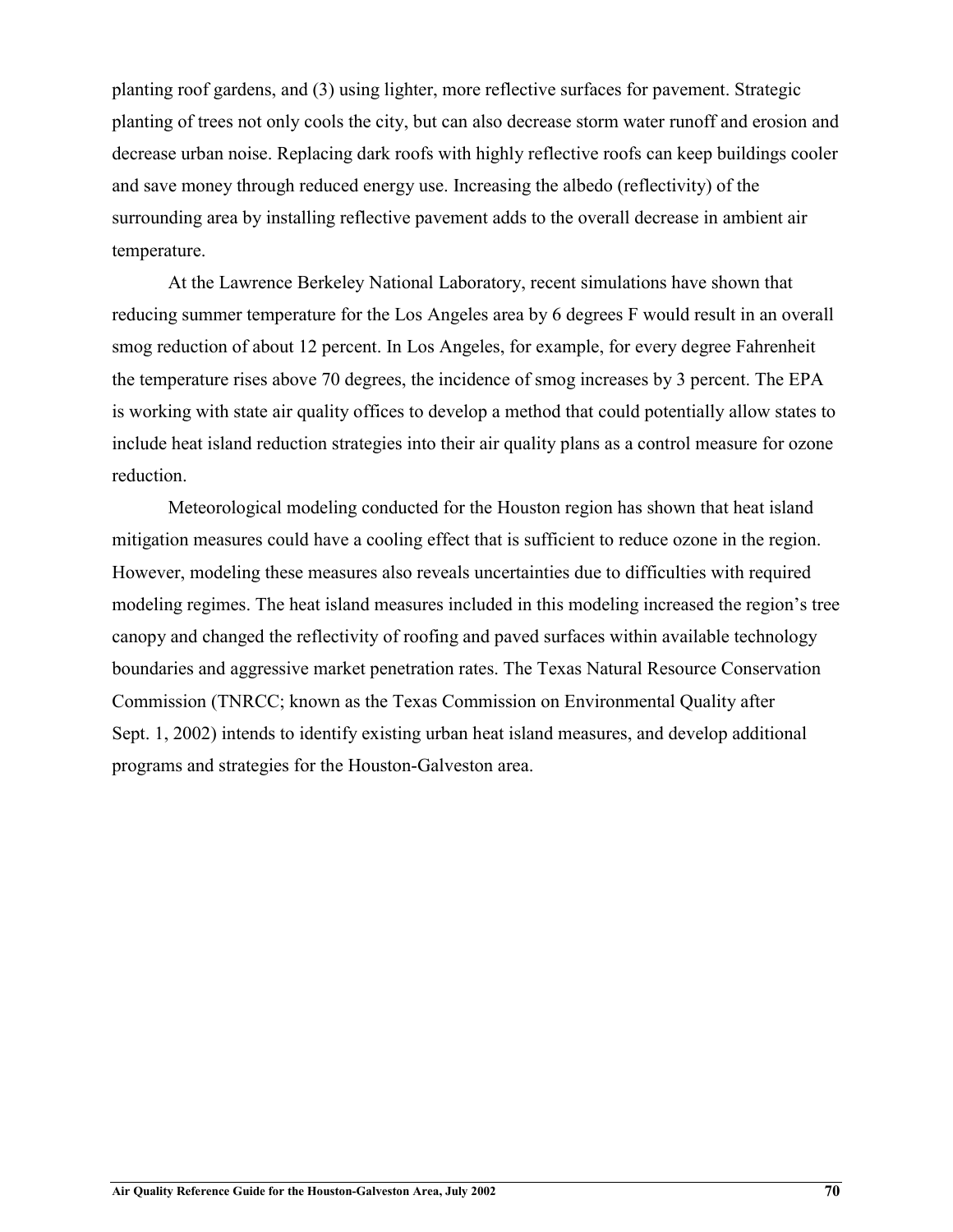planting roof gardens, and (3) using lighter, more reflective surfaces for pavement. Strategic planting of trees not only cools the city, but can also decrease storm water runoff and erosion and decrease urban noise. Replacing dark roofs with highly reflective roofs can keep buildings cooler and save money through reduced energy use. Increasing the albedo (reflectivity) of the surrounding area by installing reflective pavement adds to the overall decrease in ambient air temperature.

At the Lawrence Berkeley National Laboratory, recent simulations have shown that reducing summer temperature for the Los Angeles area by 6 degrees F would result in an overall smog reduction of about 12 percent. In Los Angeles, for example, for every degree Fahrenheit the temperature rises above 70 degrees, the incidence of smog increases by 3 percent. The EPA is working with state air quality offices to develop a method that could potentially allow states to include heat island reduction strategies into their air quality plans as a control measure for ozone reduction.

Meteorological modeling conducted for the Houston region has shown that heat island mitigation measures could have a cooling effect that is sufficient to reduce ozone in the region. However, modeling these measures also reveals uncertainties due to difficulties with required modeling regimes. The heat island measures included in this modeling increased the region's tree canopy and changed the reflectivity of roofing and paved surfaces within available technology boundaries and aggressive market penetration rates. The Texas Natural Resource Conservation Commission (TNRCC; known as the Texas Commission on Environmental Quality after Sept. 1, 2002) intends to identify existing urban heat island measures, and develop additional programs and strategies for the Houston-Galveston area.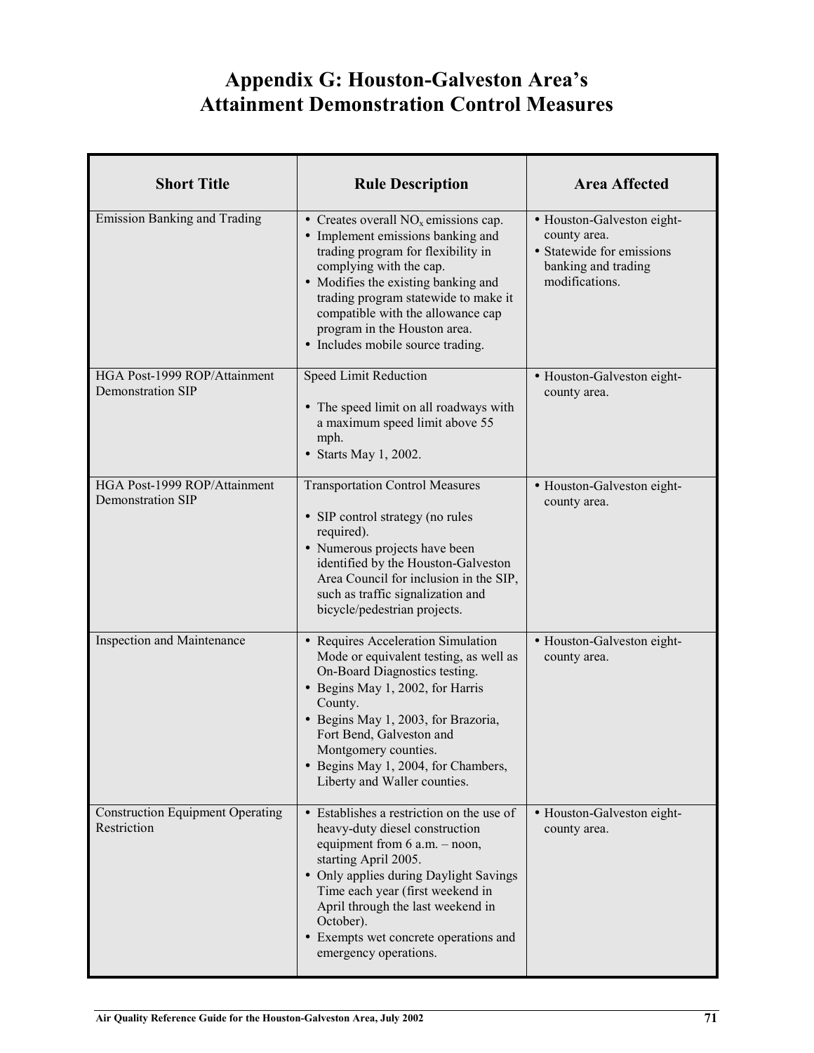# Appendix G: Houston-Galveston Area's Attainment Demonstration Control Measures

| Short Title | Rule Description | Area Affected |
|---|---|---|
| Emission Banking and Trading | • Creates overall $NO_x$ emissions cap.<br>• Implement emissions banking and trading program for flexibility in complying with the cap.<br>• Modifies the existing banking and trading program statewide to make it compatible with the allowance cap program in the Houston area.<br>• Includes mobile source trading. | • Houston-Galveston eight-county area.<br>• Statewide for emissions banking and trading modifications. |
| HGA Post-1999 ROP/Attainment Demonstration SIP | Speed Limit Reduction<br><br>• The speed limit on all roadways with a maximum speed limit above 55 mph.<br>• Starts May 1, 2002. | • Houston-Galveston eight-county area. |
| HGA Post-1999 ROP/Attainment Demonstration SIP | Transportation Control Measures<br><br>• SIP control strategy (no rules required).<br>• Numerous projects have been identified by the Houston-Galveston Area Council for inclusion in the SIP, such as traffic signalization and bicycle/pedestrian projects. | • Houston-Galveston eight-county area. |
| Inspection and Maintenance | • Requires Acceleration Simulation Mode or equivalent testing, as well as On-Board Diagnostics testing.<br>• Begins May 1, 2002, for Harris County.<br>• Begins May 1, 2003, for Brazoria, Fort Bend, Galveston and Montgomery counties.<br>• Begins May 1, 2004, for Chambers, Liberty and Waller counties. | • Houston-Galveston eight-county area. |
| Construction Equipment Operating Restriction | • Establishes a restriction on the use of heavy-duty diesel construction equipment from 6 a.m. – noon, starting April 2005.<br>• Only applies during Daylight Savings Time each year (first weekend in April through the last weekend in October).<br>• Exempts wet concrete operations and emergency operations. | • Houston-Galveston eight-county area. |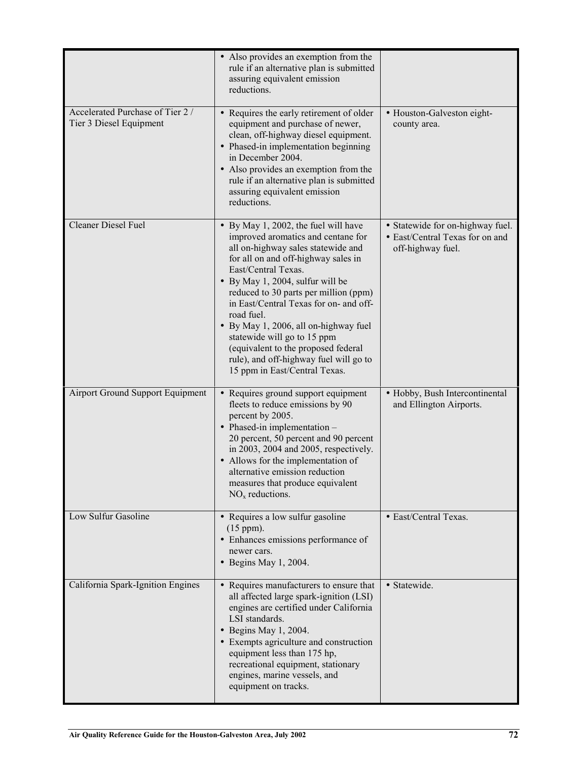| | | |
|---|---|---|
| | • Also provides an exemption from the rule if an alternative plan is submitted assuring equivalent emission reductions. | |
| Accelerated Purchase of Tier 2 / Tier 3 Diesel Equipment | • Requires the early retirement of older equipment and purchase of newer, clean, off-highway diesel equipment.<br>• Phased-in implementation beginning in December 2004.<br>• Also provides an exemption from the rule if an alternative plan is submitted assuring equivalent emission reductions. | • Houston-Galveston eight-county area. |
| Cleaner Diesel Fuel | • By May 1, 2002, the fuel will have improved aromatics and centane for all on-highway sales statewide and for all on and off-highway sales in East/Central Texas.<br>• By May 1, 2004, sulfur will be reduced to 30 parts per million (ppm) in East/Central Texas for on- and off-road fuel.<br>• By May 1, 2006, all on-highway fuel statewide will go to 15 ppm (equivalent to the proposed federal rule), and off-highway fuel will go to 15 ppm in East/Central Texas. | • Statewide for on-highway fuel.<br>• East/Central Texas for on and off-highway fuel. |
| Airport Ground Support Equipment | • Requires ground support equipment fleets to reduce emissions by 90 percent by 2005.<br>• Phased-in implementation – 20 percent, 50 percent and 90 percent in 2003, 2004 and 2005, respectively.<br>• Allows for the implementation of alternative emission reduction measures that produce equivalent $NO_x$ reductions. | • Hobby, Bush Intercontinental and Ellington Airports. |
| Low Sulfur Gasoline | • Requires a low sulfur gasoline (15 ppm).<br>• Enhances emissions performance of newer cars.<br>• Begins May 1, 2004. | • East/Central Texas. |
| California Spark-Ignition Engines | • Requires manufacturers to ensure that all affected large spark-ignition (LSI) engines are certified under California LSI standards.<br>• Begins May 1, 2004.<br>• Exempts agriculture and construction equipment less than 175 hp, recreational equipment, stationary engines, marine vessels, and equipment on tracks. | • Statewide. |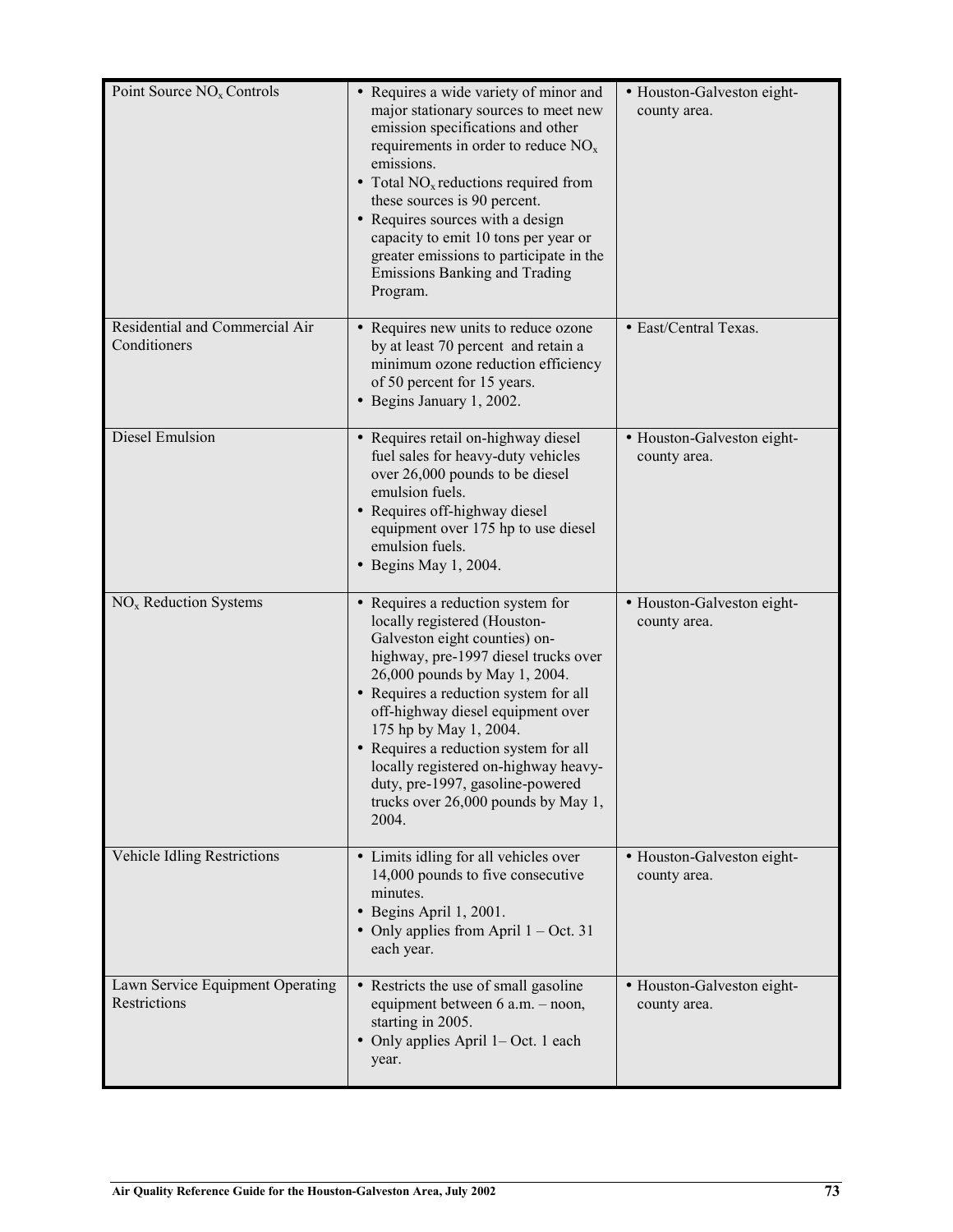| | | |
|---|---|---|
| Point Source $NO_x$ Controls | • Requires a wide variety of minor and major stationary sources to meet new emission specifications and other requirements in order to reduce $NO_x$ emissions.<br>• Total $NO_x$ reductions required from these sources is 90 percent.<br>• Requires sources with a design capacity to emit 10 tons per year or greater emissions to participate in the Emissions Banking and Trading Program. | • Houston-Galveston eight-county area. |
| Residential and Commercial Air Conditioners | • Requires new units to reduce ozone by at least 70 percent and retain a minimum ozone reduction efficiency of 50 percent for 15 years.<br>• Begins January 1, 2002. | • East/Central Texas. |
| Diesel Emulsion | • Requires retail on-highway diesel fuel sales for heavy-duty vehicles over 26,000 pounds to be diesel emulsion fuels.<br>• Requires off-highway diesel equipment over 175 hp to use diesel emulsion fuels.<br>• Begins May 1, 2004. | • Houston-Galveston eight-county area. |
| $NO_x$ Reduction Systems | • Requires a reduction system for locally registered (Houston-Galveston eight counties) on-highway, pre-1997 diesel trucks over 26,000 pounds by May 1, 2004.<br>• Requires a reduction system for all off-highway diesel equipment over 175 hp by May 1, 2004.<br>• Requires a reduction system for all locally registered on-highway heavy-duty, pre-1997, gasoline-powered trucks over 26,000 pounds by May 1, 2004. | • Houston-Galveston eight-county area. |
| Vehicle Idling Restrictions | • Limits idling for all vehicles over 14,000 pounds to five consecutive minutes.<br>• Begins April 1, 2001.<br>• Only applies from April 1 – Oct. 31 each year. | • Houston-Galveston eight-county area. |
| Lawn Service Equipment Operating Restrictions | • Restricts the use of small gasoline equipment between 6 a.m. – noon, starting in 2005.<br>• Only applies April 1– Oct. 1 each year. | • Houston-Galveston eight-county area. |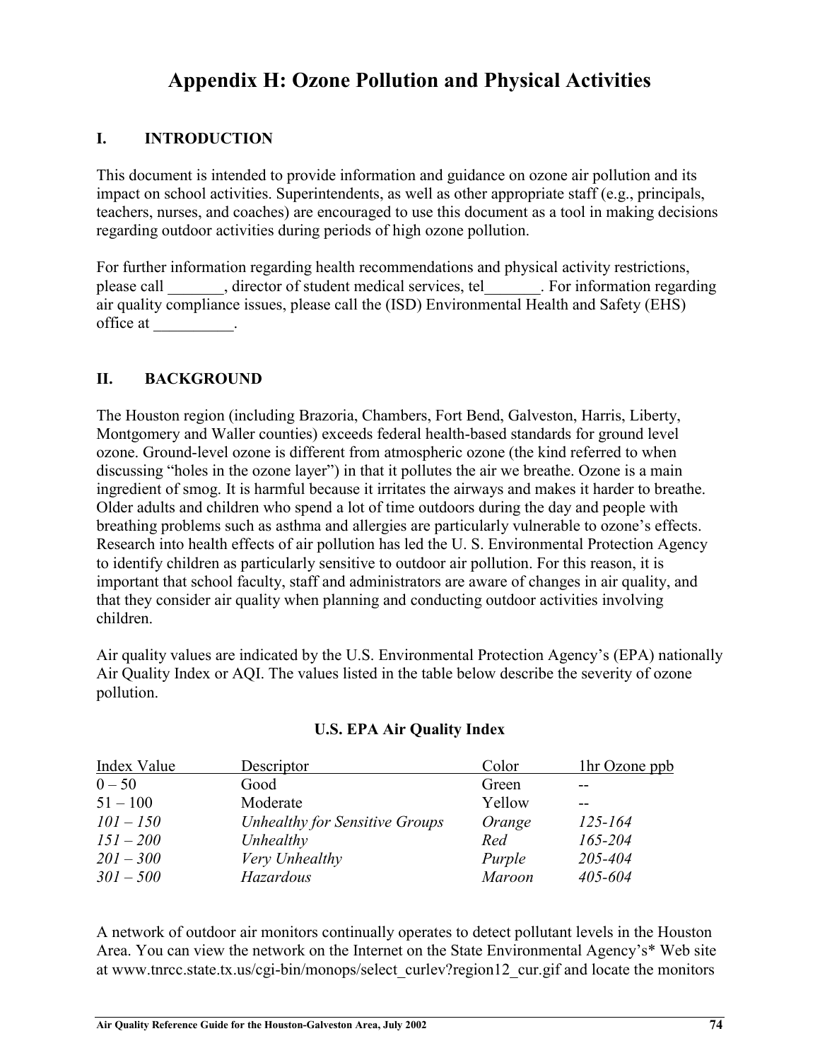# Appendix H: Ozone Pollution and Physical Activities

## I. INTRODUCTION

This document is intended to provide information and guidance on ozone air pollution and its impact on school activities. Superintendents, as well as other appropriate staff (e.g., principals, teachers, nurses, and coaches) are encouraged to use this document as a tool in making decisions regarding outdoor activities during periods of high ozone pollution.

For further information regarding health recommendations and physical activity restrictions, please call _______, director of student medical services, tel_______. For information regarding air quality compliance issues, please call the (ISD) Environmental Health and Safety (EHS) office at __________.

## II. BACKGROUND

The Houston region (including Brazoria, Chambers, Fort Bend, Galveston, Harris, Liberty, Montgomery and Waller counties) exceeds federal health-based standards for ground level ozone. Ground-level ozone is different from atmospheric ozone (the kind referred to when discussing "holes in the ozone layer") in that it pollutes the air we breathe. Ozone is a main ingredient of smog. It is harmful because it irritates the airways and makes it harder to breathe. Older adults and children who spend a lot of time outdoors during the day and people with breathing problems such as asthma and allergies are particularly vulnerable to ozone's effects. Research into health effects of air pollution has led the U. S. Environmental Protection Agency to identify children as particularly sensitive to outdoor air pollution. For this reason, it is important that school faculty, staff and administrators are aware of changes in air quality, and that they consider air quality when planning and conducting outdoor activities involving children.

Air quality values are indicated by the U.S. Environmental Protection Agency's (EPA) nationally Air Quality Index or AQI. The values listed in the table below describe the severity of ozone pollution.

**U.S. EPA Air Quality Index**

| Index Value | Descriptor | Color | 1hr Ozone ppb |
|---|---|---|---|
| 0 – 50 | Good | Green | -- |
| 51 – 100 | Moderate | Yellow | -- |
| *101 – 150* | *Unhealthy for Sensitive Groups* | *Orange* | *125-164* |
| *151 – 200* | *Unhealthy* | *Red* | *165-204* |
| *201 – 300* | *Very Unhealthy* | *Purple* | *205-404* |
| *301 – 500* | *Hazardous* | *Maroon* | *405-604* |

A network of outdoor air monitors continually operates to detect pollutant levels in the Houston Area. You can view the network on the Internet on the State Environmental Agency's* Web site at www.tnrcc.state.tx.us/cgi-bin/monops/select_curlev?region12_cur.gif and locate the monitors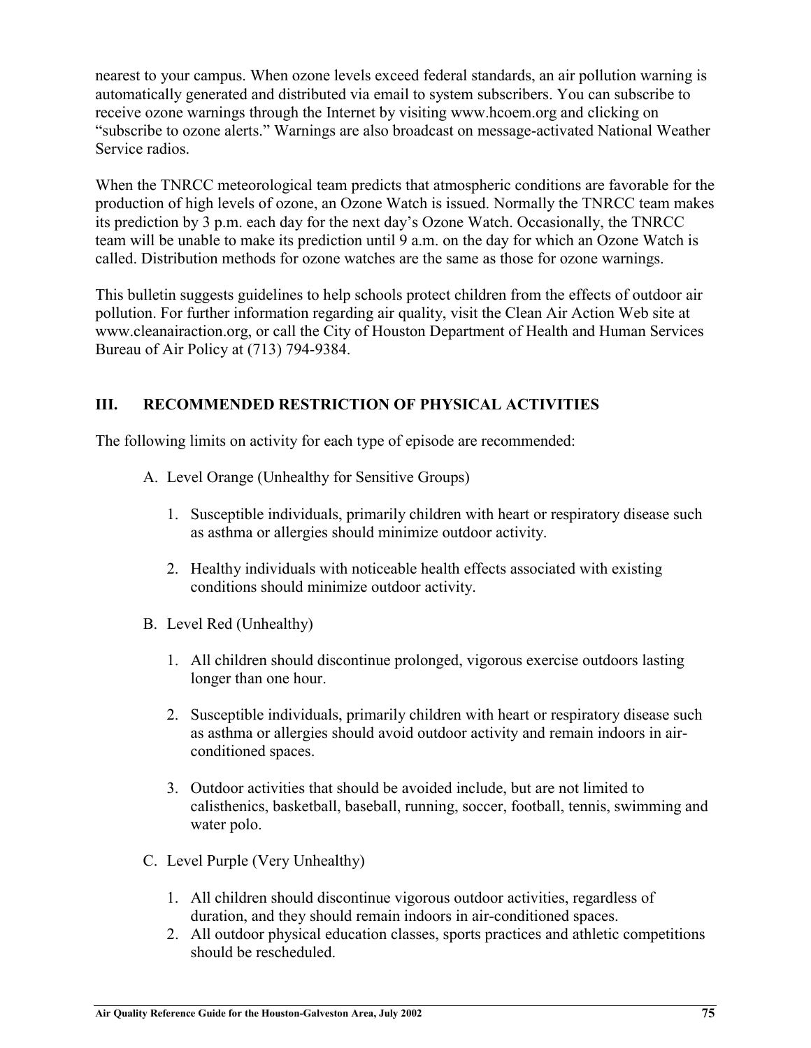nearest to your campus. When ozone levels exceed federal standards, an air pollution warning is automatically generated and distributed via email to system subscribers. You can subscribe to receive ozone warnings through the Internet by visiting www.hcoem.org and clicking on "subscribe to ozone alerts." Warnings are also broadcast on message-activated National Weather Service radios.

When the TNRCC meteorological team predicts that atmospheric conditions are favorable for the production of high levels of ozone, an Ozone Watch is issued. Normally the TNRCC team makes its prediction by 3 p.m. each day for the next day's Ozone Watch. Occasionally, the TNRCC team will be unable to make its prediction until 9 a.m. on the day for which an Ozone Watch is called. Distribution methods for ozone watches are the same as those for ozone warnings.

This bulletin suggests guidelines to help schools protect children from the effects of outdoor air pollution. For further information regarding air quality, visit the Clean Air Action Web site at www.cleanairaction.org, or call the City of Houston Department of Health and Human Services Bureau of Air Policy at (713) 794-9384.

## III. RECOMMENDED RESTRICTION OF PHYSICAL ACTIVITIES

The following limits on activity for each type of episode are recommended:

A. Level Orange (Unhealthy for Sensitive Groups)

1. Susceptible individuals, primarily children with heart or respiratory disease such as asthma or allergies should minimize outdoor activity.
2. Healthy individuals with noticeable health effects associated with existing conditions should minimize outdoor activity.

B. Level Red (Unhealthy)

1. All children should discontinue prolonged, vigorous exercise outdoors lasting longer than one hour.
2. Susceptible individuals, primarily children with heart or respiratory disease such as asthma or allergies should avoid outdoor activity and remain indoors in air-conditioned spaces.
3. Outdoor activities that should be avoided include, but are not limited to calisthenics, basketball, baseball, running, soccer, football, tennis, swimming and water polo.

C. Level Purple (Very Unhealthy)

1. All children should discontinue vigorous outdoor activities, regardless of duration, and they should remain indoors in air-conditioned spaces.
2. All outdoor physical education classes, sports practices and athletic competitions should be rescheduled.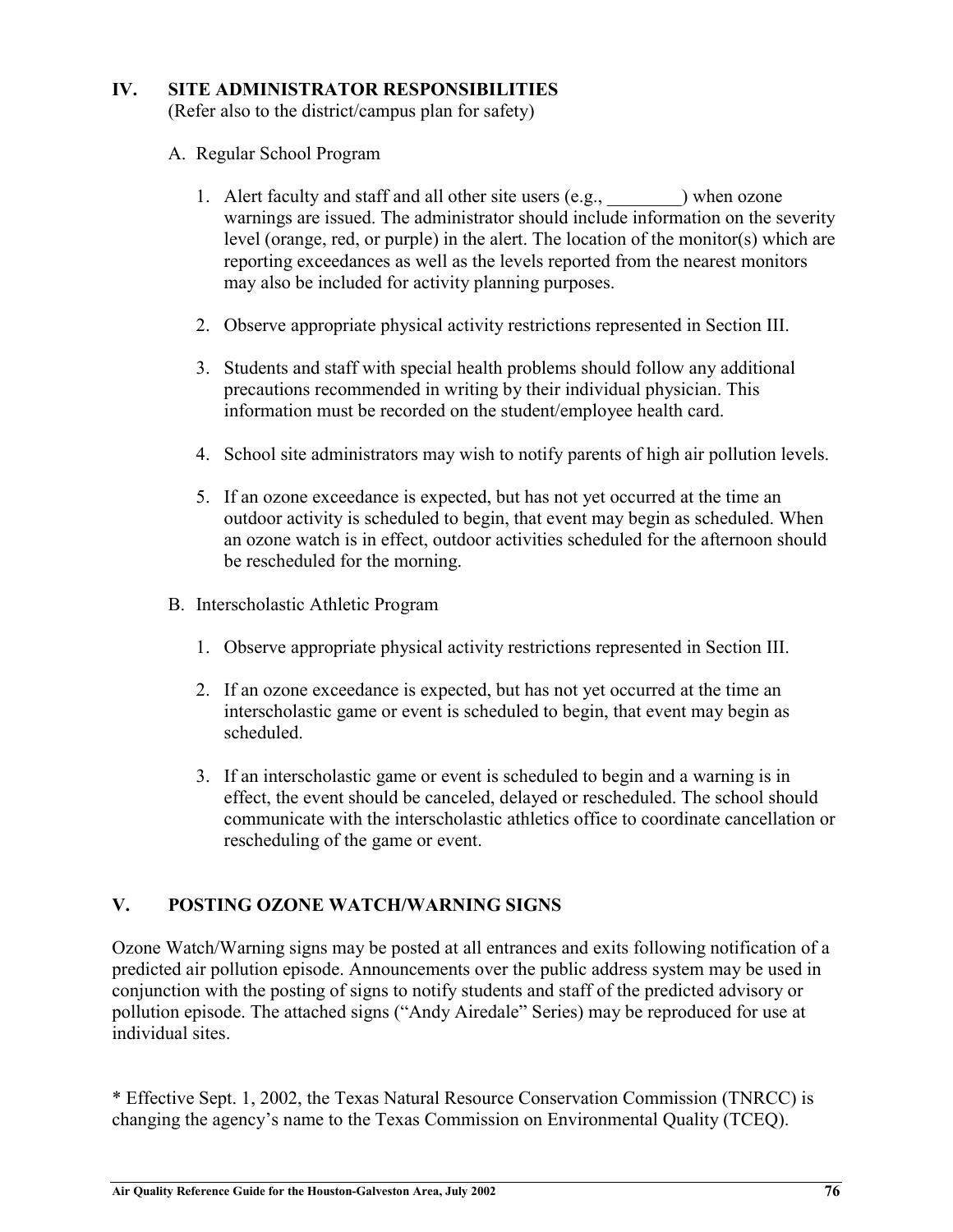## IV. SITE ADMINISTRATOR RESPONSIBILITIES

(Refer also to the district/campus plan for safety)

A. Regular School Program

1. Alert faculty and staff and all other site users (e.g., ________) when ozone warnings are issued. The administrator should include information on the severity level (orange, red, or purple) in the alert. The location of the monitor(s) which are reporting exceedances as well as the levels reported from the nearest monitors may also be included for activity planning purposes.

2. Observe appropriate physical activity restrictions represented in Section III.

3. Students and staff with special health problems should follow any additional precautions recommended in writing by their individual physician. This information must be recorded on the student/employee health card.

4. School site administrators may wish to notify parents of high air pollution levels.

5. If an ozone exceedance is expected, but has not yet occurred at the time an outdoor activity is scheduled to begin, that event may begin as scheduled. When an ozone watch is in effect, outdoor activities scheduled for the afternoon should be rescheduled for the morning.

B. Interscholastic Athletic Program

1. Observe appropriate physical activity restrictions represented in Section III.

2. If an ozone exceedance is expected, but has not yet occurred at the time an interscholastic game or event is scheduled to begin, that event may begin as scheduled.

3. If an interscholastic game or event is scheduled to begin and a warning is in effect, the event should be canceled, delayed or rescheduled. The school should communicate with the interscholastic athletics office to coordinate cancellation or rescheduling of the game or event.

## V. POSTING OZONE WATCH/WARNING SIGNS

Ozone Watch/Warning signs may be posted at all entrances and exits following notification of a predicted air pollution episode. Announcements over the public address system may be used in conjunction with the posting of signs to notify students and staff of the predicted advisory or pollution episode. The attached signs ("Andy Airedale" Series) may be reproduced for use at individual sites.

* Effective Sept. 1, 2002, the Texas Natural Resource Conservation Commission (TNRCC) is changing the agency's name to the Texas Commission on Environmental Quality (TCEQ).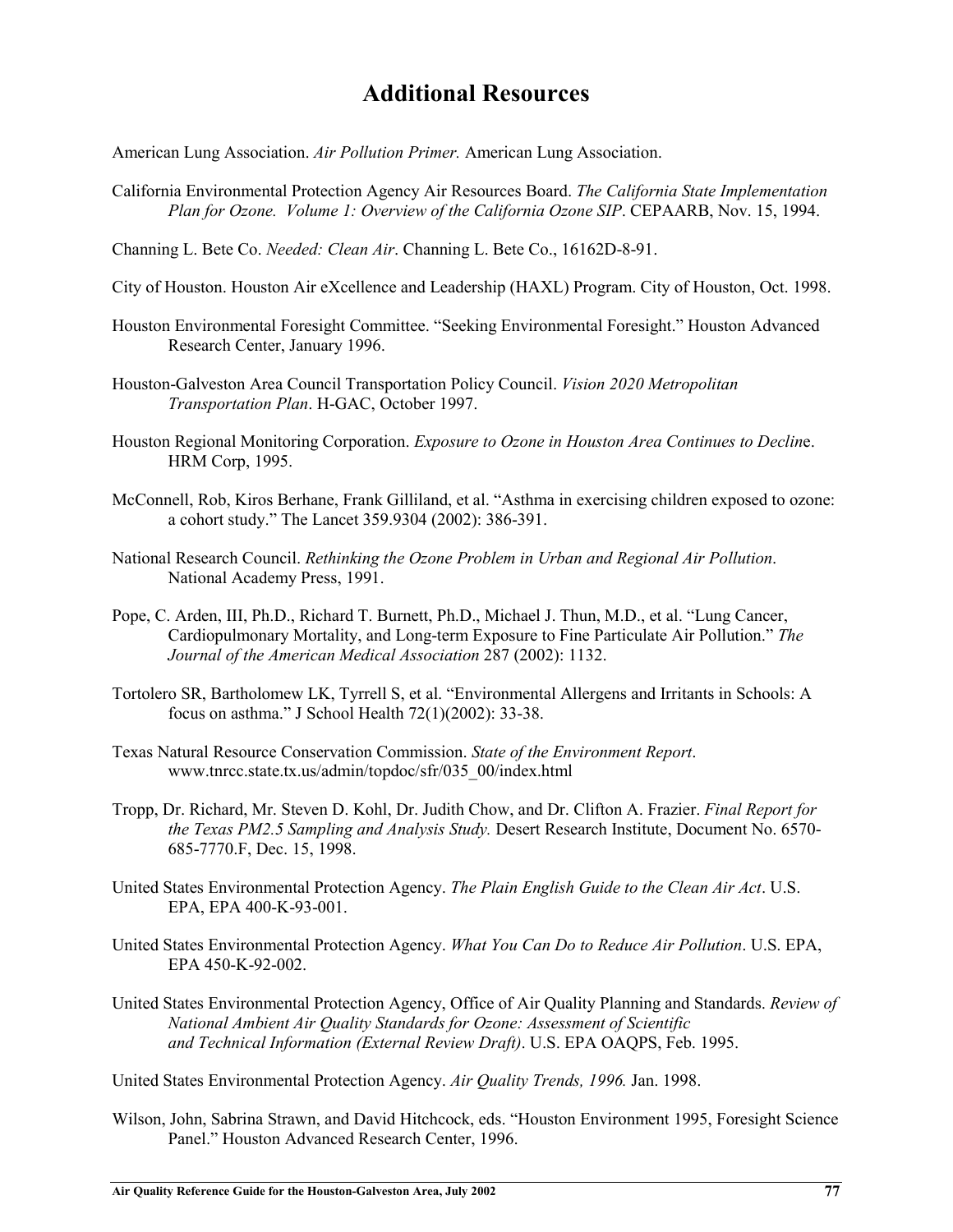# Additional Resources

American Lung Association. *Air Pollution Primer.* American Lung Association.

California Environmental Protection Agency Air Resources Board. *The California State Implementation Plan for Ozone. Volume 1: Overview of the California Ozone SIP*. CEPAARB, Nov. 15, 1994.

Channing L. Bete Co. *Needed: Clean Air*. Channing L. Bete Co., 16162D-8-91.

City of Houston. Houston Air eXcellence and Leadership (HAXL) Program. City of Houston, Oct. 1998.

Houston Environmental Foresight Committee. "Seeking Environmental Foresight." Houston Advanced Research Center, January 1996.

Houston-Galveston Area Council Transportation Policy Council. *Vision 2020 Metropolitan Transportation Plan*. H-GAC, October 1997.

Houston Regional Monitoring Corporation. *Exposure to Ozone in Houston Area Continues to Decline*. HRM Corp, 1995.

McConnell, Rob, Kiros Berhane, Frank Gilliland, et al. "Asthma in exercising children exposed to ozone: a cohort study." The Lancet 359.9304 (2002): 386-391.

National Research Council. *Rethinking the Ozone Problem in Urban and Regional Air Pollution*. National Academy Press, 1991.

Pope, C. Arden, III, Ph.D., Richard T. Burnett, Ph.D., Michael J. Thun, M.D., et al. "Lung Cancer, Cardiopulmonary Mortality, and Long-term Exposure to Fine Particulate Air Pollution." *The Journal of the American Medical Association* 287 (2002): 1132.

Tortolero SR, Bartholomew LK, Tyrrell S, et al. "Environmental Allergens and Irritants in Schools: A focus on asthma." J School Health 72(1)(2002): 33-38.

Texas Natural Resource Conservation Commission. *State of the Environment Report*. www.tnrcc.state.tx.us/admin/topdoc/sfr/035_00/index.html

Tropp, Dr. Richard, Mr. Steven D. Kohl, Dr. Judith Chow, and Dr. Clifton A. Frazier. *Final Report for the Texas PM2.5 Sampling and Analysis Study.* Desert Research Institute, Document No. 6570-685-7770.F, Dec. 15, 1998.

United States Environmental Protection Agency. *The Plain English Guide to the Clean Air Act*. U.S. EPA, EPA 400-K-93-001.

United States Environmental Protection Agency. *What You Can Do to Reduce Air Pollution*. U.S. EPA, EPA 450-K-92-002.

United States Environmental Protection Agency, Office of Air Quality Planning and Standards. *Review of National Ambient Air Quality Standards for Ozone: Assessment of Scientific and Technical Information (External Review Draft)*. U.S. EPA OAQPS, Feb. 1995.

United States Environmental Protection Agency. *Air Quality Trends, 1996.* Jan. 1998.

Wilson, John, Sabrina Strawn, and David Hitchcock, eds. "Houston Environment 1995, Foresight Science Panel." Houston Advanced Research Center, 1996.